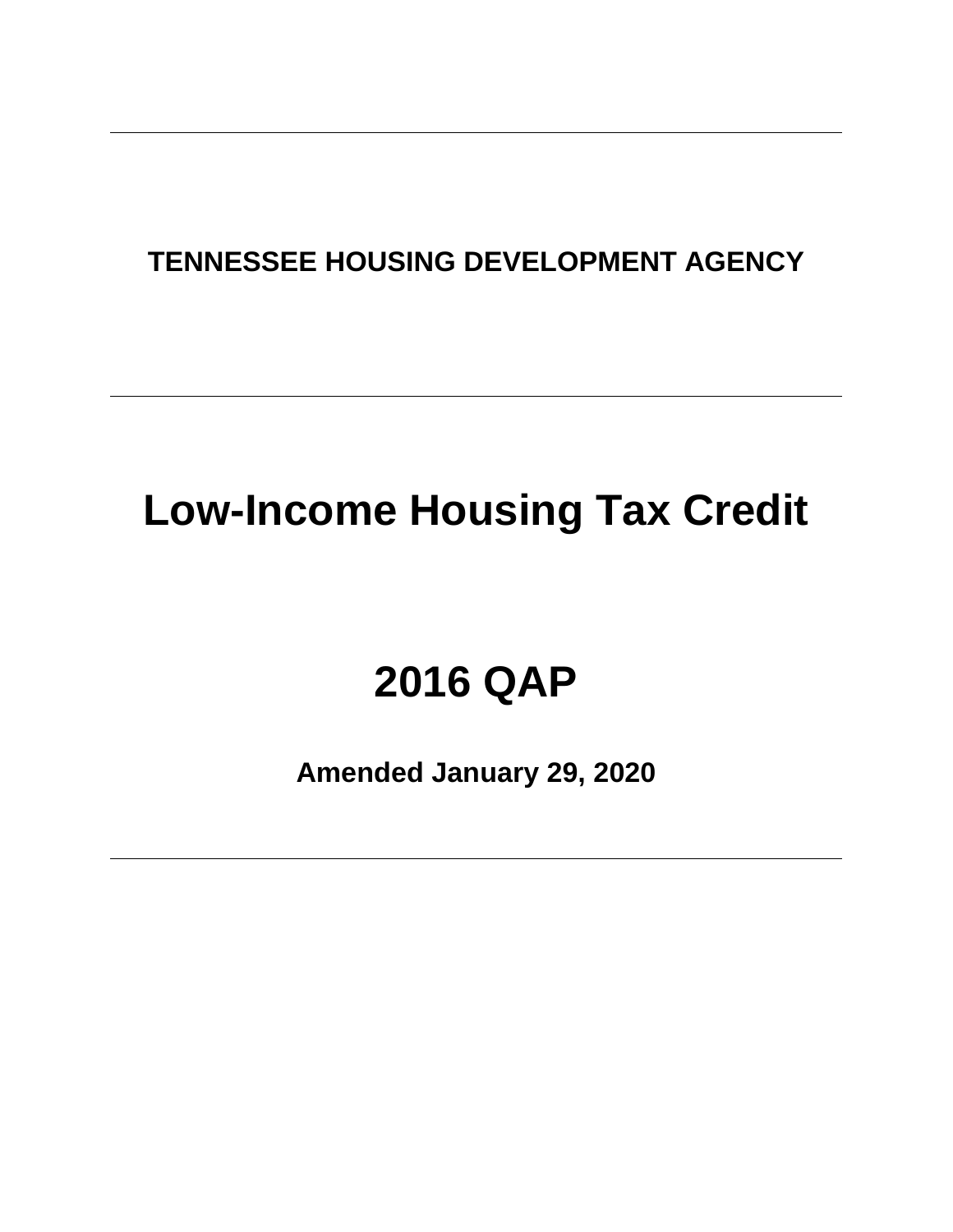**TENNESSEE HOUSING DEVELOPMENT AGENCY**

---

# Low-Income Housing Tax Credit

# 2016 QAP

**Amended January 29, 2020**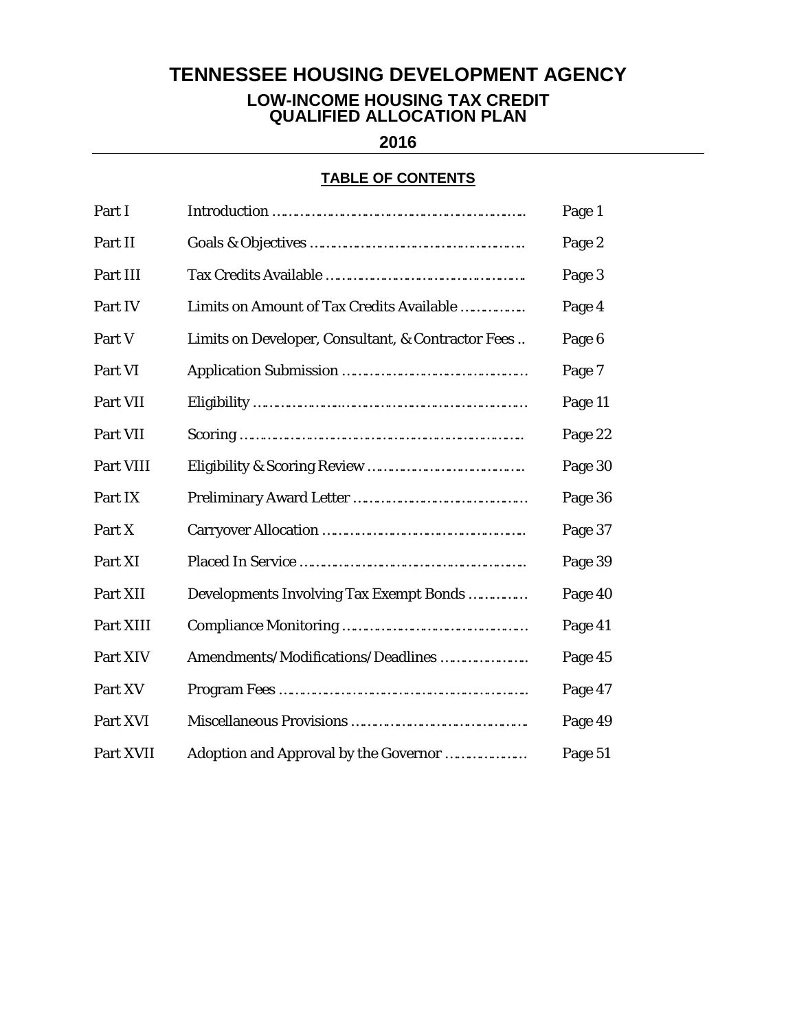# TENNESSEE HOUSING DEVELOPMENT AGENCY

## LOW-INCOME HOUSING TAX CREDIT QUALIFIED ALLOCATION PLAN

## 2016

---

**TABLE OF CONTENTS**

| | | |
|---|---|---|
| Part I | Introduction | Page 1 |
| Part II | Goals & Objectives | Page 2 |
| Part III | Tax Credits Available | Page 3 |
| Part IV | Limits on Amount of Tax Credits Available | Page 4 |
| Part V | Limits on Developer, Consultant, & Contractor Fees | Page 6 |
| Part VI | Application Submission | Page 7 |
| Part VII | Eligibility | Page 11 |
| Part VII | Scoring | Page 22 |
| Part VIII | Eligibility & Scoring Review | Page 30 |
| Part IX | Preliminary Award Letter | Page 36 |
| Part X | Carryover Allocation | Page 37 |
| Part XI | Placed In Service | Page 39 |
| Part XII | Developments Involving Tax Exempt Bonds | Page 40 |
| Part XIII | Compliance Monitoring | Page 41 |
| Part XIV | Amendments/Modifications/Deadlines | Page 45 |
| Part XV | Program Fees | Page 47 |
| Part XVI | Miscellaneous Provisions | Page 49 |
| Part XVII | Adoption and Approval by the Governor | Page 51 |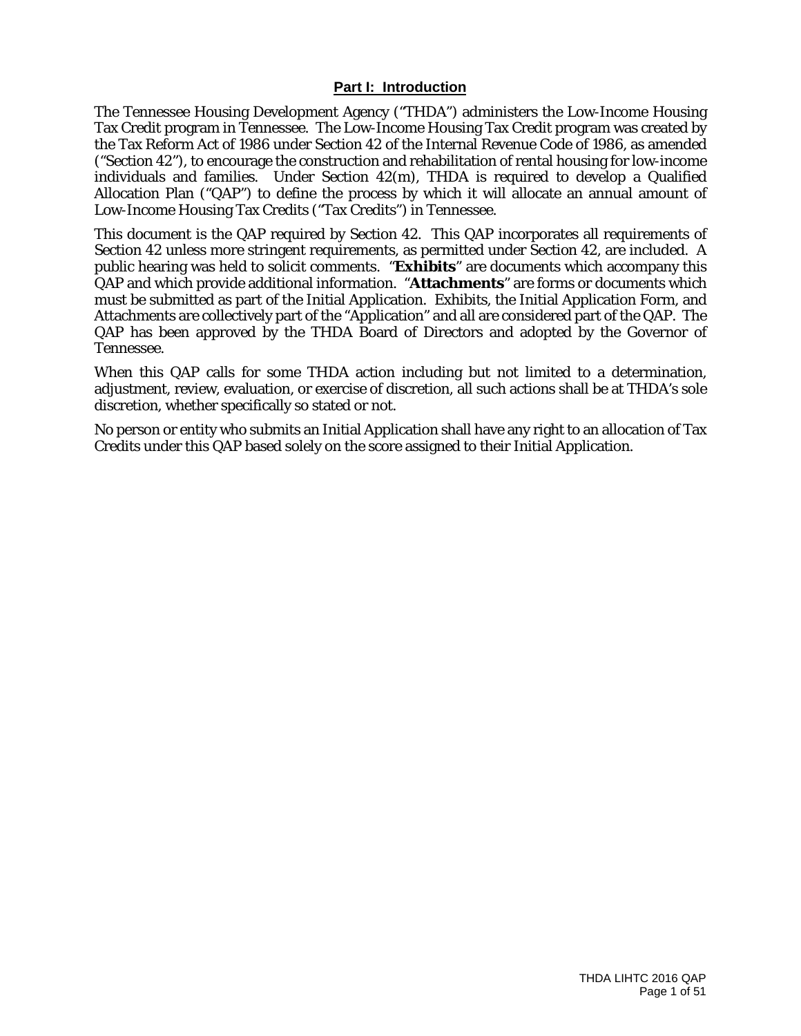## Part I: Introduction

The Tennessee Housing Development Agency ("THDA") administers the Low-Income Housing Tax Credit program in Tennessee. The Low-Income Housing Tax Credit program was created by the Tax Reform Act of 1986 under Section 42 of the Internal Revenue Code of 1986, as amended ("Section 42"), to encourage the construction and rehabilitation of rental housing for low-income individuals and families. Under Section 42(m), THDA is required to develop a Qualified Allocation Plan ("QAP") to define the process by which it will allocate an annual amount of Low-Income Housing Tax Credits ("Tax Credits") in Tennessee.

This document is the QAP required by Section 42. This QAP incorporates all requirements of Section 42 unless more stringent requirements, as permitted under Section 42, are included. A public hearing was held to solicit comments. "**Exhibits**" are documents which accompany this QAP and which provide additional information. "**Attachments**" are forms or documents which must be submitted as part of the Initial Application. Exhibits, the Initial Application Form, and Attachments are collectively part of the "Application" and all are considered part of the QAP. The QAP has been approved by the THDA Board of Directors and adopted by the Governor of Tennessee.

When this QAP calls for some THDA action including but not limited to a determination, adjustment, review, evaluation, or exercise of discretion, all such actions shall be at THDA's sole discretion, whether specifically so stated or not.

No person or entity who submits an Initial Application shall have any right to an allocation of Tax Credits under this QAP based solely on the score assigned to their Initial Application.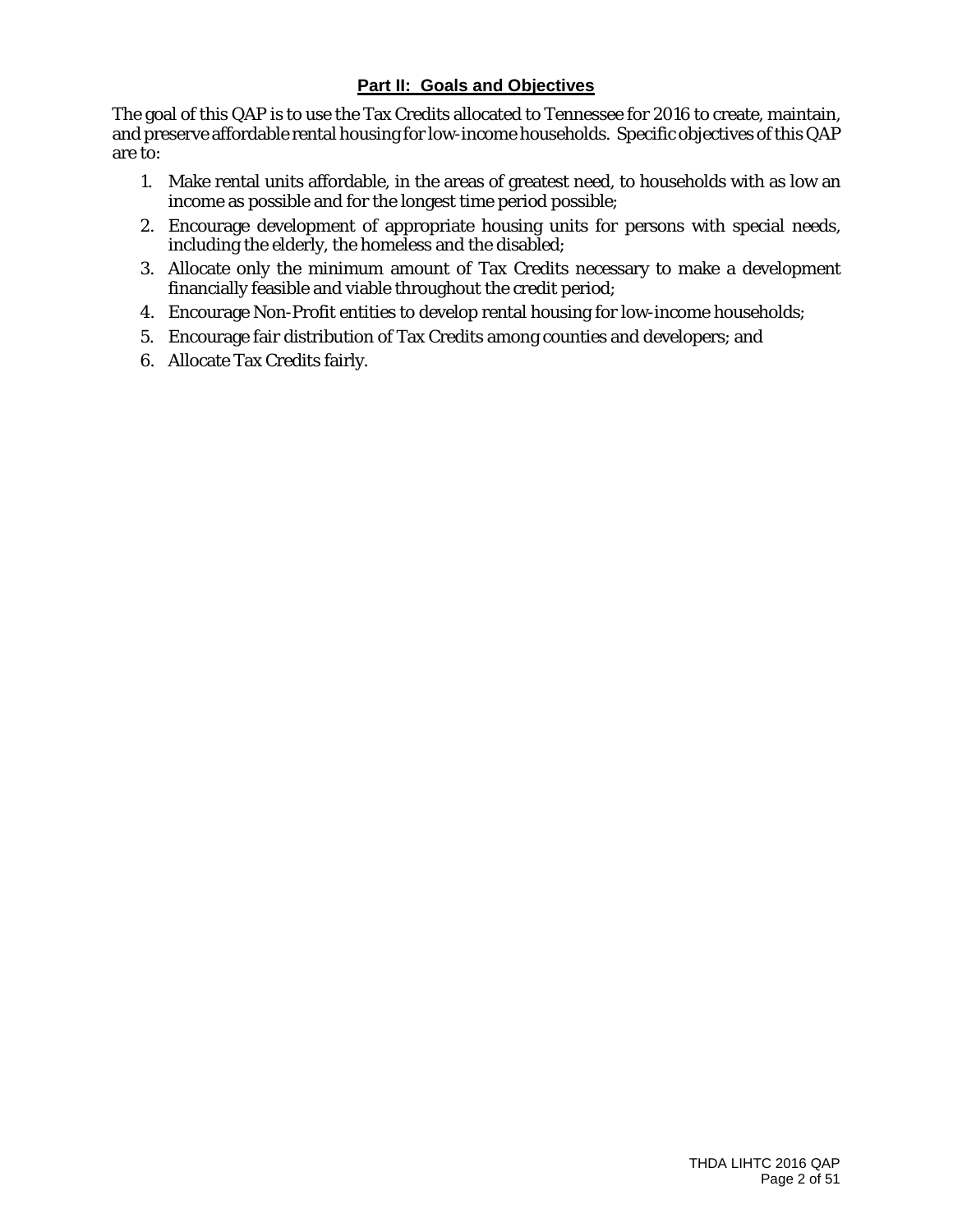## Part II: Goals and Objectives

The goal of this QAP is to use the Tax Credits allocated to Tennessee for 2016 to create, maintain, and preserve affordable rental housing for low-income households. Specific objectives of this QAP are to:

1. Make rental units affordable, in the areas of greatest need, to households with as low an income as possible and for the longest time period possible;
2. Encourage development of appropriate housing units for persons with special needs, including the elderly, the homeless and the disabled;
3. Allocate only the minimum amount of Tax Credits necessary to make a development financially feasible and viable throughout the credit period;
4. Encourage Non-Profit entities to develop rental housing for low-income households;
5. Encourage fair distribution of Tax Credits among counties and developers; and
6. Allocate Tax Credits fairly.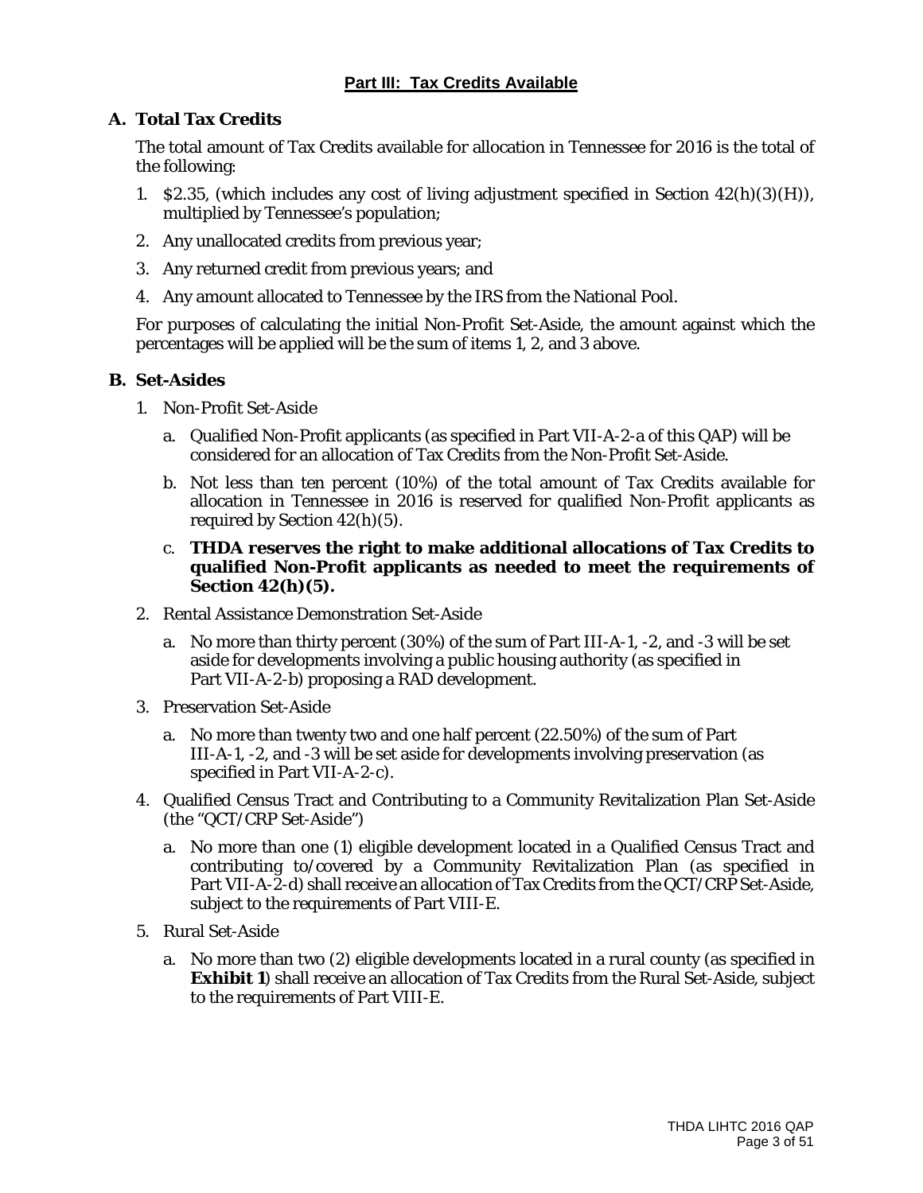## Part III: Tax Credits Available

### A. Total Tax Credits

The total amount of Tax Credits available for allocation in Tennessee for 2016 is the total of the following:

1. $2.35, (which includes any cost of living adjustment specified in Section 42(h)(3)(H)), multiplied by Tennessee's population;
2. Any unallocated credits from previous year;
3. Any returned credit from previous years; and
4. Any amount allocated to Tennessee by the IRS from the National Pool.

For purposes of calculating the initial Non-Profit Set-Aside, the amount against which the percentages will be applied will be the sum of items 1, 2, and 3 above.

### B. Set-Asides

1. Non-Profit Set-Aside
   a. Qualified Non-Profit applicants (as specified in Part VII-A-2-a of this QAP) will be considered for an allocation of Tax Credits from the Non-Profit Set-Aside.
   b. Not less than ten percent (10%) of the total amount of Tax Credits available for allocation in Tennessee in 2016 is reserved for qualified Non-Profit applicants as required by Section 42(h)(5).
   c. **THDA reserves the right to make additional allocations of Tax Credits to qualified Non-Profit applicants as needed to meet the requirements of Section 42(h)(5).**
2. Rental Assistance Demonstration Set-Aside
   a. No more than thirty percent (30%) of the sum of Part III-A-1, -2, and -3 will be set aside for developments involving a public housing authority (as specified in Part VII-A-2-b) proposing a RAD development.
3. Preservation Set-Aside
   a. No more than twenty two and one half percent (22.50%) of the sum of Part III-A-1, -2, and -3 will be set aside for developments involving preservation (as specified in Part VII-A-2-c).
4. Qualified Census Tract and Contributing to a Community Revitalization Plan Set-Aside (the "QCT/CRP Set-Aside")
   a. No more than one (1) eligible development located in a Qualified Census Tract and contributing to/covered by a Community Revitalization Plan (as specified in Part VII-A-2-d) shall receive an allocation of Tax Credits from the QCT/CRP Set-Aside, subject to the requirements of Part VIII-E.
5. Rural Set-Aside
   a. No more than two (2) eligible developments located in a rural county (as specified in **Exhibit 1**) shall receive an allocation of Tax Credits from the Rural Set-Aside, subject to the requirements of Part VIII-E.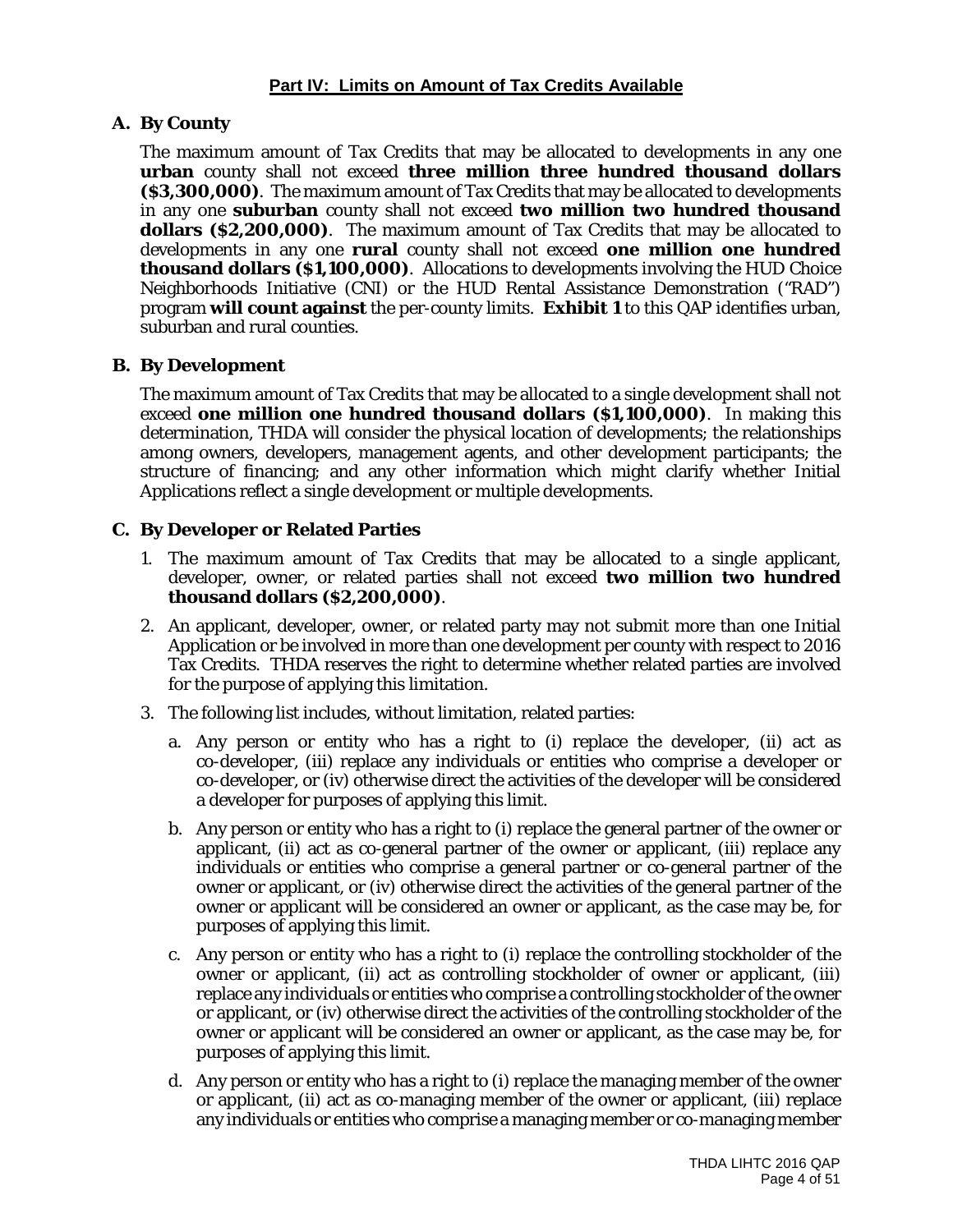## Part IV: Limits on Amount of Tax Credits Available

### A. By County

The maximum amount of Tax Credits that may be allocated to developments in any one **urban** county shall not exceed **three million three hundred thousand dollars ($3,300,000)**. The maximum amount of Tax Credits that may be allocated to developments in any one **suburban** county shall not exceed **two million two hundred thousand dollars ($2,200,000)**. The maximum amount of Tax Credits that may be allocated to developments in any one **rural** county shall not exceed **one million one hundred thousand dollars ($1,100,000)**. Allocations to developments involving the HUD Choice Neighborhoods Initiative (CNI) or the HUD Rental Assistance Demonstration ("RAD") program **will count against** the per-county limits. **Exhibit 1** to this QAP identifies urban, suburban and rural counties.

### B. By Development

The maximum amount of Tax Credits that may be allocated to a single development shall not exceed **one million one hundred thousand dollars ($1,100,000)**. In making this determination, THDA will consider the physical location of developments; the relationships among owners, developers, management agents, and other development participants; the structure of financing; and any other information which might clarify whether Initial Applications reflect a single development or multiple developments.

### C. By Developer or Related Parties

1. The maximum amount of Tax Credits that may be allocated to a single applicant, developer, owner, or related parties shall not exceed **two million two hundred thousand dollars ($2,200,000)**.
2. An applicant, developer, owner, or related party may not submit more than one Initial Application or be involved in more than one development per county with respect to 2016 Tax Credits. THDA reserves the right to determine whether related parties are involved for the purpose of applying this limitation.
3. The following list includes, without limitation, related parties:
   a. Any person or entity who has a right to (i) replace the developer, (ii) act as co-developer, (iii) replace any individuals or entities who comprise a developer or co-developer, or (iv) otherwise direct the activities of the developer will be considered a developer for purposes of applying this limit.
   b. Any person or entity who has a right to (i) replace the general partner of the owner or applicant, (ii) act as co-general partner of the owner or applicant, (iii) replace any individuals or entities who comprise a general partner or co-general partner of the owner or applicant, or (iv) otherwise direct the activities of the general partner of the owner or applicant will be considered an owner or applicant, as the case may be, for purposes of applying this limit.
   c. Any person or entity who has a right to (i) replace the controlling stockholder of the owner or applicant, (ii) act as controlling stockholder of owner or applicant, (iii) replace any individuals or entities who comprise a controlling stockholder of the owner or applicant, or (iv) otherwise direct the activities of the controlling stockholder of the owner or applicant will be considered an owner or applicant, as the case may be, for purposes of applying this limit.
   d. Any person or entity who has a right to (i) replace the managing member of the owner or applicant, (ii) act as co-managing member of the owner or applicant, (iii) replace any individuals or entities who comprise a managing member or co-managing member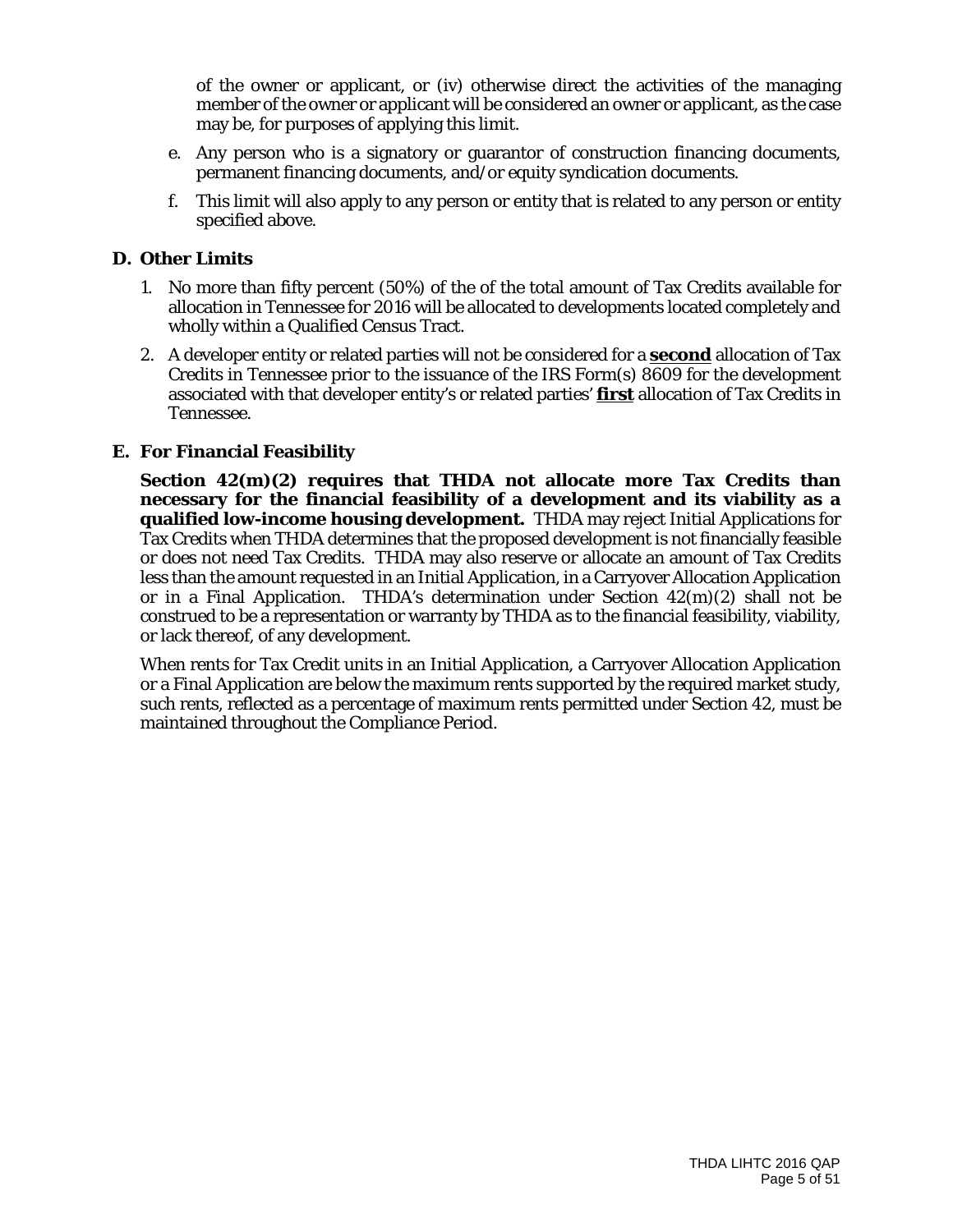of the owner or applicant, or (iv) otherwise direct the activities of the managing member of the owner or applicant will be considered an owner or applicant, as the case may be, for purposes of applying this limit.

e. Any person who is a signatory or guarantor of construction financing documents, permanent financing documents, and/or equity syndication documents.

f. This limit will also apply to any person or entity that is related to any person or entity specified above.

## D. Other Limits

1. No more than fifty percent (50%) of the of the total amount of Tax Credits available for allocation in Tennessee for 2016 will be allocated to developments located completely and wholly within a Qualified Census Tract.

2. A developer entity or related parties will not be considered for a **second** allocation of Tax Credits in Tennessee prior to the issuance of the IRS Form(s) 8609 for the development associated with that developer entity's or related parties' **first** allocation of Tax Credits in Tennessee.

## E. For Financial Feasibility

**Section 42(m)(2) requires that THDA not allocate more Tax Credits than necessary for the financial feasibility of a development and its viability as a qualified low-income housing development.** THDA may reject Initial Applications for Tax Credits when THDA determines that the proposed development is not financially feasible or does not need Tax Credits. THDA may also reserve or allocate an amount of Tax Credits less than the amount requested in an Initial Application, in a Carryover Allocation Application or in a Final Application. THDA's determination under Section 42(m)(2) shall not be construed to be a representation or warranty by THDA as to the financial feasibility, viability, or lack thereof, of any development.

When rents for Tax Credit units in an Initial Application, a Carryover Allocation Application or a Final Application are below the maximum rents supported by the required market study, such rents, reflected as a percentage of maximum rents permitted under Section 42, must be maintained throughout the Compliance Period.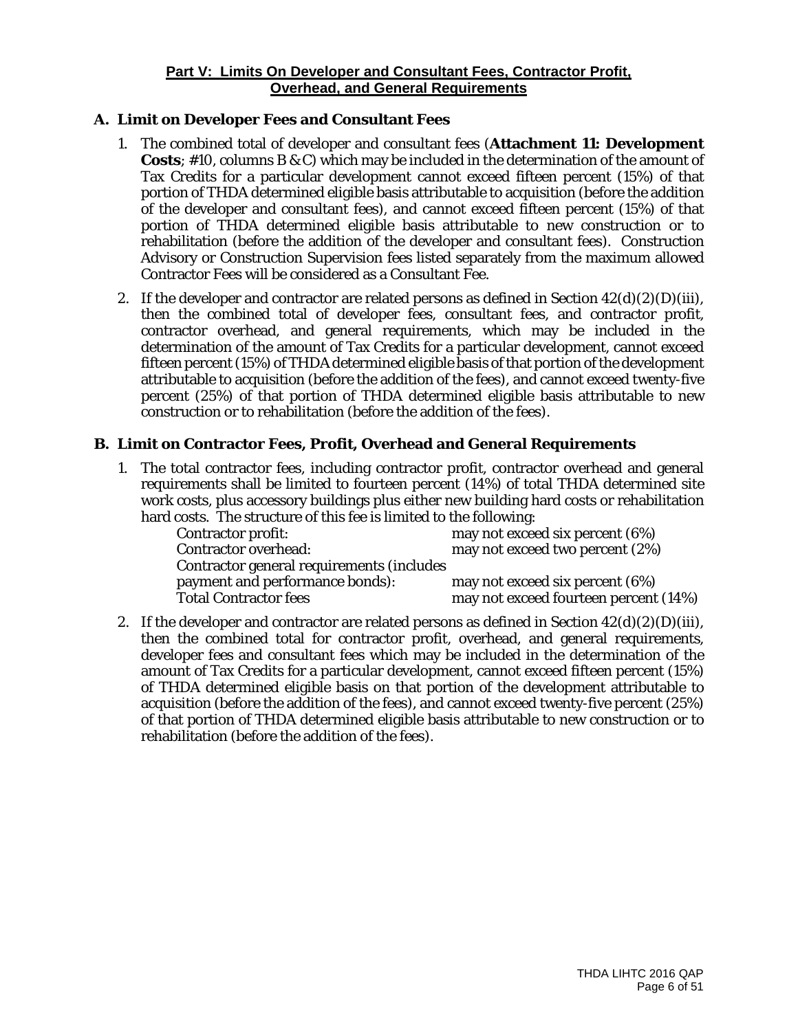## Part V: Limits On Developer and Consultant Fees, Contractor Profit, Overhead, and General Requirements

### A. Limit on Developer Fees and Consultant Fees

1. The combined total of developer and consultant fees (**Attachment 11: Development Costs**; #10, columns B & C) which may be included in the determination of the amount of Tax Credits for a particular development cannot exceed fifteen percent (15%) of that portion of THDA determined eligible basis attributable to acquisition (before the addition of the developer and consultant fees), and cannot exceed fifteen percent (15%) of that portion of THDA determined eligible basis attributable to new construction or to rehabilitation (before the addition of the developer and consultant fees). Construction Advisory or Construction Supervision fees listed separately from the maximum allowed Contractor Fees will be considered as a Consultant Fee.

2. If the developer and contractor are related persons as defined in Section 42(d)(2)(D)(iii), then the combined total of developer fees, consultant fees, and contractor profit, contractor overhead, and general requirements, which may be included in the determination of the amount of Tax Credits for a particular development, cannot exceed fifteen percent (15%) of THDA determined eligible basis of that portion of the development attributable to acquisition (before the addition of the fees), and cannot exceed twenty-five percent (25%) of that portion of THDA determined eligible basis attributable to new construction or to rehabilitation (before the addition of the fees).

### B. Limit on Contractor Fees, Profit, Overhead and General Requirements

1. The total contractor fees, including contractor profit, contractor overhead and general requirements shall be limited to fourteen percent (14%) of total THDA determined site work costs, plus accessory buildings plus either new building hard costs or rehabilitation hard costs. The structure of this fee is limited to the following:

| | |
|---|---|
| Contractor profit: | may not exceed six percent (6%) |
| Contractor overhead: | may not exceed two percent (2%) |
| Contractor general requirements (includes payment and performance bonds): | may not exceed six percent (6%) |
| Total Contractor fees | may not exceed fourteen percent (14%) |

2. If the developer and contractor are related persons as defined in Section 42(d)(2)(D)(iii), then the combined total for contractor profit, overhead, and general requirements, developer fees and consultant fees which may be included in the determination of the amount of Tax Credits for a particular development, cannot exceed fifteen percent (15%) of THDA determined eligible basis on that portion of the development attributable to acquisition (before the addition of the fees), and cannot exceed twenty-five percent (25%) of that portion of THDA determined eligible basis attributable to new construction or to rehabilitation (before the addition of the fees).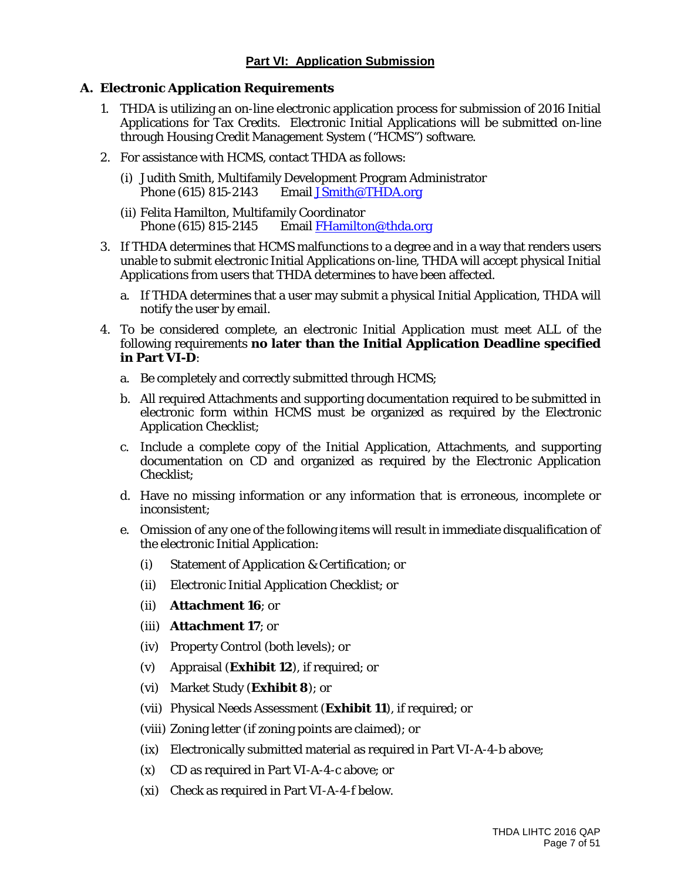## Part VI: Application Submission

### A. Electronic Application Requirements

1. THDA is utilizing an on-line electronic application process for submission of 2016 Initial Applications for Tax Credits. Electronic Initial Applications will be submitted on-line through Housing Credit Management System ("HCMS") software.

2. For assistance with HCMS, contact THDA as follows:

   (i) Judith Smith, Multifamily Development Program Administrator
   Phone (615) 815-2143 Email JSmith@THDA.org

   (ii) Felita Hamilton, Multifamily Coordinator
   Phone (615) 815-2145 Email FHamilton@thda.org

3. If THDA determines that HCMS malfunctions to a degree and in a way that renders users unable to submit electronic Initial Applications on-line, THDA will accept physical Initial Applications from users that THDA determines to have been affected.

   a. If THDA determines that a user may submit a physical Initial Application, THDA will notify the user by email.

4. To be considered complete, an electronic Initial Application must meet ALL of the following requirements **no later than the Initial Application Deadline specified in Part VI-D**:

   a. Be completely and correctly submitted through HCMS;

   b. All required Attachments and supporting documentation required to be submitted in electronic form within HCMS must be organized as required by the Electronic Application Checklist;

   c. Include a complete copy of the Initial Application, Attachments, and supporting documentation on CD and organized as required by the Electronic Application Checklist;

   d. Have no missing information or any information that is erroneous, incomplete or inconsistent;

   e. Omission of any one of the following items will result in immediate disqualification of the electronic Initial Application:

      (i) Statement of Application & Certification; or

      (ii) Electronic Initial Application Checklist; or

      (ii) **Attachment 16**; or

      (iii) **Attachment 17**; or

      (iv) Property Control (both levels); or

      (v) Appraisal (**Exhibit 12**), if required; or

      (vi) Market Study (**Exhibit 8**); or

      (vii) Physical Needs Assessment (**Exhibit 11**), if required; or

      (viii) Zoning letter (if zoning points are claimed); or

      (ix) Electronically submitted material as required in Part VI-A-4-b above;

      (x) CD as required in Part VI-A-4-c above; or

      (xi) Check as required in Part VI-A-4-f below.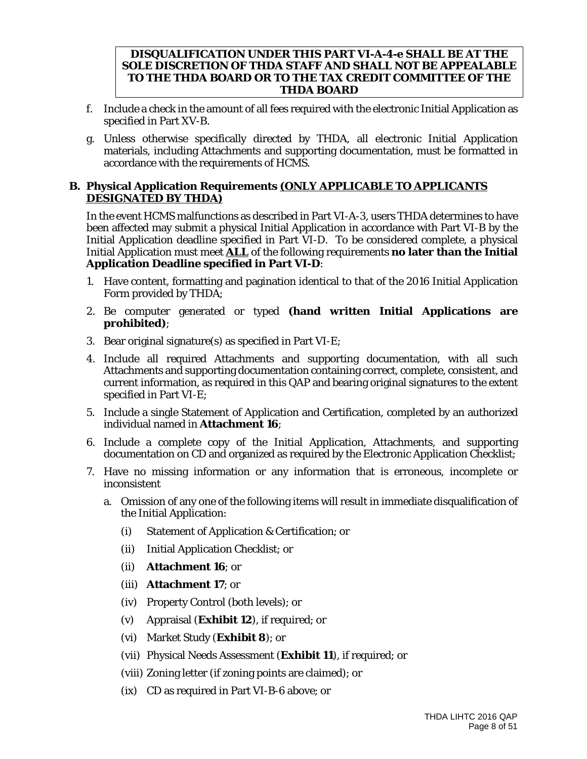**DISQUALIFICATION UNDER THIS PART VI-A-4-e SHALL BE AT THE SOLE DISCRETION OF THDA STAFF AND SHALL NOT BE APPEALABLE TO THE THDA BOARD OR TO THE TAX CREDIT COMMITTEE OF THE THDA BOARD**

f. Include a check in the amount of all fees required with the electronic Initial Application as specified in Part XV-B.

g. Unless otherwise specifically directed by THDA, all electronic Initial Application materials, including Attachments and supporting documentation, must be formatted in accordance with the requirements of HCMS.

### B. Physical Application Requirements <u>(ONLY APPLICABLE TO APPLICANTS DESIGNATED BY THDA)</u>

In the event HCMS malfunctions as described in Part VI-A-3, users THDA determines to have been affected may submit a physical Initial Application in accordance with Part VI-B by the Initial Application deadline specified in Part VI-D. To be considered complete, a physical Initial Application must meet <u>**ALL**</u> of the following requirements **no later than the Initial Application Deadline specified in Part VI-D**:

1. Have content, formatting and pagination identical to that of the 2016 Initial Application Form provided by THDA;
2. Be computer generated or typed **(hand written Initial Applications are prohibited)**;
3. Bear original signature(s) as specified in Part VI-E;
4. Include all required Attachments and supporting documentation, with all such Attachments and supporting documentation containing correct, complete, consistent, and current information, as required in this QAP and bearing original signatures to the extent specified in Part VI-E;
5. Include a single Statement of Application and Certification, completed by an authorized individual named in **Attachment 16**;
6. Include a complete copy of the Initial Application, Attachments, and supporting documentation on CD and organized as required by the Electronic Application Checklist;
7. Have no missing information or any information that is erroneous, incomplete or inconsistent
   a. Omission of any one of the following items will result in immediate disqualification of the Initial Application:
      (i) Statement of Application & Certification; or
      (ii) Initial Application Checklist; or
      (ii) **Attachment 16**; or
      (iii) **Attachment 17**; or
      (iv) Property Control (both levels); or
      (v) Appraisal (**Exhibit 12**), if required; or
      (vi) Market Study (**Exhibit 8**); or
      (vii) Physical Needs Assessment (**Exhibit 11**), if required; or
      (viii) Zoning letter (if zoning points are claimed); or
      (ix) CD as required in Part VI-B-6 above; or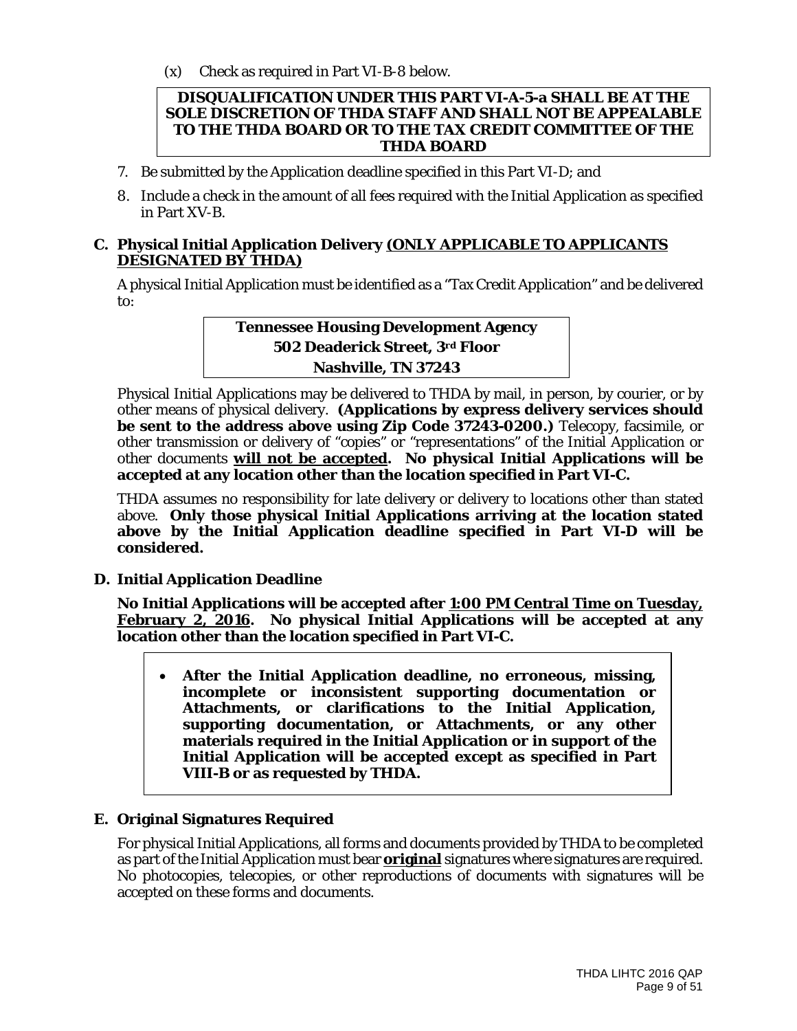(x) Check as required in Part VI-B-8 below.

**DISQUALIFICATION UNDER THIS PART VI-A-5-a SHALL BE AT THE SOLE DISCRETION OF THDA STAFF AND SHALL NOT BE APPEALABLE TO THE THDA BOARD OR TO THE TAX CREDIT COMMITTEE OF THE THDA BOARD**

7. Be submitted by the Application deadline specified in this Part VI-D; and
8. Include a check in the amount of all fees required with the Initial Application as specified in Part XV-B.

### C. Physical Initial Application Delivery (ONLY APPLICABLE TO APPLICANTS DESIGNATED BY THDA)

A physical Initial Application must be identified as a "Tax Credit Application" and be delivered to:

**Tennessee Housing Development Agency**
**502 Deaderick Street, 3rd Floor**
**Nashville, TN 37243**

Physical Initial Applications may be delivered to THDA by mail, in person, by courier, or by other means of physical delivery. **(Applications by express delivery services should be sent to the address above using Zip Code 37243-0200.)** Telecopy, facsimile, or other transmission or delivery of "copies" or "representations" of the Initial Application or other documents **will not be accepted. No physical Initial Applications will be accepted at any location other than the location specified in Part VI-C.**

THDA assumes no responsibility for late delivery or delivery to locations other than stated above. **Only those physical Initial Applications arriving at the location stated above by the Initial Application deadline specified in Part VI-D will be considered.**

### D. Initial Application Deadline

**No Initial Applications will be accepted after 1:00 PM Central Time on Tuesday, February 2, 2016. No physical Initial Applications will be accepted at any location other than the location specified in Part VI-C.**

- **After the Initial Application deadline, no erroneous, missing, incomplete or inconsistent supporting documentation or Attachments, or clarifications to the Initial Application, supporting documentation, or Attachments, or any other materials required in the Initial Application or in support of the Initial Application will be accepted except as specified in Part VIII-B or as requested by THDA.**

### E. Original Signatures Required

For physical Initial Applications, all forms and documents provided by THDA to be completed as part of the Initial Application must bear **original** signatures where signatures are required. No photocopies, telecopies, or other reproductions of documents with signatures will be accepted on these forms and documents.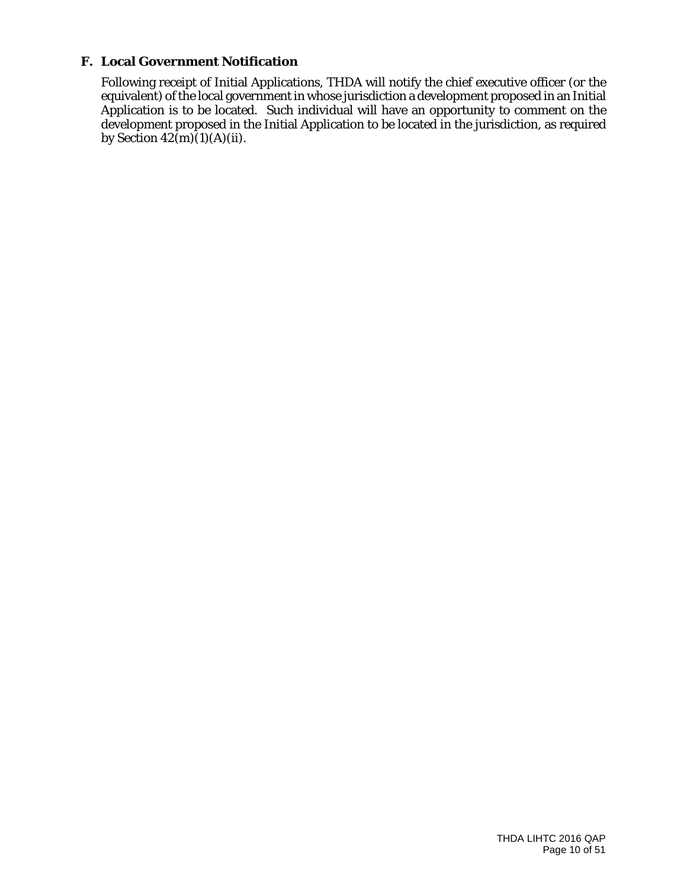### F. Local Government Notification

Following receipt of Initial Applications, THDA will notify the chief executive officer (or the equivalent) of the local government in whose jurisdiction a development proposed in an Initial Application is to be located. Such individual will have an opportunity to comment on the development proposed in the Initial Application to be located in the jurisdiction, as required by Section 42(m)(1)(A)(ii).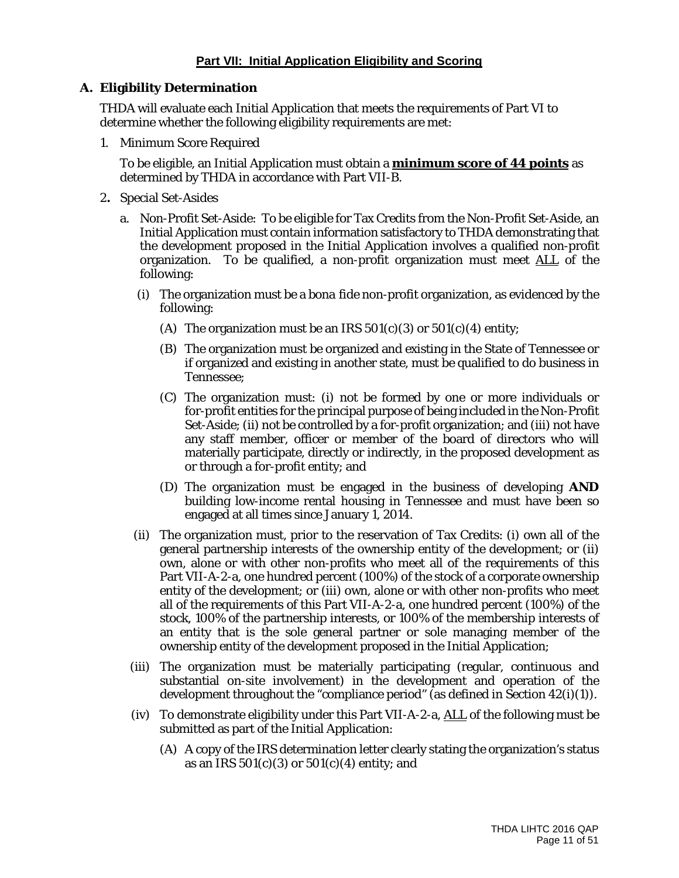## Part VII: Initial Application Eligibility and Scoring

### A. Eligibility Determination

THDA will evaluate each Initial Application that meets the requirements of Part VI to determine whether the following eligibility requirements are met:

1. Minimum Score Required

   To be eligible, an Initial Application must obtain a **minimum score of 44 points** as determined by THDA in accordance with Part VII-B.

2. Special Set-Asides

   a. Non-Profit Set-Aside: To be eligible for Tax Credits from the Non-Profit Set-Aside, an Initial Application must contain information satisfactory to THDA demonstrating that the development proposed in the Initial Application involves a qualified non-profit organization. To be qualified, a non-profit organization must meet ALL of the following:

      (i) The organization must be a bona fide non-profit organization, as evidenced by the following:

         (A) The organization must be an IRS 501(c)(3) or 501(c)(4) entity;

         (B) The organization must be organized and existing in the State of Tennessee or if organized and existing in another state, must be qualified to do business in Tennessee;

         (C) The organization must: (i) not be formed by one or more individuals or for-profit entities for the principal purpose of being included in the Non-Profit Set-Aside; (ii) not be controlled by a for-profit organization; and (iii) not have any staff member, officer or member of the board of directors who will materially participate, directly or indirectly, in the proposed development as or through a for-profit entity; and

         (D) The organization must be engaged in the business of developing **AND** building low-income rental housing in Tennessee and must have been so engaged at all times since January 1, 2014.

      (ii) The organization must, prior to the reservation of Tax Credits: (i) own all of the general partnership interests of the ownership entity of the development; or (ii) own, alone or with other non-profits who meet all of the requirements of this Part VII-A-2-a, one hundred percent (100%) of the stock of a corporate ownership entity of the development; or (iii) own, alone or with other non-profits who meet all of the requirements of this Part VII-A-2-a, one hundred percent (100%) of the stock, 100% of the partnership interests, or 100% of the membership interests of an entity that is the sole general partner or sole managing member of the ownership entity of the development proposed in the Initial Application;

      (iii) The organization must be materially participating (regular, continuous and substantial on-site involvement) in the development and operation of the development throughout the "compliance period" (as defined in Section 42(i)(1)).

      (iv) To demonstrate eligibility under this Part VII-A-2-a, ALL of the following must be submitted as part of the Initial Application:

         (A) A copy of the IRS determination letter clearly stating the organization's status as an IRS 501(c)(3) or 501(c)(4) entity; and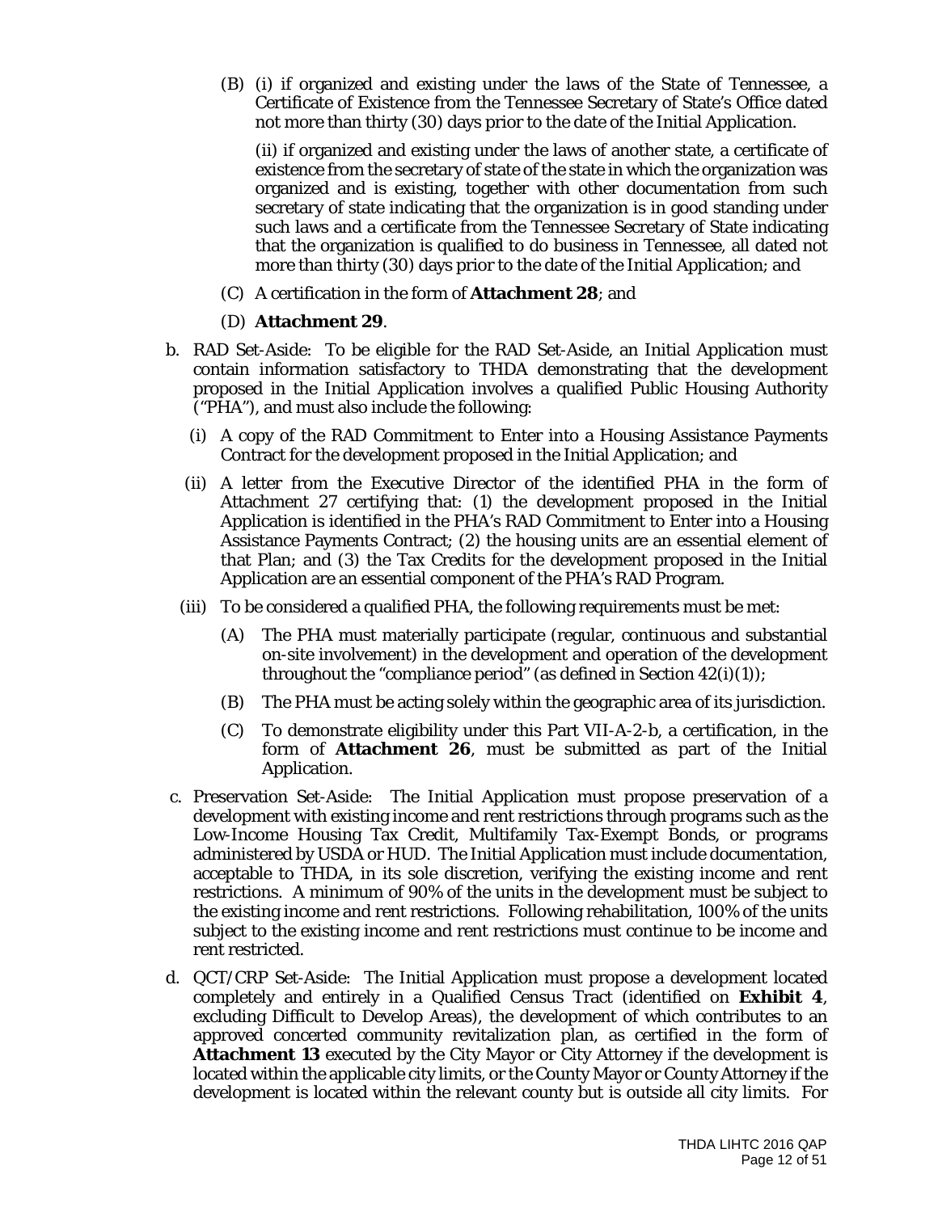(B) (i) if organized and existing under the laws of the State of Tennessee, a Certificate of Existence from the Tennessee Secretary of State's Office dated not more than thirty (30) days prior to the date of the Initial Application.

(ii) if organized and existing under the laws of another state, a certificate of existence from the secretary of state of the state in which the organization was organized and is existing, together with other documentation from such secretary of state indicating that the organization is in good standing under such laws and a certificate from the Tennessee Secretary of State indicating that the organization is qualified to do business in Tennessee, all dated not more than thirty (30) days prior to the date of the Initial Application; and

(C) A certification in the form of **Attachment 28**; and

(D) **Attachment 29**.

b. RAD Set-Aside: To be eligible for the RAD Set-Aside, an Initial Application must contain information satisfactory to THDA demonstrating that the development proposed in the Initial Application involves a qualified Public Housing Authority ("PHA"), and must also include the following:

(i) A copy of the RAD Commitment to Enter into a Housing Assistance Payments Contract for the development proposed in the Initial Application; and

(ii) A letter from the Executive Director of the identified PHA in the form of Attachment 27 certifying that: (1) the development proposed in the Initial Application is identified in the PHA's RAD Commitment to Enter into a Housing Assistance Payments Contract; (2) the housing units are an essential element of that Plan; and (3) the Tax Credits for the development proposed in the Initial Application are an essential component of the PHA's RAD Program.

(iii) To be considered a qualified PHA, the following requirements must be met:

(A) The PHA must materially participate (regular, continuous and substantial on-site involvement) in the development and operation of the development throughout the "compliance period" (as defined in Section 42(i)(1));

(B) The PHA must be acting solely within the geographic area of its jurisdiction.

(C) To demonstrate eligibility under this Part VII-A-2-b, a certification, in the form of **Attachment 26**, must be submitted as part of the Initial Application.

c. Preservation Set-Aside: The Initial Application must propose preservation of a development with existing income and rent restrictions through programs such as the Low-Income Housing Tax Credit, Multifamily Tax-Exempt Bonds, or programs administered by USDA or HUD. The Initial Application must include documentation, acceptable to THDA, in its sole discretion, verifying the existing income and rent restrictions. A minimum of 90% of the units in the development must be subject to the existing income and rent restrictions. Following rehabilitation, 100% of the units subject to the existing income and rent restrictions must continue to be income and rent restricted.

d. QCT/CRP Set-Aside: The Initial Application must propose a development located completely and entirely in a Qualified Census Tract (identified on **Exhibit 4**, excluding Difficult to Develop Areas), the development of which contributes to an approved concerted community revitalization plan, as certified in the form of **Attachment 13** executed by the City Mayor or City Attorney if the development is located within the applicable city limits, or the County Mayor or County Attorney if the development is located within the relevant county but is outside all city limits. For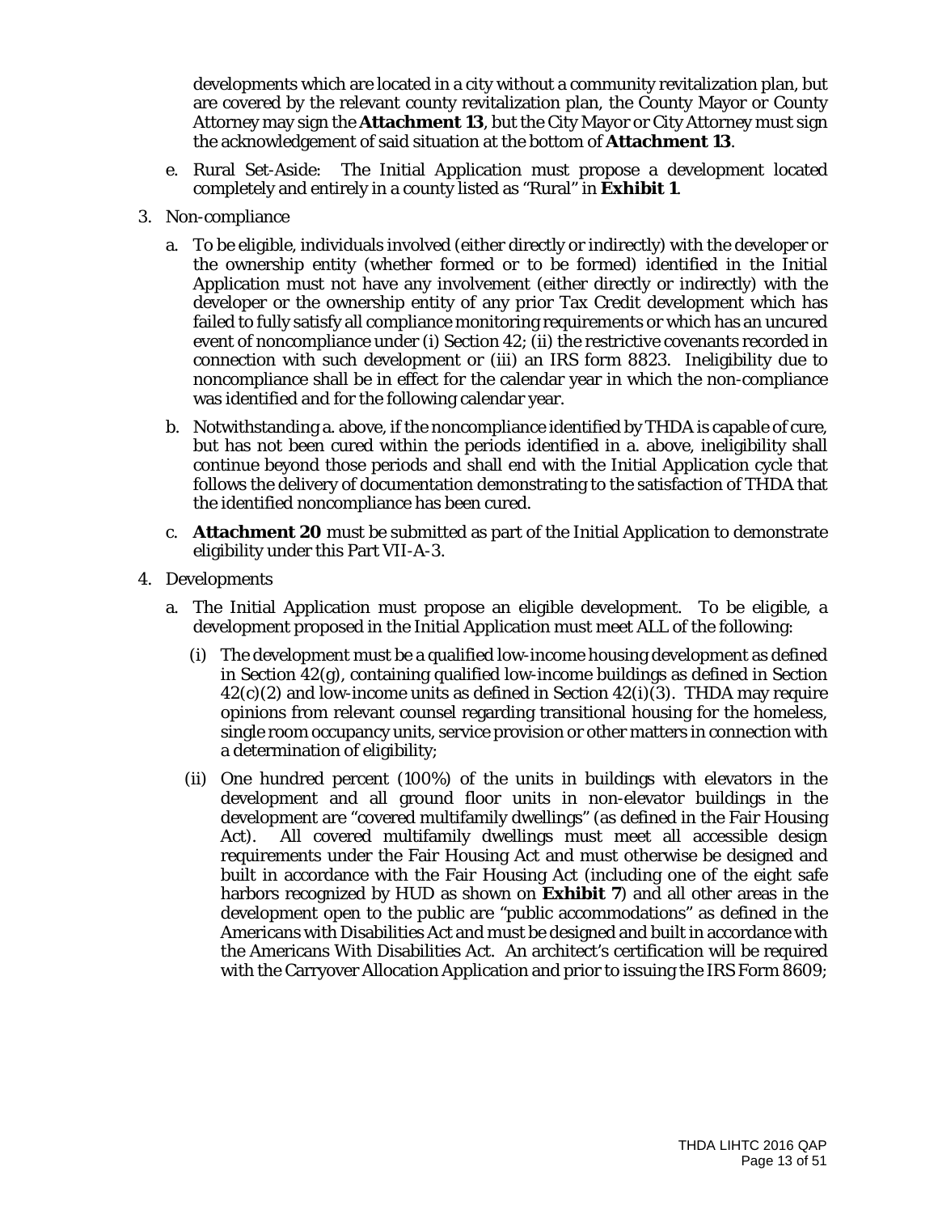developments which are located in a city without a community revitalization plan, but are covered by the relevant county revitalization plan, the County Mayor or County Attorney may sign the **Attachment 13**, but the City Mayor or City Attorney must sign the acknowledgement of said situation at the bottom of **Attachment 13**.

e. Rural Set-Aside: The Initial Application must propose a development located completely and entirely in a county listed as "Rural" in **Exhibit 1**.

3. Non-compliance

   a. To be eligible, individuals involved (either directly or indirectly) with the developer or the ownership entity (whether formed or to be formed) identified in the Initial Application must not have any involvement (either directly or indirectly) with the developer or the ownership entity of any prior Tax Credit development which has failed to fully satisfy all compliance monitoring requirements or which has an uncured event of noncompliance under (i) Section 42; (ii) the restrictive covenants recorded in connection with such development or (iii) an IRS form 8823. Ineligibility due to noncompliance shall be in effect for the calendar year in which the non-compliance was identified and for the following calendar year.

   b. Notwithstanding a. above, if the noncompliance identified by THDA is capable of cure, but has not been cured within the periods identified in a. above, ineligibility shall continue beyond those periods and shall end with the Initial Application cycle that follows the delivery of documentation demonstrating to the satisfaction of THDA that the identified noncompliance has been cured.

   c. **Attachment 20** must be submitted as part of the Initial Application to demonstrate eligibility under this Part VII-A-3.

4. Developments

   a. The Initial Application must propose an eligible development. To be eligible, a development proposed in the Initial Application must meet ALL of the following:

      (i) The development must be a qualified low-income housing development as defined in Section 42(g), containing qualified low-income buildings as defined in Section 42(c)(2) and low-income units as defined in Section 42(i)(3). THDA may require opinions from relevant counsel regarding transitional housing for the homeless, single room occupancy units, service provision or other matters in connection with a determination of eligibility;

      (ii) One hundred percent (100%) of the units in buildings with elevators in the development and all ground floor units in non-elevator buildings in the development are "covered multifamily dwellings" (as defined in the Fair Housing Act). All covered multifamily dwellings must meet all accessible design requirements under the Fair Housing Act and must otherwise be designed and built in accordance with the Fair Housing Act (including one of the eight safe harbors recognized by HUD as shown on **Exhibit 7**) and all other areas in the development open to the public are "public accommodations" as defined in the Americans with Disabilities Act and must be designed and built in accordance with the Americans With Disabilities Act. An architect's certification will be required with the Carryover Allocation Application and prior to issuing the IRS Form 8609;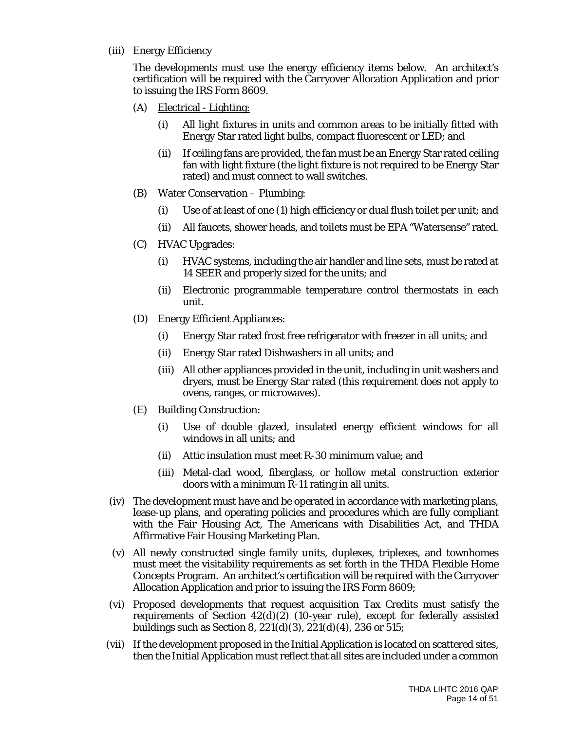(iii) Energy Efficiency

The developments must use the energy efficiency items below. An architect's certification will be required with the Carryover Allocation Application and prior to issuing the IRS Form 8609.

(A) Electrical - Lighting:

(i) All light fixtures in units and common areas to be initially fitted with Energy Star rated light bulbs, compact fluorescent or LED; and

(ii) If ceiling fans are provided, the fan must be an Energy Star rated ceiling fan with light fixture (the light fixture is not required to be Energy Star rated) and must connect to wall switches.

(B) Water Conservation – Plumbing:

(i) Use of at least of one (1) high efficiency or dual flush toilet per unit; and

(ii) All faucets, shower heads, and toilets must be EPA "Watersense" rated.

(C) HVAC Upgrades:

(i) HVAC systems, including the air handler and line sets, must be rated at 14 SEER and properly sized for the units; and

(ii) Electronic programmable temperature control thermostats in each unit.

(D) Energy Efficient Appliances:

(i) Energy Star rated frost free refrigerator with freezer in all units; and

(ii) Energy Star rated Dishwashers in all units; and

(iii) All other appliances provided in the unit, including in unit washers and dryers, must be Energy Star rated (this requirement does not apply to ovens, ranges, or microwaves).

(E) Building Construction:

(i) Use of double glazed, insulated energy efficient windows for all windows in all units; and

(ii) Attic insulation must meet R-30 minimum value; and

(iii) Metal-clad wood, fiberglass, or hollow metal construction exterior doors with a minimum R-11 rating in all units.

(iv) The development must have and be operated in accordance with marketing plans, lease-up plans, and operating policies and procedures which are fully compliant with the Fair Housing Act, The Americans with Disabilities Act, and THDA Affirmative Fair Housing Marketing Plan.

(v) All newly constructed single family units, duplexes, triplexes, and townhomes must meet the visitability requirements as set forth in the THDA Flexible Home Concepts Program. An architect's certification will be required with the Carryover Allocation Application and prior to issuing the IRS Form 8609;

(vi) Proposed developments that request acquisition Tax Credits must satisfy the requirements of Section 42(d)(2) (10-year rule), except for federally assisted buildings such as Section 8, 221(d)(3), 221(d)(4), 236 or 515;

(vii) If the development proposed in the Initial Application is located on scattered sites, then the Initial Application must reflect that all sites are included under a common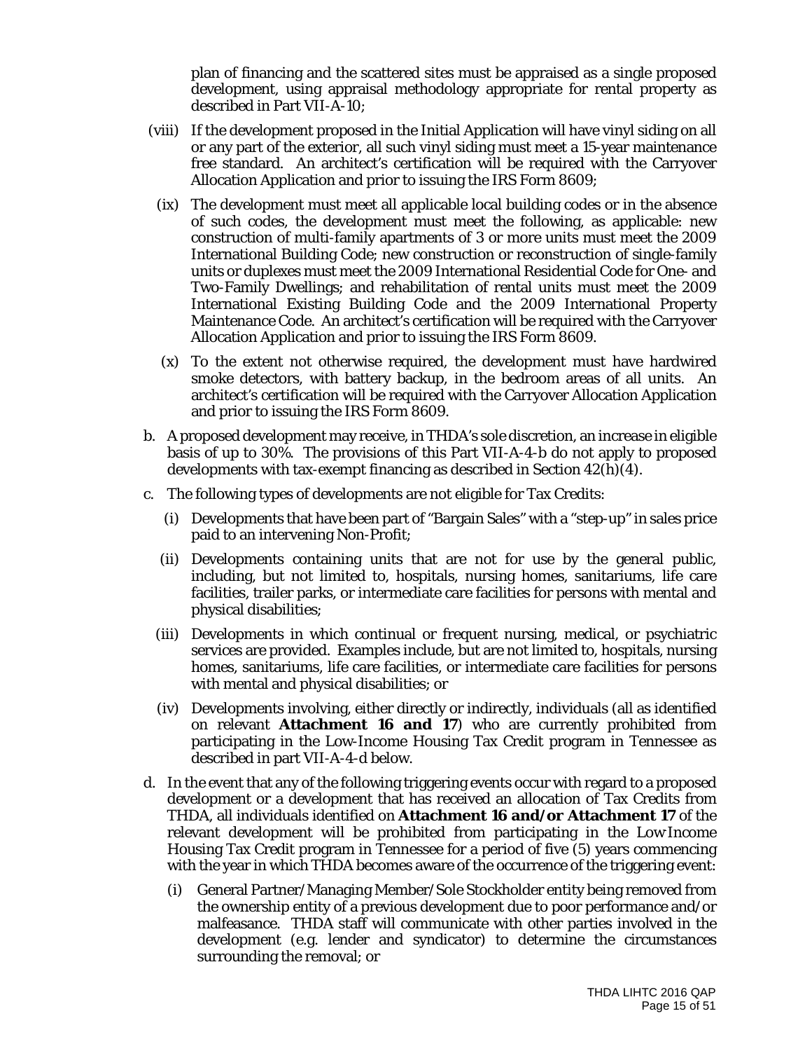plan of financing and the scattered sites must be appraised as a single proposed development, using appraisal methodology appropriate for rental property as described in Part VII-A-10;

(viii) If the development proposed in the Initial Application will have vinyl siding on all or any part of the exterior, all such vinyl siding must meet a 15-year maintenance free standard. An architect's certification will be required with the Carryover Allocation Application and prior to issuing the IRS Form 8609;

(ix) The development must meet all applicable local building codes or in the absence of such codes, the development must meet the following, as applicable: new construction of multi-family apartments of 3 or more units must meet the 2009 International Building Code; new construction or reconstruction of single-family units or duplexes must meet the 2009 International Residential Code for One- and Two-Family Dwellings; and rehabilitation of rental units must meet the 2009 International Existing Building Code and the 2009 International Property Maintenance Code. An architect's certification will be required with the Carryover Allocation Application and prior to issuing the IRS Form 8609.

(x) To the extent not otherwise required, the development must have hardwired smoke detectors, with battery backup, in the bedroom areas of all units. An architect's certification will be required with the Carryover Allocation Application and prior to issuing the IRS Form 8609.

b. A proposed development may receive, in THDA's sole discretion, an increase in eligible basis of up to 30%. The provisions of this Part VII-A-4-b do not apply to proposed developments with tax-exempt financing as described in Section 42(h)(4).

c. The following types of developments are not eligible for Tax Credits:

(i) Developments that have been part of "Bargain Sales" with a "step-up" in sales price paid to an intervening Non-Profit;

(ii) Developments containing units that are not for use by the general public, including, but not limited to, hospitals, nursing homes, sanitariums, life care facilities, trailer parks, or intermediate care facilities for persons with mental and physical disabilities;

(iii) Developments in which continual or frequent nursing, medical, or psychiatric services are provided. Examples include, but are not limited to, hospitals, nursing homes, sanitariums, life care facilities, or intermediate care facilities for persons with mental and physical disabilities; or

(iv) Developments involving, either directly or indirectly, individuals (all as identified on relevant **Attachment 16 and 17**) who are currently prohibited from participating in the Low-Income Housing Tax Credit program in Tennessee as described in part VII-A-4-d below.

d. In the event that any of the following triggering events occur with regard to a proposed development or a development that has received an allocation of Tax Credits from THDA, all individuals identified on **Attachment 16 and/or Attachment 17** of the relevant development will be prohibited from participating in the Low Income Housing Tax Credit program in Tennessee for a period of five (5) years commencing with the year in which THDA becomes aware of the occurrence of the triggering event:

(i) General Partner/Managing Member/Sole Stockholder entity being removed from the ownership entity of a previous development due to poor performance and/or malfeasance. THDA staff will communicate with other parties involved in the development (e.g. lender and syndicator) to determine the circumstances surrounding the removal; or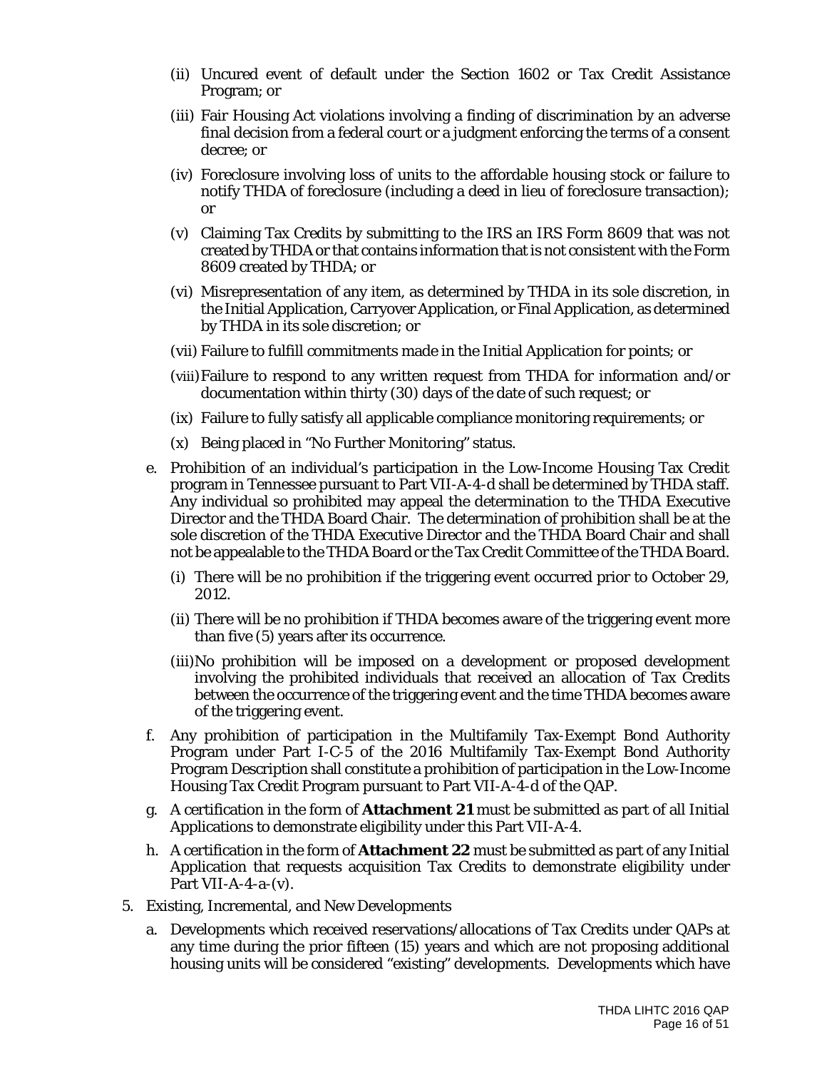(ii) Uncured event of default under the Section 1602 or Tax Credit Assistance Program; or

(iii) Fair Housing Act violations involving a finding of discrimination by an adverse final decision from a federal court or a judgment enforcing the terms of a consent decree; or

(iv) Foreclosure involving loss of units to the affordable housing stock or failure to notify THDA of foreclosure (including a deed in lieu of foreclosure transaction); or

(v) Claiming Tax Credits by submitting to the IRS an IRS Form 8609 that was not created by THDA or that contains information that is not consistent with the Form 8609 created by THDA; or

(vi) Misrepresentation of any item, as determined by THDA in its sole discretion, in the Initial Application, Carryover Application, or Final Application, as determined by THDA in its sole discretion; or

(vii) Failure to fulfill commitments made in the Initial Application for points; or

(viii) Failure to respond to any written request from THDA for information and/or documentation within thirty (30) days of the date of such request; or

(ix) Failure to fully satisfy all applicable compliance monitoring requirements; or

(x) Being placed in "No Further Monitoring" status.

e. Prohibition of an individual's participation in the Low-Income Housing Tax Credit program in Tennessee pursuant to Part VII-A-4-d shall be determined by THDA staff. Any individual so prohibited may appeal the determination to the THDA Executive Director and the THDA Board Chair. The determination of prohibition shall be at the sole discretion of the THDA Executive Director and the THDA Board Chair and shall not be appealable to the THDA Board or the Tax Credit Committee of the THDA Board.

   (i) There will be no prohibition if the triggering event occurred prior to October 29, 2012.

   (ii) There will be no prohibition if THDA becomes aware of the triggering event more than five (5) years after its occurrence.

   (iii) No prohibition will be imposed on a development or proposed development involving the prohibited individuals that received an allocation of Tax Credits between the occurrence of the triggering event and the time THDA becomes aware of the triggering event.

f. Any prohibition of participation in the Multifamily Tax-Exempt Bond Authority Program under Part I-C-5 of the 2016 Multifamily Tax-Exempt Bond Authority Program Description shall constitute a prohibition of participation in the Low-Income Housing Tax Credit Program pursuant to Part VII-A-4-d of the QAP.

g. A certification in the form of **Attachment 21** must be submitted as part of all Initial Applications to demonstrate eligibility under this Part VII-A-4.

h. A certification in the form of **Attachment 22** must be submitted as part of any Initial Application that requests acquisition Tax Credits to demonstrate eligibility under Part VII-A-4-a-(v).

5. Existing, Incremental, and New Developments

   a. Developments which received reservations/allocations of Tax Credits under QAPs at any time during the prior fifteen (15) years and which are not proposing additional housing units will be considered "existing" developments. Developments which have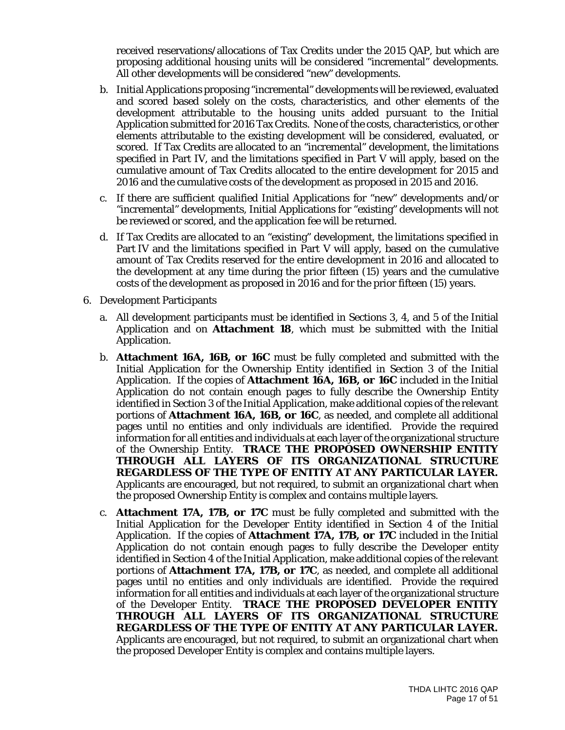received reservations/allocations of Tax Credits under the 2015 QAP, but which are proposing additional housing units will be considered "incremental" developments. All other developments will be considered "new" developments.

b. Initial Applications proposing "incremental" developments will be reviewed, evaluated and scored based solely on the costs, characteristics, and other elements of the development attributable to the housing units added pursuant to the Initial Application submitted for 2016 Tax Credits. None of the costs, characteristics, or other elements attributable to the existing development will be considered, evaluated, or scored. If Tax Credits are allocated to an "incremental" development, the limitations specified in Part IV, and the limitations specified in Part V will apply, based on the cumulative amount of Tax Credits allocated to the entire development for 2015 and 2016 and the cumulative costs of the development as proposed in 2015 and 2016.

c. If there are sufficient qualified Initial Applications for "new" developments and/or "incremental" developments, Initial Applications for "existing" developments will not be reviewed or scored, and the application fee will be returned.

d. If Tax Credits are allocated to an "existing" development, the limitations specified in Part IV and the limitations specified in Part V will apply, based on the cumulative amount of Tax Credits reserved for the entire development in 2016 and allocated to the development at any time during the prior fifteen (15) years and the cumulative costs of the development as proposed in 2016 and for the prior fifteen (15) years.

6. Development Participants

   a. All development participants must be identified in Sections 3, 4, and 5 of the Initial Application and on **Attachment 18**, which must be submitted with the Initial Application.

   b. **Attachment 16A, 16B, or 16C** must be fully completed and submitted with the Initial Application for the Ownership Entity identified in Section 3 of the Initial Application. If the copies of **Attachment 16A, 16B, or 16C** included in the Initial Application do not contain enough pages to fully describe the Ownership Entity identified in Section 3 of the Initial Application, make additional copies of the relevant portions of **Attachment 16A, 16B, or 16C**, as needed, and complete all additional pages until no entities and only individuals are identified. Provide the required information for all entities and individuals at each layer of the organizational structure of the Ownership Entity. **TRACE THE PROPOSED OWNERSHIP ENTITY THROUGH ALL LAYERS OF ITS ORGANIZATIONAL STRUCTURE REGARDLESS OF THE TYPE OF ENTITY AT ANY PARTICULAR LAYER.** Applicants are encouraged, but not required, to submit an organizational chart when the proposed Ownership Entity is complex and contains multiple layers.

   c. **Attachment 17A, 17B, or 17C** must be fully completed and submitted with the Initial Application for the Developer Entity identified in Section 4 of the Initial Application. If the copies of **Attachment 17A, 17B, or 17C** included in the Initial Application do not contain enough pages to fully describe the Developer entity identified in Section 4 of the Initial Application, make additional copies of the relevant portions of **Attachment 17A, 17B, or 17C**, as needed, and complete all additional pages until no entities and only individuals are identified. Provide the required information for all entities and individuals at each layer of the organizational structure of the Developer Entity. **TRACE THE PROPOSED DEVELOPER ENTITY THROUGH ALL LAYERS OF ITS ORGANIZATIONAL STRUCTURE REGARDLESS OF THE TYPE OF ENTITY AT ANY PARTICULAR LAYER.** Applicants are encouraged, but not required, to submit an organizational chart when the proposed Developer Entity is complex and contains multiple layers.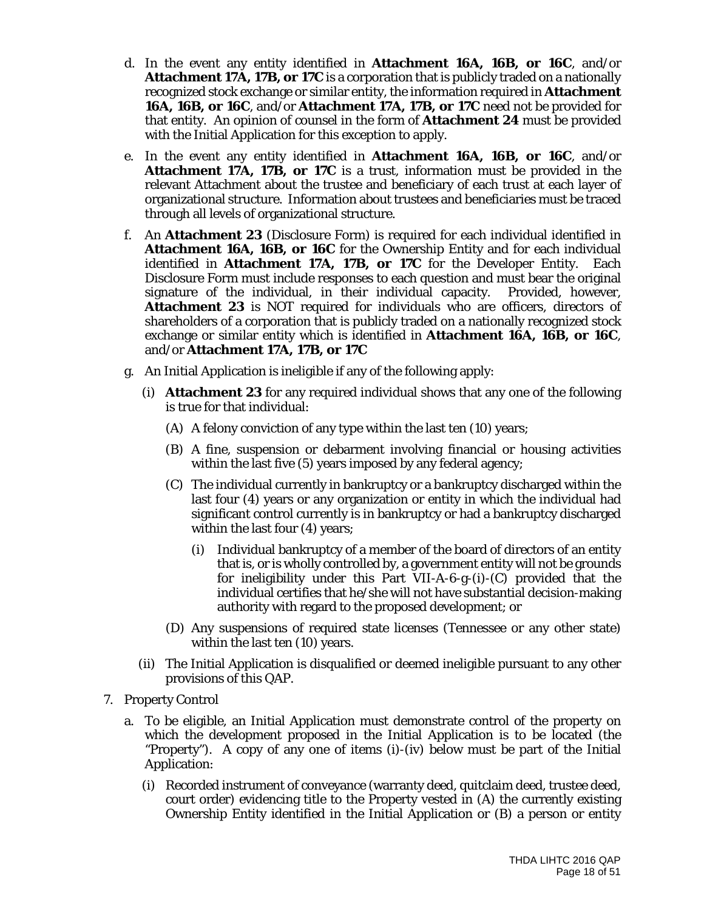d. In the event any entity identified in **Attachment 16A, 16B, or 16C**, and/or **Attachment 17A, 17B, or 17C** is a corporation that is publicly traded on a nationally recognized stock exchange or similar entity, the information required in **Attachment 16A, 16B, or 16C**, and/or **Attachment 17A, 17B, or 17C** need not be provided for that entity. An opinion of counsel in the form of **Attachment 24** must be provided with the Initial Application for this exception to apply.

e. In the event any entity identified in **Attachment 16A, 16B, or 16C**, and/or **Attachment 17A, 17B, or 17C** is a trust, information must be provided in the relevant Attachment about the trustee and beneficiary of each trust at each layer of organizational structure. Information about trustees and beneficiaries must be traced through all levels of organizational structure.

f. An **Attachment 23** (Disclosure Form) is required for each individual identified in **Attachment 16A, 16B, or 16C** for the Ownership Entity and for each individual identified in **Attachment 17A, 17B, or 17C** for the Developer Entity. Each Disclosure Form must include responses to each question and must bear the original signature of the individual, in their individual capacity. Provided, however, **Attachment 23** is NOT required for individuals who are officers, directors of shareholders of a corporation that is publicly traded on a nationally recognized stock exchange or similar entity which is identified in **Attachment 16A, 16B, or 16C**, and/or **Attachment 17A, 17B, or 17C**

g. An Initial Application is ineligible if any of the following apply:

   (i) **Attachment 23** for any required individual shows that any one of the following is true for that individual:

      (A) A felony conviction of any type within the last ten (10) years;

      (B) A fine, suspension or debarment involving financial or housing activities within the last five (5) years imposed by any federal agency;

      (C) The individual currently in bankruptcy or a bankruptcy discharged within the last four (4) years or any organization or entity in which the individual had significant control currently is in bankruptcy or had a bankruptcy discharged within the last four (4) years;

         (i) Individual bankruptcy of a member of the board of directors of an entity that is, or is wholly controlled by, a government entity will not be grounds for ineligibility under this Part VII-A-6-g-(i)-(C) provided that the individual certifies that he/she will not have substantial decision-making authority with regard to the proposed development; or

      (D) Any suspensions of required state licenses (Tennessee or any other state) within the last ten (10) years.

   (ii) The Initial Application is disqualified or deemed ineligible pursuant to any other provisions of this QAP.

7. Property Control

   a. To be eligible, an Initial Application must demonstrate control of the property on which the development proposed in the Initial Application is to be located (the "Property"). A copy of any one of items (i)-(iv) below must be part of the Initial Application:

      (i) Recorded instrument of conveyance (warranty deed, quitclaim deed, trustee deed, court order) evidencing title to the Property vested in (A) the currently existing Ownership Entity identified in the Initial Application or (B) a person or entity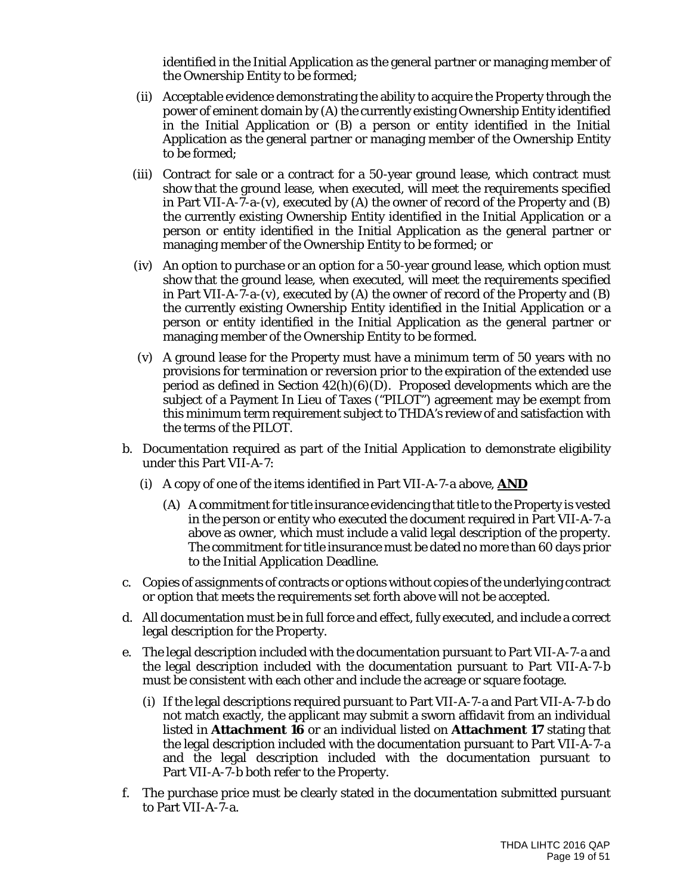identified in the Initial Application as the general partner or managing member of the Ownership Entity to be formed;

(ii) Acceptable evidence demonstrating the ability to acquire the Property through the power of eminent domain by (A) the currently existing Ownership Entity identified in the Initial Application or (B) a person or entity identified in the Initial Application as the general partner or managing member of the Ownership Entity to be formed;

(iii) Contract for sale or a contract for a 50-year ground lease, which contract must show that the ground lease, when executed, will meet the requirements specified in Part VII-A-7-a-(v), executed by (A) the owner of record of the Property and (B) the currently existing Ownership Entity identified in the Initial Application or a person or entity identified in the Initial Application as the general partner or managing member of the Ownership Entity to be formed; or

(iv) An option to purchase or an option for a 50-year ground lease, which option must show that the ground lease, when executed, will meet the requirements specified in Part VII-A-7-a-(v), executed by (A) the owner of record of the Property and (B) the currently existing Ownership Entity identified in the Initial Application or a person or entity identified in the Initial Application as the general partner or managing member of the Ownership Entity to be formed.

(v) A ground lease for the Property must have a minimum term of 50 years with no provisions for termination or reversion prior to the expiration of the extended use period as defined in Section 42(h)(6)(D). Proposed developments which are the subject of a Payment In Lieu of Taxes ("PILOT") agreement may be exempt from this minimum term requirement subject to THDA's review of and satisfaction with the terms of the PILOT.

b. Documentation required as part of the Initial Application to demonstrate eligibility under this Part VII-A-7:

   (i) A copy of one of the items identified in Part VII-A-7-a above, **AND**

      (A) A commitment for title insurance evidencing that title to the Property is vested in the person or entity who executed the document required in Part VII-A-7-a above as owner, which must include a valid legal description of the property. The commitment for title insurance must be dated no more than 60 days prior to the Initial Application Deadline.

c. Copies of assignments of contracts or options without copies of the underlying contract or option that meets the requirements set forth above will not be accepted.

d. All documentation must be in full force and effect, fully executed, and include a correct legal description for the Property.

e. The legal description included with the documentation pursuant to Part VII-A-7-a and the legal description included with the documentation pursuant to Part VII-A-7-b must be consistent with each other and include the acreage or square footage.

   (i) If the legal descriptions required pursuant to Part VII-A-7-a and Part VII-A-7-b do not match exactly, the applicant may submit a sworn affidavit from an individual listed in **Attachment 16** or an individual listed on **Attachment 17** stating that the legal description included with the documentation pursuant to Part VII-A-7-a and the legal description included with the documentation pursuant to Part VII-A-7-b both refer to the Property.

f. The purchase price must be clearly stated in the documentation submitted pursuant to Part VII-A-7-a.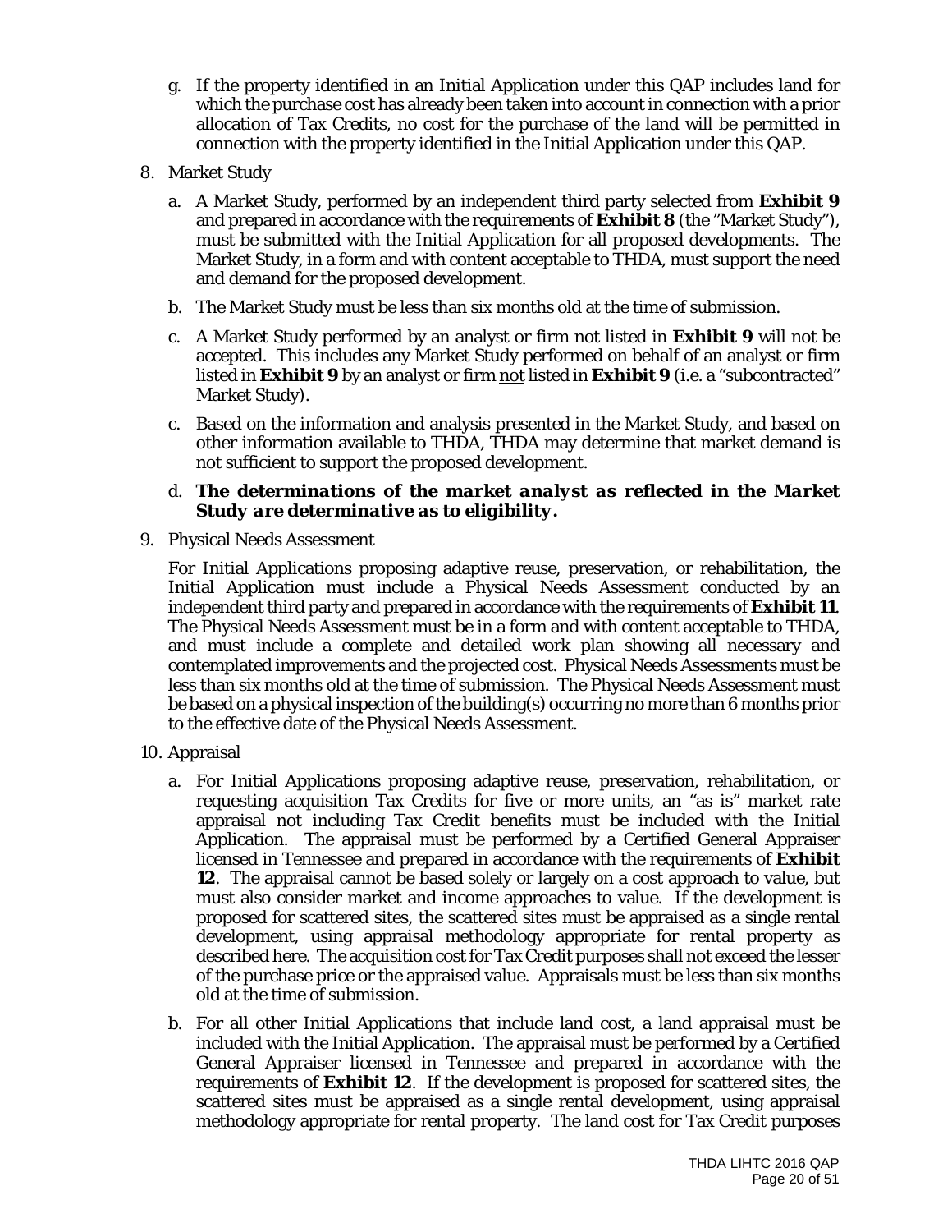g. If the property identified in an Initial Application under this QAP includes land for which the purchase cost has already been taken into account in connection with a prior allocation of Tax Credits, no cost for the purchase of the land will be permitted in connection with the property identified in the Initial Application under this QAP.

8. Market Study

   a. A Market Study, performed by an independent third party selected from **Exhibit 9** and prepared in accordance with the requirements of **Exhibit 8** (the "Market Study"), must be submitted with the Initial Application for all proposed developments. The Market Study, in a form and with content acceptable to THDA, must support the need and demand for the proposed development.

   b. The Market Study must be less than six months old at the time of submission.

   c. A Market Study performed by an analyst or firm not listed in **Exhibit 9** will not be accepted. This includes any Market Study performed on behalf of an analyst or firm listed in **Exhibit 9** by an analyst or firm not listed in **Exhibit 9** (i.e. a "subcontracted" Market Study).

   c. Based on the information and analysis presented in the Market Study, and based on other information available to THDA, THDA may determine that market demand is not sufficient to support the proposed development.

   d. ***The determinations of the market analyst as reflected in the Market Study are determinative as to eligibility.***

9. Physical Needs Assessment

   For Initial Applications proposing adaptive reuse, preservation, or rehabilitation, the Initial Application must include a Physical Needs Assessment conducted by an independent third party and prepared in accordance with the requirements of **Exhibit 11**. The Physical Needs Assessment must be in a form and with content acceptable to THDA, and must include a complete and detailed work plan showing all necessary and contemplated improvements and the projected cost. Physical Needs Assessments must be less than six months old at the time of submission. The Physical Needs Assessment must be based on a physical inspection of the building(s) occurring no more than 6 months prior to the effective date of the Physical Needs Assessment.

10. Appraisal

   a. For Initial Applications proposing adaptive reuse, preservation, rehabilitation, or requesting acquisition Tax Credits for five or more units, an "as is" market rate appraisal not including Tax Credit benefits must be included with the Initial Application. The appraisal must be performed by a Certified General Appraiser licensed in Tennessee and prepared in accordance with the requirements of **Exhibit 12**. The appraisal cannot be based solely or largely on a cost approach to value, but must also consider market and income approaches to value. If the development is proposed for scattered sites, the scattered sites must be appraised as a single rental development, using appraisal methodology appropriate for rental property as described here. The acquisition cost for Tax Credit purposes shall not exceed the lesser of the purchase price or the appraised value. Appraisals must be less than six months old at the time of submission.

   b. For all other Initial Applications that include land cost, a land appraisal must be included with the Initial Application. The appraisal must be performed by a Certified General Appraiser licensed in Tennessee and prepared in accordance with the requirements of **Exhibit 12**. If the development is proposed for scattered sites, the scattered sites must be appraised as a single rental development, using appraisal methodology appropriate for rental property. The land cost for Tax Credit purposes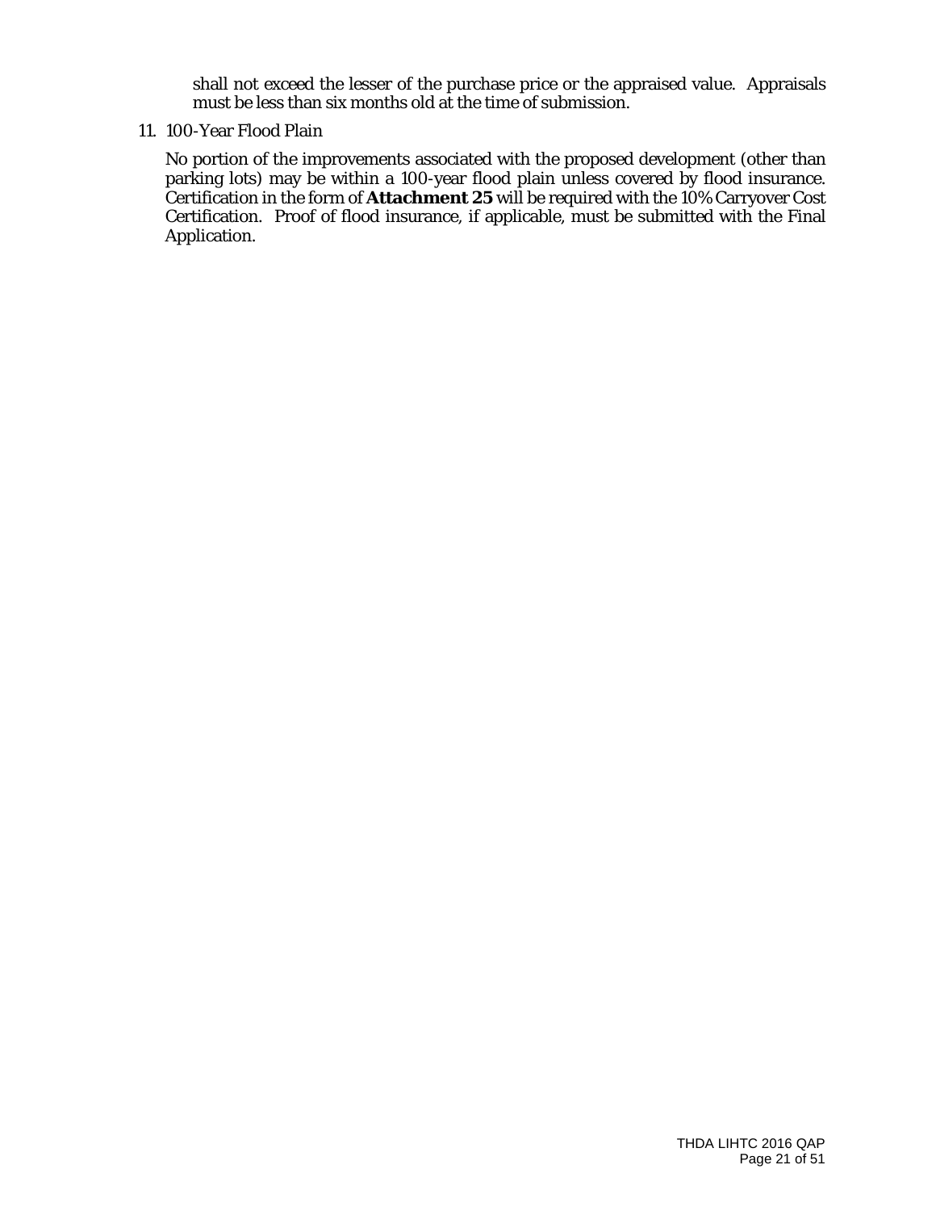shall not exceed the lesser of the purchase price or the appraised value. Appraisals must be less than six months old at the time of submission.

11. 100-Year Flood Plain

    No portion of the improvements associated with the proposed development (other than parking lots) may be within a 100-year flood plain unless covered by flood insurance. Certification in the form of **Attachment 25** will be required with the 10% Carryover Cost Certification. Proof of flood insurance, if applicable, must be submitted with the Final Application.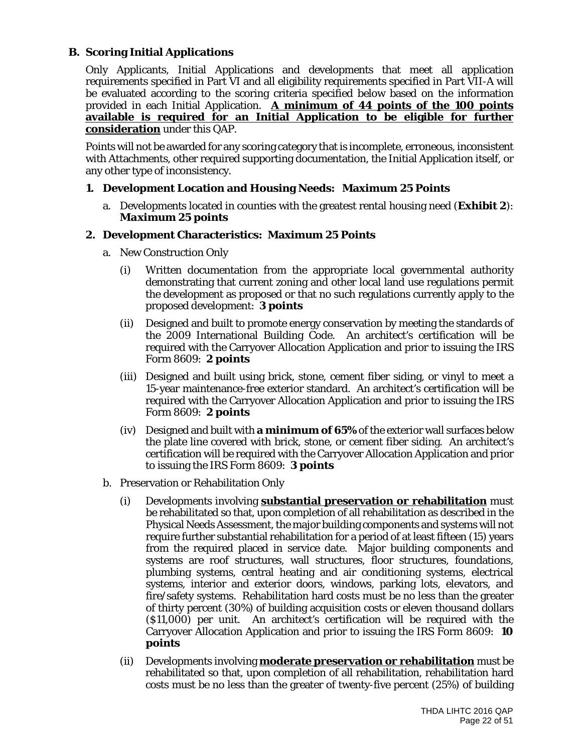## B. Scoring Initial Applications

Only Applicants, Initial Applications and developments that meet all application requirements specified in Part VI and all eligibility requirements specified in Part VII-A will be evaluated according to the scoring criteria specified below based on the information provided in each Initial Application. **A minimum of 44 points of the 100 points available is required for an Initial Application to be eligible for further consideration** under this QAP.

Points will not be awarded for any scoring category that is incomplete, erroneous, inconsistent with Attachments, other required supporting documentation, the Initial Application itself, or any other type of inconsistency.

### 1. Development Location and Housing Needs: Maximum 25 Points

a. Developments located in counties with the greatest rental housing need (**Exhibit 2**): ***Maximum 25 points***

### 2. Development Characteristics: Maximum 25 Points

a. New Construction Only

(i) Written documentation from the appropriate local governmental authority demonstrating that current zoning and other local land use regulations permit the development as proposed or that no such regulations currently apply to the proposed development: **3 points**

(ii) Designed and built to promote energy conservation by meeting the standards of the 2009 International Building Code. An architect's certification will be required with the Carryover Allocation Application and prior to issuing the IRS Form 8609: **2 points**

(iii) Designed and built using brick, stone, cement fiber siding, or vinyl to meet a 15-year maintenance-free exterior standard. An architect's certification will be required with the Carryover Allocation Application and prior to issuing the IRS Form 8609: **2 points**

(iv) Designed and built with **a minimum of 65%** of the exterior wall surfaces below the plate line covered with brick, stone, or cement fiber siding. An architect's certification will be required with the Carryover Allocation Application and prior to issuing the IRS Form 8609: **3 points**

b. Preservation or Rehabilitation Only

(i) Developments involving **substantial preservation or rehabilitation** must be rehabilitated so that, upon completion of all rehabilitation as described in the Physical Needs Assessment, the major building components and systems will not require further substantial rehabilitation for a period of at least fifteen (15) years from the required placed in service date. Major building components and systems are roof structures, wall structures, floor structures, foundations, plumbing systems, central heating and air conditioning systems, electrical systems, interior and exterior doors, windows, parking lots, elevators, and fire/safety systems. Rehabilitation hard costs must be no less than the greater of thirty percent (30%) of building acquisition costs or eleven thousand dollars ($11,000) per unit. An architect's certification will be required with the Carryover Allocation Application and prior to issuing the IRS Form 8609: **10 points**

(ii) Developments involving **moderate preservation or rehabilitation** must be rehabilitated so that, upon completion of all rehabilitation, rehabilitation hard costs must be no less than the greater of twenty-five percent (25%) of building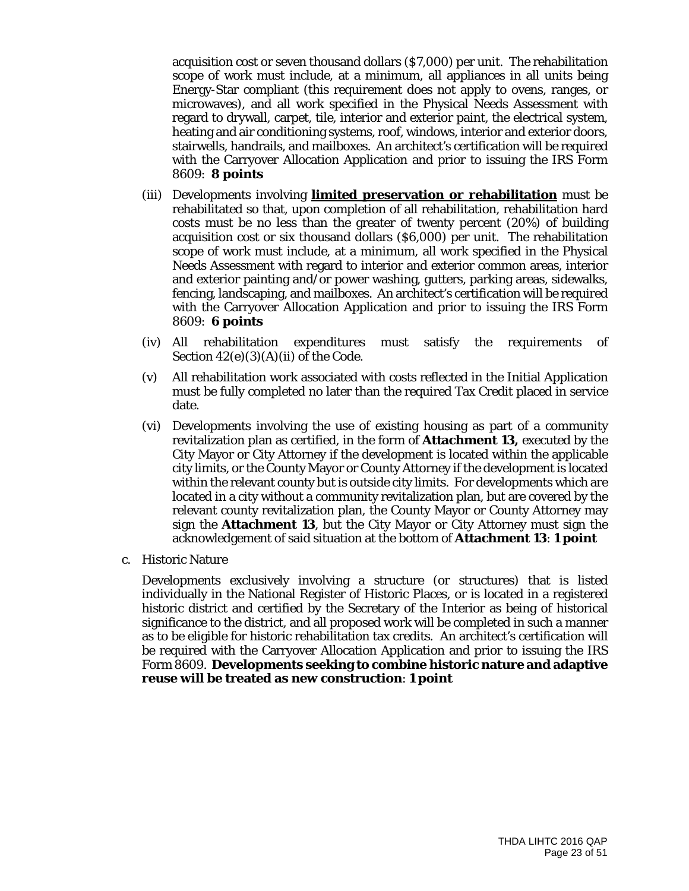acquisition cost or seven thousand dollars ($7,000) per unit. The rehabilitation scope of work must include, at a minimum, all appliances in all units being Energy-Star compliant (this requirement does not apply to ovens, ranges, or microwaves), and all work specified in the Physical Needs Assessment with regard to drywall, carpet, tile, interior and exterior paint, the electrical system, heating and air conditioning systems, roof, windows, interior and exterior doors, stairwells, handrails, and mailboxes. An architect's certification will be required with the Carryover Allocation Application and prior to issuing the IRS Form 8609: **8 points**

(iii) Developments involving ***limited preservation or rehabilitation*** must be rehabilitated so that, upon completion of all rehabilitation, rehabilitation hard costs must be no less than the greater of twenty percent (20%) of building acquisition cost or six thousand dollars ($6,000) per unit. The rehabilitation scope of work must include, at a minimum, all work specified in the Physical Needs Assessment with regard to interior and exterior common areas, interior and exterior painting and/or power washing, gutters, parking areas, sidewalks, fencing, landscaping, and mailboxes. An architect's certification will be required with the Carryover Allocation Application and prior to issuing the IRS Form 8609: **6 points**

(iv) All rehabilitation expenditures must satisfy the requirements of Section 42(e)(3)(A)(ii) of the Code.

(v) All rehabilitation work associated with costs reflected in the Initial Application must be fully completed no later than the required Tax Credit placed in service date.

(vi) Developments involving the use of existing housing as part of a community revitalization plan as certified, in the form of **Attachment 13,** executed by the City Mayor or City Attorney if the development is located within the applicable city limits, or the County Mayor or County Attorney if the development is located within the relevant county but is outside city limits. For developments which are located in a city without a community revitalization plan, but are covered by the relevant county revitalization plan, the County Mayor or County Attorney may sign the **Attachment 13**, but the City Mayor or City Attorney must sign the acknowledgement of said situation at the bottom of **Attachment 13**: **1 point**

c. Historic Nature

Developments exclusively involving a structure (or structures) that is listed individually in the National Register of Historic Places, or is located in a registered historic district and certified by the Secretary of the Interior as being of historical significance to the district, and all proposed work will be completed in such a manner as to be eligible for historic rehabilitation tax credits. An architect's certification will be required with the Carryover Allocation Application and prior to issuing the IRS Form 8609. **Developments seeking to combine historic nature and adaptive reuse will be treated as new construction**: **1 point**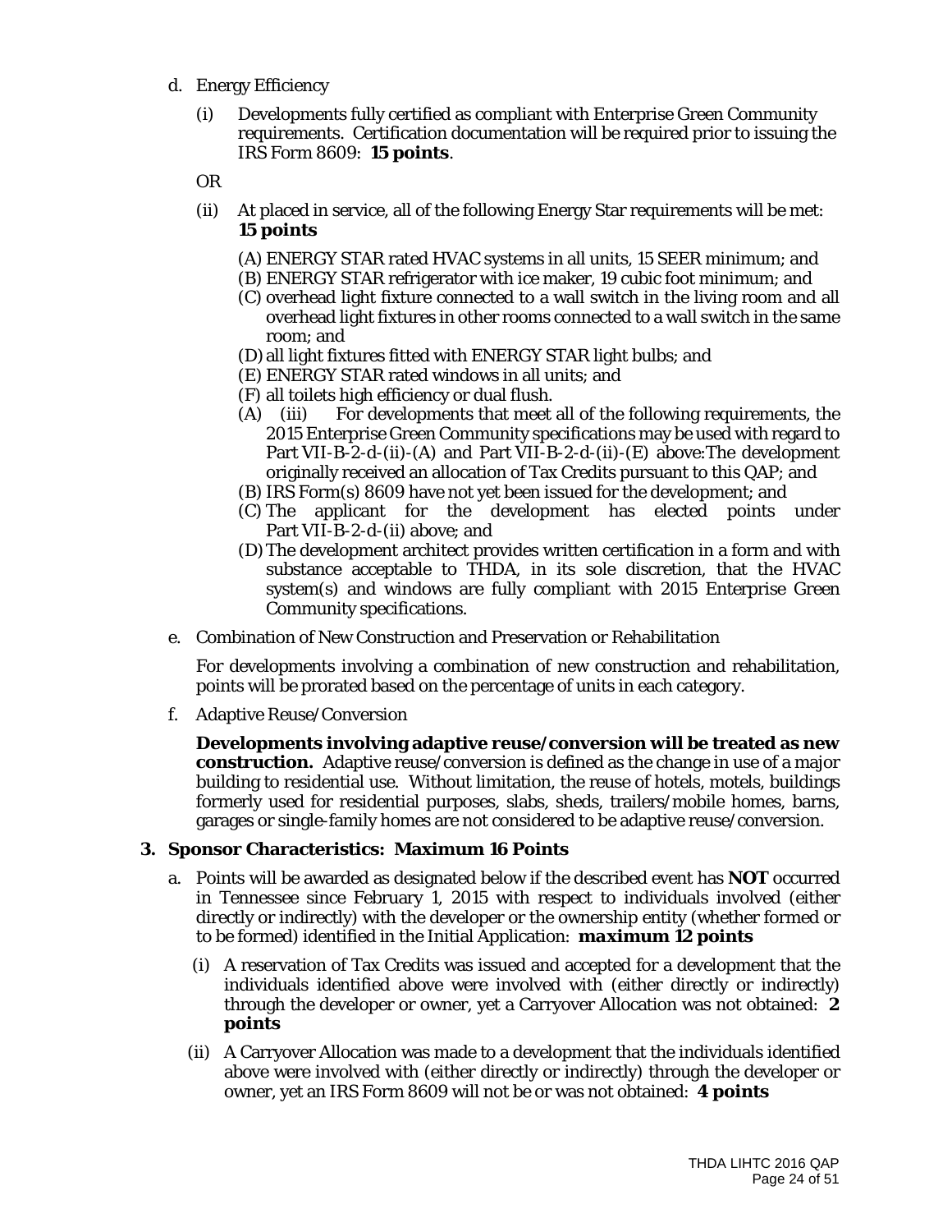d. Energy Efficiency

   (i) Developments fully certified as compliant with Enterprise Green Community requirements. Certification documentation will be required prior to issuing the IRS Form 8609: **15 points**.

   OR

   (ii) At placed in service, all of the following Energy Star requirements will be met: **15 points**

      (A) ENERGY STAR rated HVAC systems in all units, 15 SEER minimum; and
      (B) ENERGY STAR refrigerator with ice maker, 19 cubic foot minimum; and
      (C) overhead light fixture connected to a wall switch in the living room and all overhead light fixtures in other rooms connected to a wall switch in the same room; and
      (D) all light fixtures fitted with ENERGY STAR light bulbs; and
      (E) ENERGY STAR rated windows in all units; and
      (F) all toilets high efficiency or dual flush.
      (A) (iii) For developments that meet all of the following requirements, the 2015 Enterprise Green Community specifications may be used with regard to Part VII-B-2-d-(ii)-(A) and Part VII-B-2-d-(ii)-(E) above:The development originally received an allocation of Tax Credits pursuant to this QAP; and
      (B) IRS Form(s) 8609 have not yet been issued for the development; and
      (C) The applicant for the development has elected points under Part VII-B-2-d-(ii) above; and
      (D) The development architect provides written certification in a form and with substance acceptable to THDA, in its sole discretion, that the HVAC system(s) and windows are fully compliant with 2015 Enterprise Green Community specifications.

e. Combination of New Construction and Preservation or Rehabilitation

   For developments involving a combination of new construction and rehabilitation, points will be prorated based on the percentage of units in each category.

f. Adaptive Reuse/Conversion

   **Developments involving adaptive reuse/conversion will be treated as new construction.** Adaptive reuse/conversion is defined as the change in use of a major building to residential use. Without limitation, the reuse of hotels, motels, buildings formerly used for residential purposes, slabs, sheds, trailers/mobile homes, barns, garages or single-family homes are not considered to be adaptive reuse/conversion.

**3. Sponsor Characteristics: Maximum 16 Points**

a. Points will be awarded as designated below if the described event has **NOT** occurred in Tennessee since February 1, 2015 with respect to individuals involved (either directly or indirectly) with the developer or the ownership entity (whether formed or to be formed) identified in the Initial Application: **maximum 12 points**

   (i) A reservation of Tax Credits was issued and accepted for a development that the individuals identified above were involved with (either directly or indirectly) through the developer or owner, yet a Carryover Allocation was not obtained: **2 points**

   (ii) A Carryover Allocation was made to a development that the individuals identified above were involved with (either directly or indirectly) through the developer or owner, yet an IRS Form 8609 will not be or was not obtained: **4 points**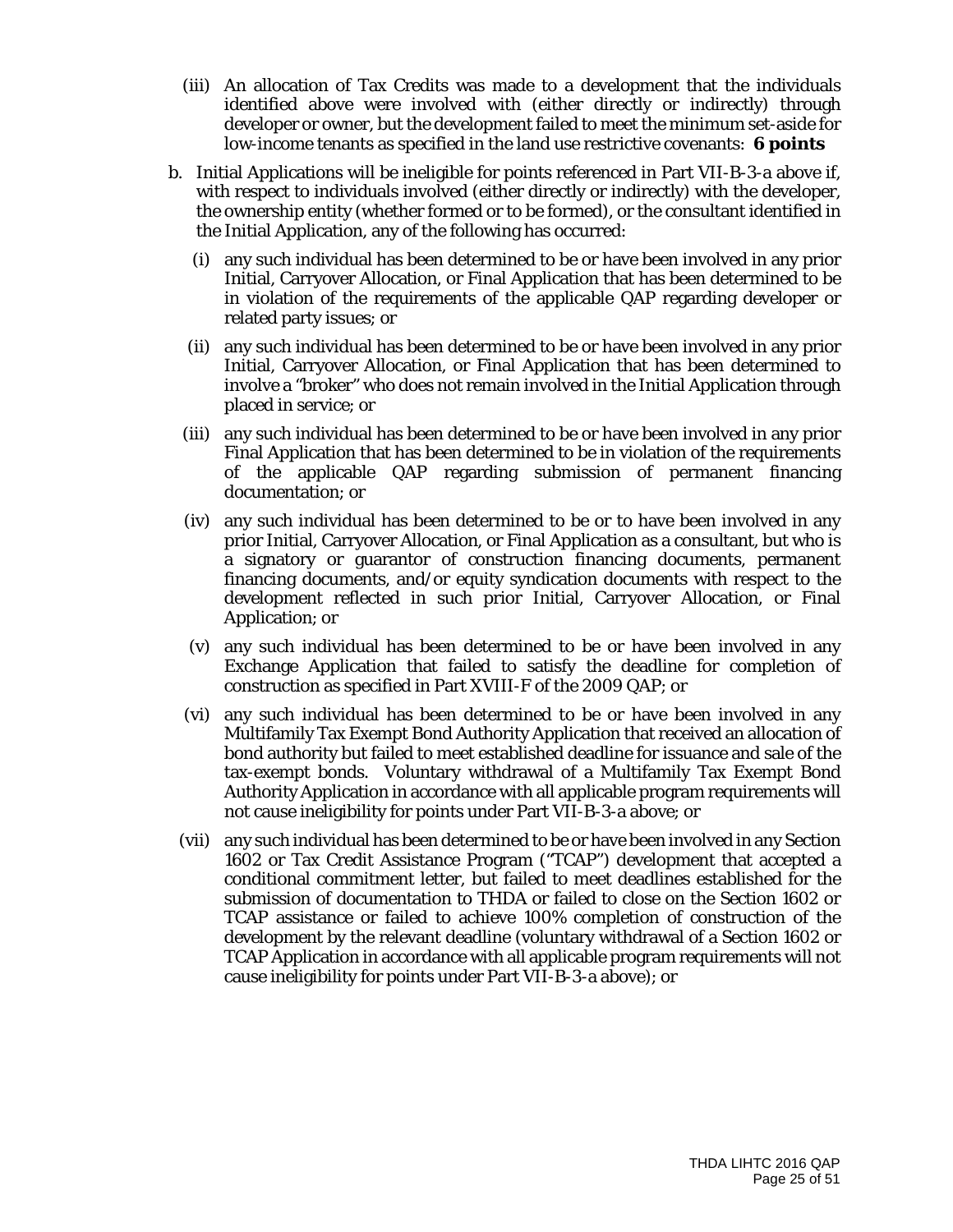(iii) An allocation of Tax Credits was made to a development that the individuals identified above were involved with (either directly or indirectly) through developer or owner, but the development failed to meet the minimum set-aside for low-income tenants as specified in the land use restrictive covenants: **6 points**

b. Initial Applications will be ineligible for points referenced in Part VII-B-3-a above if, with respect to individuals involved (either directly or indirectly) with the developer, the ownership entity (whether formed or to be formed), or the consultant identified in the Initial Application, any of the following has occurred:

   (i) any such individual has been determined to be or have been involved in any prior Initial, Carryover Allocation, or Final Application that has been determined to be in violation of the requirements of the applicable QAP regarding developer or related party issues; or

   (ii) any such individual has been determined to be or have been involved in any prior Initial, Carryover Allocation, or Final Application that has been determined to involve a "broker" who does not remain involved in the Initial Application through placed in service; or

   (iii) any such individual has been determined to be or have been involved in any prior Final Application that has been determined to be in violation of the requirements of the applicable QAP regarding submission of permanent financing documentation; or

   (iv) any such individual has been determined to be or to have been involved in any prior Initial, Carryover Allocation, or Final Application as a consultant, but who is a signatory or guarantor of construction financing documents, permanent financing documents, and/or equity syndication documents with respect to the development reflected in such prior Initial, Carryover Allocation, or Final Application; or

   (v) any such individual has been determined to be or have been involved in any Exchange Application that failed to satisfy the deadline for completion of construction as specified in Part XVIII-F of the 2009 QAP; or

   (vi) any such individual has been determined to be or have been involved in any Multifamily Tax Exempt Bond Authority Application that received an allocation of bond authority but failed to meet established deadline for issuance and sale of the tax-exempt bonds. Voluntary withdrawal of a Multifamily Tax Exempt Bond Authority Application in accordance with all applicable program requirements will not cause ineligibility for points under Part VII-B-3-a above; or

   (vii) any such individual has been determined to be or have been involved in any Section 1602 or Tax Credit Assistance Program ("TCAP") development that accepted a conditional commitment letter, but failed to meet deadlines established for the submission of documentation to THDA or failed to close on the Section 1602 or TCAP assistance or failed to achieve 100% completion of construction of the development by the relevant deadline (voluntary withdrawal of a Section 1602 or TCAP Application in accordance with all applicable program requirements will not cause ineligibility for points under Part VII-B-3-a above); or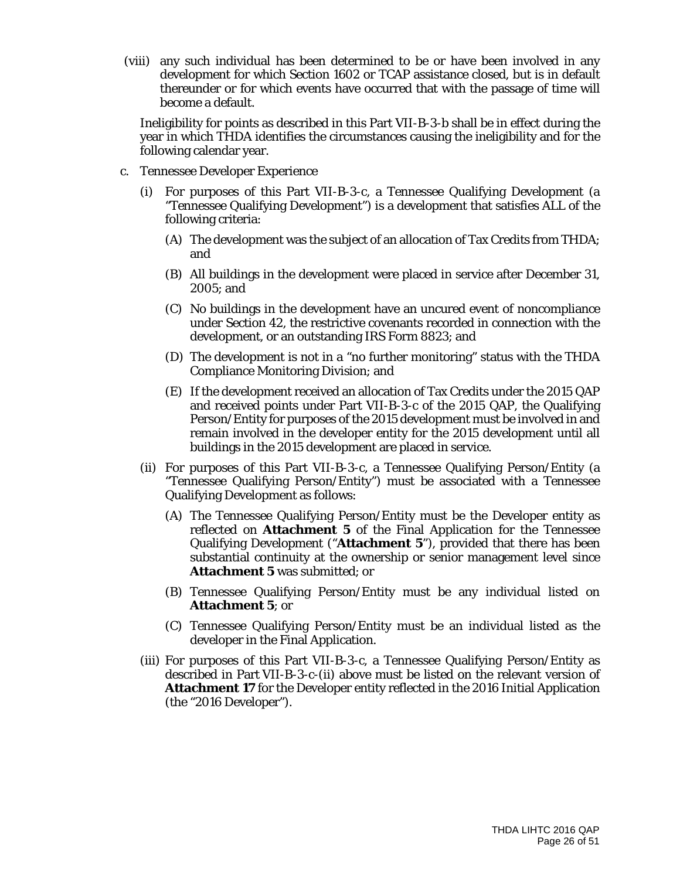(viii) any such individual has been determined to be or have been involved in any development for which Section 1602 or TCAP assistance closed, but is in default thereunder or for which events have occurred that with the passage of time will become a default.

Ineligibility for points as described in this Part VII-B-3-b shall be in effect during the year in which THDA identifies the circumstances causing the ineligibility and for the following calendar year.

c. Tennessee Developer Experience

(i) For purposes of this Part VII-B-3-c, a Tennessee Qualifying Development (a "Tennessee Qualifying Development") is a development that satisfies ALL of the following criteria:

(A) The development was the subject of an allocation of Tax Credits from THDA; and

(B) All buildings in the development were placed in service after December 31, 2005; and

(C) No buildings in the development have an uncured event of noncompliance under Section 42, the restrictive covenants recorded in connection with the development, or an outstanding IRS Form 8823; and

(D) The development is not in a "no further monitoring" status with the THDA Compliance Monitoring Division; and

(E) If the development received an allocation of Tax Credits under the 2015 QAP and received points under Part VII-B-3-c of the 2015 QAP, the Qualifying Person/Entity for purposes of the 2015 development must be involved in and remain involved in the developer entity for the 2015 development until all buildings in the 2015 development are placed in service.

(ii) For purposes of this Part VII-B-3-c, a Tennessee Qualifying Person/Entity (a "Tennessee Qualifying Person/Entity") must be associated with a Tennessee Qualifying Development as follows:

(A) The Tennessee Qualifying Person/Entity must be the Developer entity as reflected on **Attachment 5** of the Final Application for the Tennessee Qualifying Development ("**Attachment 5**"), provided that there has been substantial continuity at the ownership or senior management level since **Attachment 5** was submitted; or

(B) Tennessee Qualifying Person/Entity must be any individual listed on **Attachment 5**; or

(C) Tennessee Qualifying Person/Entity must be an individual listed as the developer in the Final Application.

(iii) For purposes of this Part VII-B-3-c, a Tennessee Qualifying Person/Entity as described in Part VII-B-3-c-(ii) above must be listed on the relevant version of **Attachment 17** for the Developer entity reflected in the 2016 Initial Application (the "2016 Developer").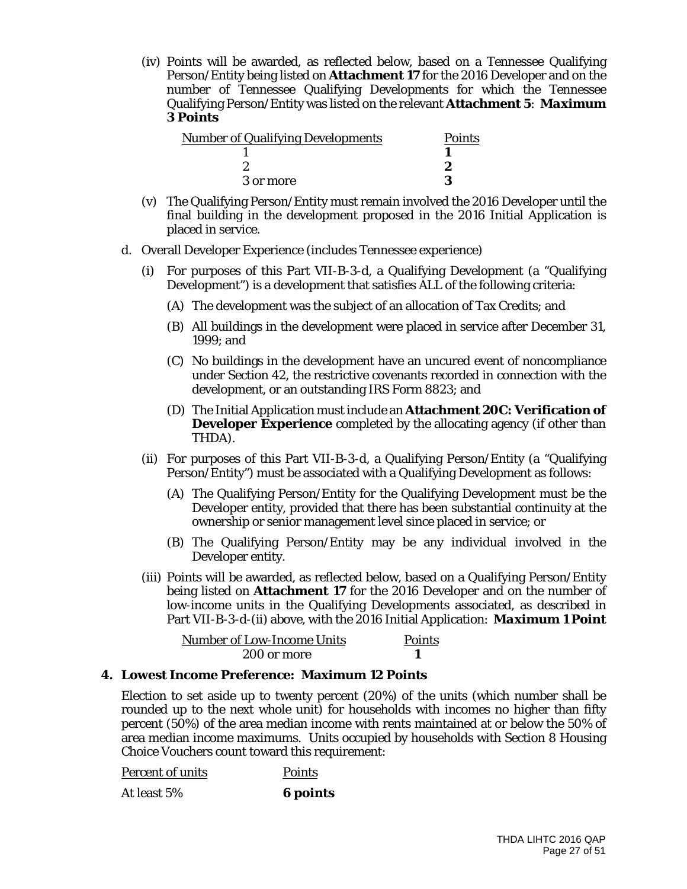(iv) Points will be awarded, as reflected below, based on a Tennessee Qualifying Person/Entity being listed on **Attachment 17** for the 2016 Developer and on the number of Tennessee Qualifying Developments for which the Tennessee Qualifying Person/Entity was listed on the relevant **Attachment 5**: ***Maximum 3 Points***

| Number of Qualifying Developments | Points |
|---|---|
| 1 | **1** |
| 2 | **2** |
| 3 or more | **3** |

(v) The Qualifying Person/Entity must remain involved the 2016 Developer until the final building in the development proposed in the 2016 Initial Application is placed in service.

d. Overall Developer Experience (includes Tennessee experience)

(i) For purposes of this Part VII-B-3-d, a Qualifying Development (a "Qualifying Development") is a development that satisfies ALL of the following criteria:

(A) The development was the subject of an allocation of Tax Credits; and

(B) All buildings in the development were placed in service after December 31, 1999; and

(C) No buildings in the development have an uncured event of noncompliance under Section 42, the restrictive covenants recorded in connection with the development, or an outstanding IRS Form 8823; and

(D) The Initial Application must include an **Attachment 20C: Verification of Developer Experience** completed by the allocating agency (if other than THDA).

(ii) For purposes of this Part VII-B-3-d, a Qualifying Person/Entity (a "Qualifying Person/Entity") must be associated with a Qualifying Development as follows:

(A) The Qualifying Person/Entity for the Qualifying Development must be the Developer entity, provided that there has been substantial continuity at the ownership or senior management level since placed in service; or

(B) The Qualifying Person/Entity may be any individual involved in the Developer entity.

(iii) Points will be awarded, as reflected below, based on a Qualifying Person/Entity being listed on **Attachment 17** for the 2016 Developer and on the number of low-income units in the Qualifying Developments associated, as described in Part VII-B-3-d-(ii) above, with the 2016 Initial Application: ***Maximum 1 Point***

| Number of Low-Income Units | Points |
|---|---|
| 200 or more | **1** |

**4. Lowest Income Preference: Maximum 12 Points**

Election to set aside up to twenty percent (20%) of the units (which number shall be rounded up to the next whole unit) for households with incomes no higher than fifty percent (50%) of the area median income with rents maintained at or below the 50% of area median income maximums. Units occupied by households with Section 8 Housing Choice Vouchers count toward this requirement:

| Percent of units | Points |
|---|---|
| At least 5% | **6 points** |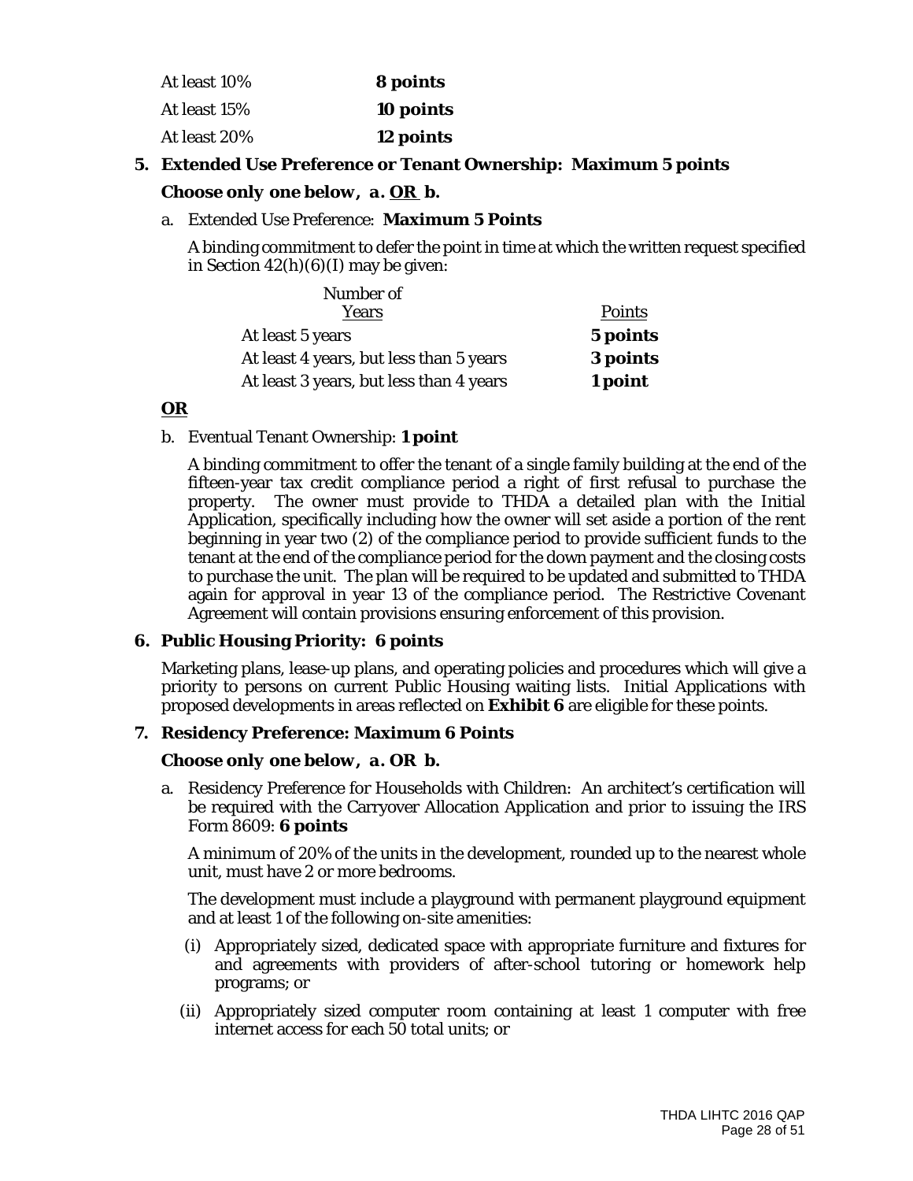| | |
|---|---|
| At least 10% | **8 points** |
| At least 15% | **10 points** |
| At least 20% | **12 points** |

**5. Extended Use Preference or Tenant Ownership: Maximum 5 points**

***Choose only one below, a. OR b.***

a. Extended Use Preference: **Maximum 5 Points**

A binding commitment to defer the point in time at which the written request specified in Section 42(h)(6)(I) may be given:

| Number of Years | Points |
|---|---|
| At least 5 years | **5 points** |
| At least 4 years, but less than 5 years | **3 points** |
| At least 3 years, but less than 4 years | **1 point** |

**OR**

b. Eventual Tenant Ownership: **1 point**

A binding commitment to offer the tenant of a single family building at the end of the fifteen-year tax credit compliance period a right of first refusal to purchase the property. The owner must provide to THDA a detailed plan with the Initial Application, specifically including how the owner will set aside a portion of the rent beginning in year two (2) of the compliance period to provide sufficient funds to the tenant at the end of the compliance period for the down payment and the closing costs to purchase the unit. The plan will be required to be updated and submitted to THDA again for approval in year 13 of the compliance period. The Restrictive Covenant Agreement will contain provisions ensuring enforcement of this provision.

**6. Public Housing Priority: 6 points**

Marketing plans, lease-up plans, and operating policies and procedures which will give a priority to persons on current Public Housing waiting lists. Initial Applications with proposed developments in areas reflected on **Exhibit 6** are eligible for these points.

**7. Residency Preference: Maximum 6 Points**

***Choose only one below, a. OR b.***

a. Residency Preference for Households with Children: An architect's certification will be required with the Carryover Allocation Application and prior to issuing the IRS Form 8609: **6 points**

A minimum of 20% of the units in the development, rounded up to the nearest whole unit, must have 2 or more bedrooms.

The development must include a playground with permanent playground equipment and at least 1 of the following on-site amenities:

(i) Appropriately sized, dedicated space with appropriate furniture and fixtures for and agreements with providers of after-school tutoring or homework help programs; or

(ii) Appropriately sized computer room containing at least 1 computer with free internet access for each 50 total units; or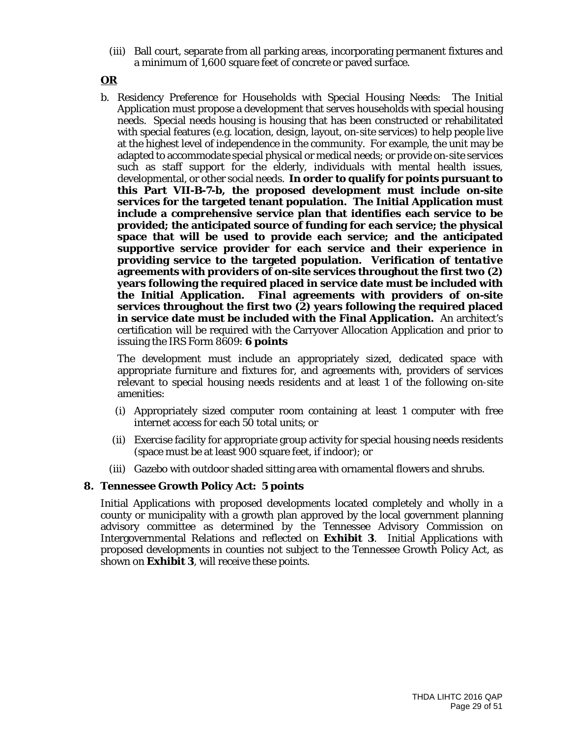(iii) Ball court, separate from all parking areas, incorporating permanent fixtures and a minimum of 1,600 square feet of concrete or paved surface.

***OR***

b. Residency Preference for Households with Special Housing Needs: The Initial Application must propose a development that serves households with special housing needs. Special needs housing is housing that has been constructed or rehabilitated with special features (e.g. location, design, layout, on-site services) to help people live at the highest level of independence in the community. For example, the unit may be adapted to accommodate special physical or medical needs; or provide on-site services such as staff support for the elderly, individuals with mental health issues, developmental, or other social needs. **In order to qualify for points pursuant to this Part VII-B-7-b, the proposed development must include on-site services for the targeted tenant population. The Initial Application must include a comprehensive service plan that identifies each service to be provided; the anticipated source of funding for each service; the physical space that will be used to provide each service; and the anticipated supportive service provider for each service and their experience in providing service to the targeted population. Verification of *tentative* agreements with providers of on-site services throughout the first two (2) years following the required placed in service date must be included with the Initial Application. *Final* agreements with providers of on-site services throughout the first two (2) years following the required placed in service date must be included with the Final Application.** An architect's certification will be required with the Carryover Allocation Application and prior to issuing the IRS Form 8609: **6 points**

The development must include an appropriately sized, dedicated space with appropriate furniture and fixtures for, and agreements with, providers of services relevant to special housing needs residents and at least 1 of the following on-site amenities:

(i) Appropriately sized computer room containing at least 1 computer with free internet access for each 50 total units; or

(ii) Exercise facility for appropriate group activity for special housing needs residents (space must be at least 900 square feet, if indoor); or

(iii) Gazebo with outdoor shaded sitting area with ornamental flowers and shrubs.

**8. Tennessee Growth Policy Act: 5 points**

Initial Applications with proposed developments located completely and wholly in a county or municipality with a growth plan approved by the local government planning advisory committee as determined by the Tennessee Advisory Commission on Intergovernmental Relations and reflected on **Exhibit 3**. Initial Applications with proposed developments in counties not subject to the Tennessee Growth Policy Act, as shown on **Exhibit 3**, will receive these points.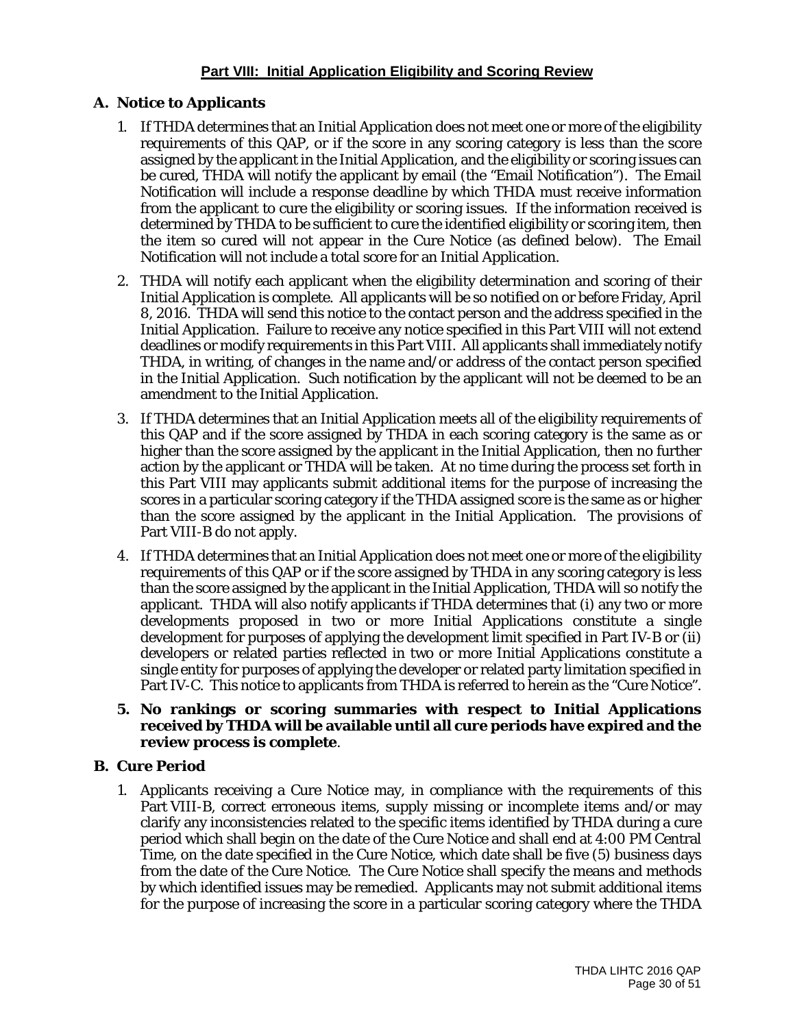## Part VIII: Initial Application Eligibility and Scoring Review

### A. Notice to Applicants

1. If THDA determines that an Initial Application does not meet one or more of the eligibility requirements of this QAP, or if the score in any scoring category is less than the score assigned by the applicant in the Initial Application, and the eligibility or scoring issues can be cured, THDA will notify the applicant by email (the "Email Notification"). The Email Notification will include a response deadline by which THDA must receive information from the applicant to cure the eligibility or scoring issues. If the information received is determined by THDA to be sufficient to cure the identified eligibility or scoring item, then the item so cured will not appear in the Cure Notice (as defined below). The Email Notification will not include a total score for an Initial Application.

2. THDA will notify each applicant when the eligibility determination and scoring of their Initial Application is complete. All applicants will be so notified on or before Friday, April 8, 2016. THDA will send this notice to the contact person and the address specified in the Initial Application. Failure to receive any notice specified in this Part VIII will not extend deadlines or modify requirements in this Part VIII. All applicants shall immediately notify THDA, in writing, of changes in the name and/or address of the contact person specified in the Initial Application. Such notification by the applicant will not be deemed to be an amendment to the Initial Application.

3. If THDA determines that an Initial Application meets all of the eligibility requirements of this QAP and if the score assigned by THDA in each scoring category is the same as or higher than the score assigned by the applicant in the Initial Application, then no further action by the applicant or THDA will be taken. At no time during the process set forth in this Part VIII may applicants submit additional items for the purpose of increasing the scores in a particular scoring category if the THDA assigned score is the same as or higher than the score assigned by the applicant in the Initial Application. The provisions of Part VIII-B do not apply.

4. If THDA determines that an Initial Application does not meet one or more of the eligibility requirements of this QAP or if the score assigned by THDA in any scoring category is less than the score assigned by the applicant in the Initial Application, THDA will so notify the applicant. THDA will also notify applicants if THDA determines that (i) any two or more developments proposed in two or more Initial Applications constitute a single development for purposes of applying the development limit specified in Part IV-B or (ii) developers or related parties reflected in two or more Initial Applications constitute a single entity for purposes of applying the developer or related party limitation specified in Part IV-C. This notice to applicants from THDA is referred to herein as the "Cure Notice".

5. **No rankings or scoring summaries with respect to Initial Applications received by THDA will be available until all cure periods have expired and the review process is complete**.

### B. Cure Period

1. Applicants receiving a Cure Notice may, in compliance with the requirements of this Part VIII-B, correct erroneous items, supply missing or incomplete items and/or may clarify any inconsistencies related to the specific items identified by THDA during a cure period which shall begin on the date of the Cure Notice and shall end at 4:00 PM Central Time, on the date specified in the Cure Notice, which date shall be five (5) business days from the date of the Cure Notice. The Cure Notice shall specify the means and methods by which identified issues may be remedied. Applicants may not submit additional items for the purpose of increasing the score in a particular scoring category where the THDA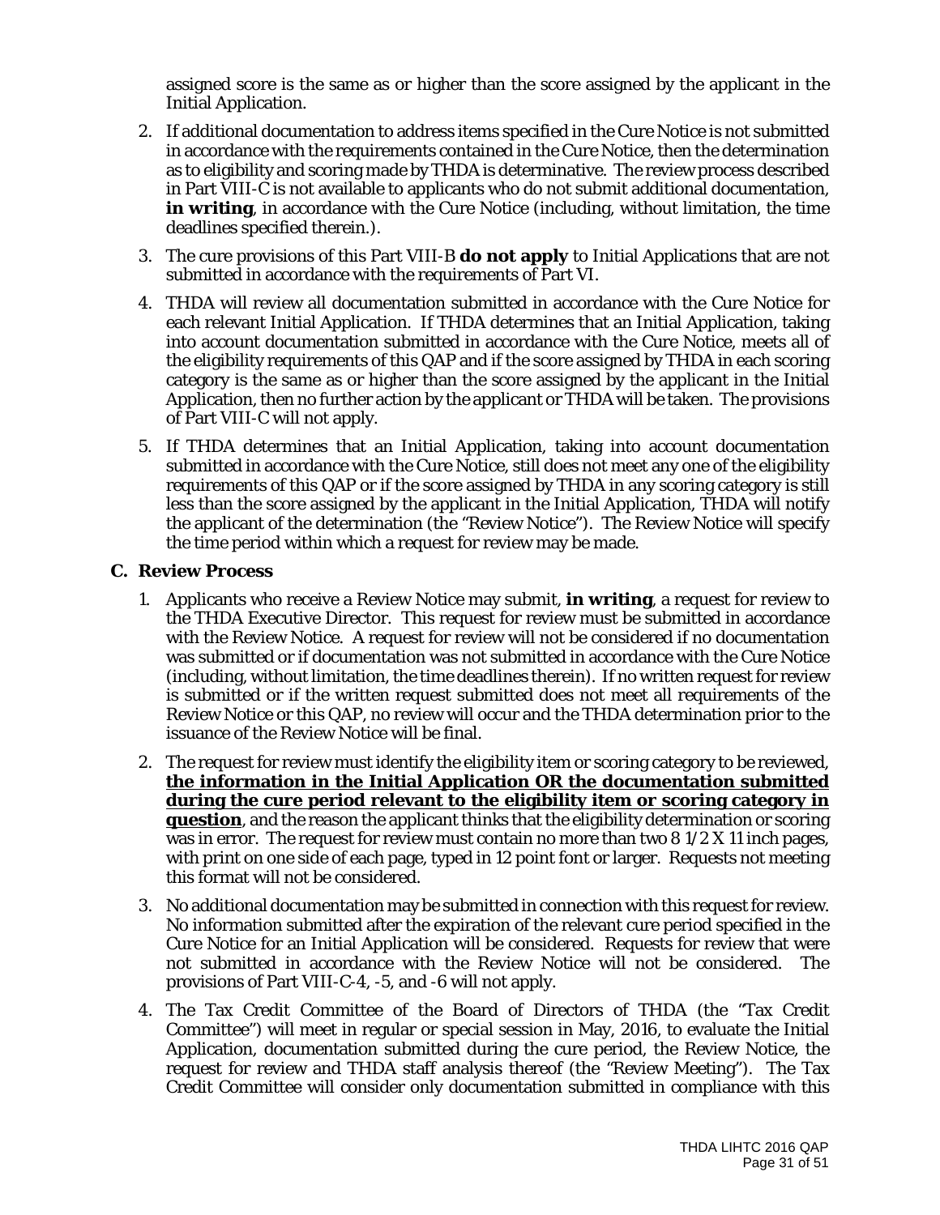assigned score is the same as or higher than the score assigned by the applicant in the Initial Application.

2. If additional documentation to address items specified in the Cure Notice is not submitted in accordance with the requirements contained in the Cure Notice, then the determination as to eligibility and scoring made by THDA is determinative. The review process described in Part VIII-C is not available to applicants who do not submit additional documentation, **in writing**, in accordance with the Cure Notice (including, without limitation, the time deadlines specified therein.).

3. The cure provisions of this Part VIII-B **do not apply** to Initial Applications that are not submitted in accordance with the requirements of Part VI.

4. THDA will review all documentation submitted in accordance with the Cure Notice for each relevant Initial Application. If THDA determines that an Initial Application, taking into account documentation submitted in accordance with the Cure Notice, meets all of the eligibility requirements of this QAP and if the score assigned by THDA in each scoring category is the same as or higher than the score assigned by the applicant in the Initial Application, then no further action by the applicant or THDA will be taken. The provisions of Part VIII-C will not apply.

5. If THDA determines that an Initial Application, taking into account documentation submitted in accordance with the Cure Notice, still does not meet any one of the eligibility requirements of this QAP or if the score assigned by THDA in any scoring category is still less than the score assigned by the applicant in the Initial Application, THDA will notify the applicant of the determination (the "Review Notice"). The Review Notice will specify the time period within which a request for review may be made.

### C. Review Process

1. Applicants who receive a Review Notice may submit, **in writing**, a request for review to the THDA Executive Director. This request for review must be submitted in accordance with the Review Notice. A request for review will not be considered if no documentation was submitted or if documentation was not submitted in accordance with the Cure Notice (including, without limitation, the time deadlines therein). If no written request for review is submitted or if the written request submitted does not meet all requirements of the Review Notice or this QAP, no review will occur and the THDA determination prior to the issuance of the Review Notice will be final.

2. The request for review must identify the eligibility item or scoring category to be reviewed, **<u>the information in the Initial Application OR the documentation submitted during the cure period relevant to the eligibility item or scoring category in question</u>**, and the reason the applicant thinks that the eligibility determination or scoring was in error. The request for review must contain no more than two 8 1/2 X 11 inch pages, with print on one side of each page, typed in 12 point font or larger. Requests not meeting this format will not be considered.

3. No additional documentation may be submitted in connection with this request for review. No information submitted after the expiration of the relevant cure period specified in the Cure Notice for an Initial Application will be considered. Requests for review that were not submitted in accordance with the Review Notice will not be considered. The provisions of Part VIII-C-4, -5, and -6 will not apply.

4. The Tax Credit Committee of the Board of Directors of THDA (the "Tax Credit Committee") will meet in regular or special session in May, 2016, to evaluate the Initial Application, documentation submitted during the cure period, the Review Notice, the request for review and THDA staff analysis thereof (the "Review Meeting"). The Tax Credit Committee will consider only documentation submitted in compliance with this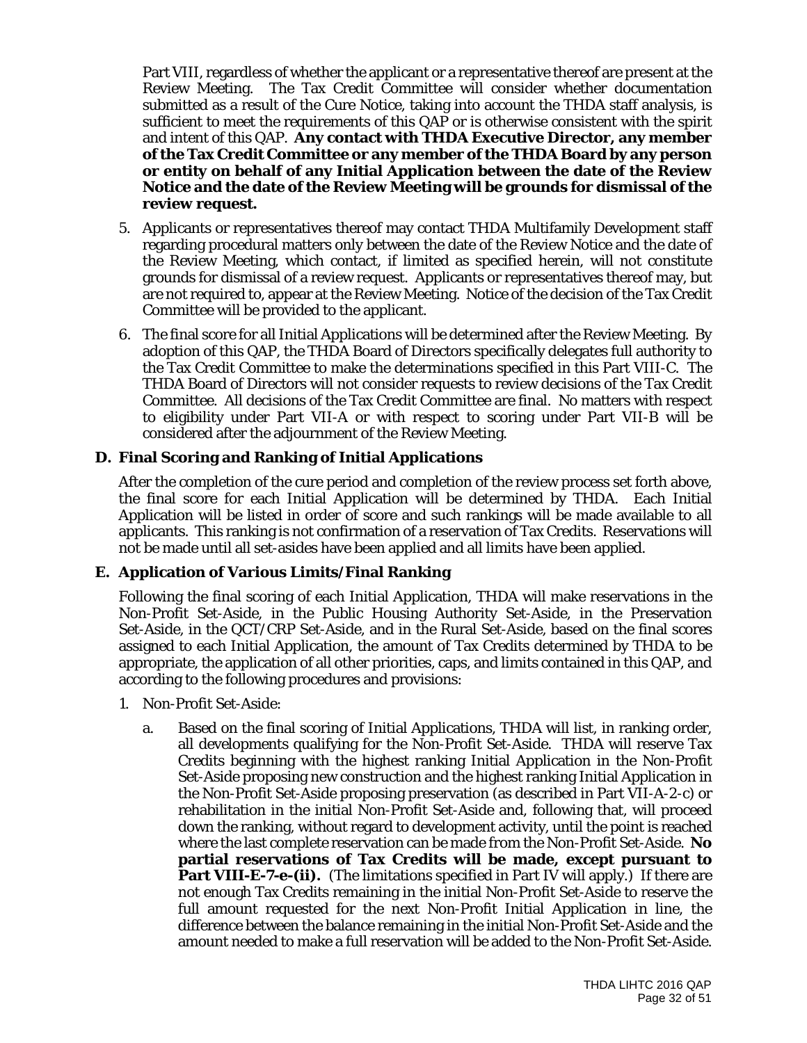Part VIII, regardless of whether the applicant or a representative thereof are present at the Review Meeting. The Tax Credit Committee will consider whether documentation submitted as a result of the Cure Notice, taking into account the THDA staff analysis, is sufficient to meet the requirements of this QAP or is otherwise consistent with the spirit and intent of this QAP. **Any contact with THDA Executive Director, any member of the Tax Credit Committee or any member of the THDA Board by any person or entity on behalf of any Initial Application between the date of the Review Notice and the date of the Review Meeting will be grounds for dismissal of the review request.**

5. Applicants or representatives thereof may contact THDA Multifamily Development staff regarding procedural matters only between the date of the Review Notice and the date of the Review Meeting, which contact, if limited as specified herein, will not constitute grounds for dismissal of a review request. Applicants or representatives thereof may, but are not required to, appear at the Review Meeting. Notice of the decision of the Tax Credit Committee will be provided to the applicant.

6. The final score for all Initial Applications will be determined after the Review Meeting. By adoption of this QAP, the THDA Board of Directors specifically delegates full authority to the Tax Credit Committee to make the determinations specified in this Part VIII-C. The THDA Board of Directors will not consider requests to review decisions of the Tax Credit Committee. All decisions of the Tax Credit Committee are final. No matters with respect to eligibility under Part VII-A or with respect to scoring under Part VII-B will be considered after the adjournment of the Review Meeting.

**D. Final Scoring and Ranking of Initial Applications**

After the completion of the cure period and completion of the review process set forth above, the final score for each Initial Application will be determined by THDA. Each Initial Application will be listed in order of score and such rankings will be made available to all applicants. This ranking is not confirmation of a reservation of Tax Credits. Reservations will not be made until all set-asides have been applied and all limits have been applied.

**E. Application of Various Limits/Final Ranking**

Following the final scoring of each Initial Application, THDA will make reservations in the Non-Profit Set-Aside, in the Public Housing Authority Set-Aside, in the Preservation Set-Aside, in the QCT/CRP Set-Aside, and in the Rural Set-Aside, based on the final scores assigned to each Initial Application, the amount of Tax Credits determined by THDA to be appropriate, the application of all other priorities, caps, and limits contained in this QAP, and according to the following procedures and provisions:

1. Non-Profit Set-Aside:

   a. Based on the final scoring of Initial Applications, THDA will list, in ranking order, all developments qualifying for the Non-Profit Set-Aside. THDA will reserve Tax Credits beginning with the highest ranking Initial Application in the Non-Profit Set-Aside proposing new construction and the highest ranking Initial Application in the Non-Profit Set-Aside proposing preservation (as described in Part VII-A-2-c) or rehabilitation in the initial Non-Profit Set-Aside and, following that, will proceed down the ranking, without regard to development activity, until the point is reached where the last complete reservation can be made from the Non-Profit Set-Aside. **No partial reservations of Tax Credits will be made, except pursuant to Part VIII-E-7-e-(ii).** (The limitations specified in Part IV will apply.) If there are not enough Tax Credits remaining in the initial Non-Profit Set-Aside to reserve the full amount requested for the next Non-Profit Initial Application in line, the difference between the balance remaining in the initial Non-Profit Set-Aside and the amount needed to make a full reservation will be added to the Non-Profit Set-Aside.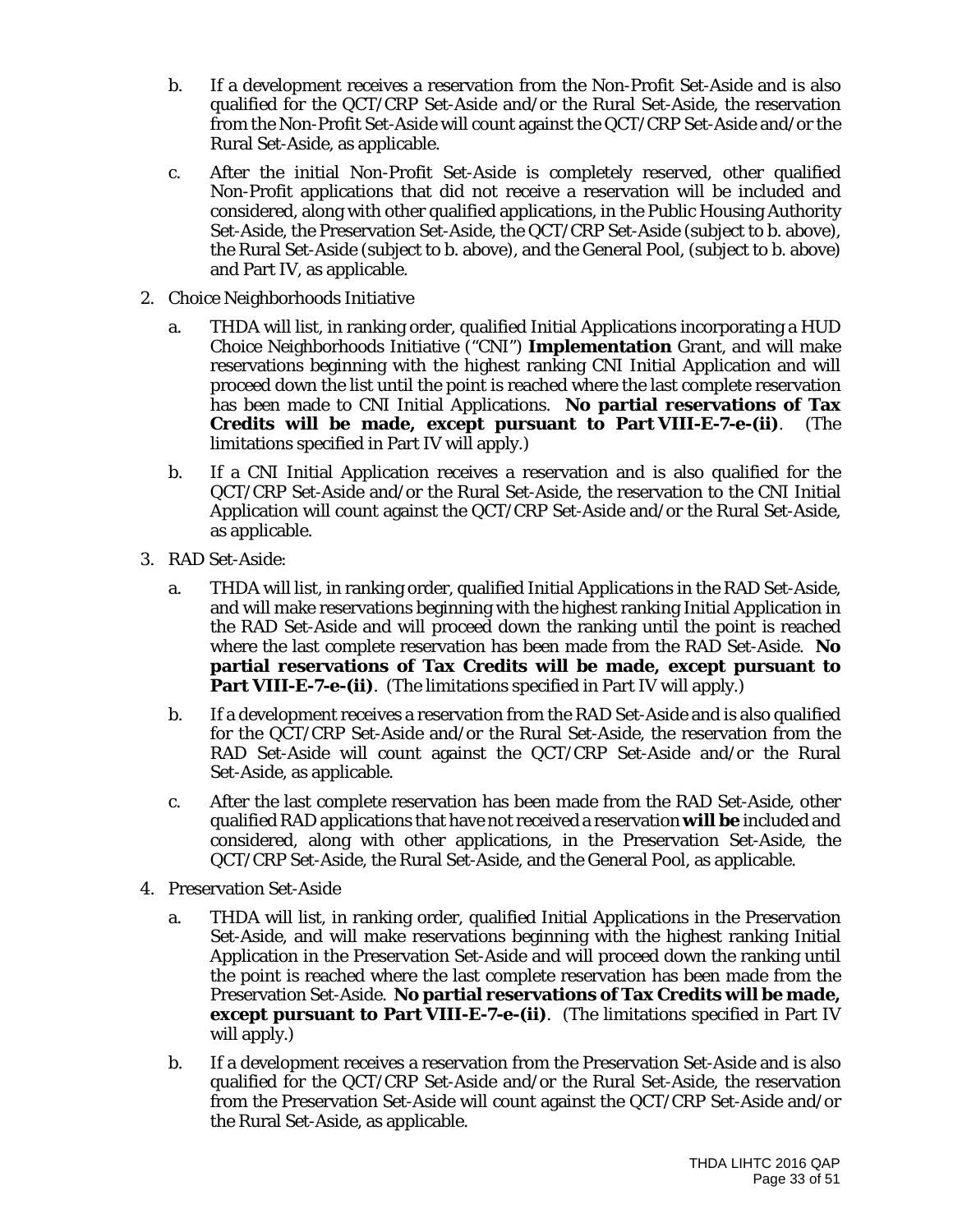b. If a development receives a reservation from the Non-Profit Set-Aside and is also qualified for the QCT/CRP Set-Aside and/or the Rural Set-Aside, the reservation from the Non-Profit Set-Aside will count against the QCT/CRP Set-Aside and/or the Rural Set-Aside, as applicable.

c. After the initial Non-Profit Set-Aside is completely reserved, other qualified Non-Profit applications that did not receive a reservation will be included and considered, along with other qualified applications, in the Public Housing Authority Set-Aside, the Preservation Set-Aside, the QCT/CRP Set-Aside (subject to b. above), the Rural Set-Aside (subject to b. above), and the General Pool, (subject to b. above) and Part IV, as applicable.

2. Choice Neighborhoods Initiative

   a. THDA will list, in ranking order, qualified Initial Applications incorporating a HUD Choice Neighborhoods Initiative ("CNI") **Implementation** Grant, and will make reservations beginning with the highest ranking CNI Initial Application and will proceed down the list until the point is reached where the last complete reservation has been made to CNI Initial Applications. **No partial reservations of Tax Credits will be made, except pursuant to Part VIII-E-7-e-(ii)**. (The limitations specified in Part IV will apply.)

   b. If a CNI Initial Application receives a reservation and is also qualified for the QCT/CRP Set-Aside and/or the Rural Set-Aside, the reservation to the CNI Initial Application will count against the QCT/CRP Set-Aside and/or the Rural Set-Aside, as applicable.

3. RAD Set-Aside:

   a. THDA will list, in ranking order, qualified Initial Applications in the RAD Set-Aside, and will make reservations beginning with the highest ranking Initial Application in the RAD Set-Aside and will proceed down the ranking until the point is reached where the last complete reservation has been made from the RAD Set-Aside. **No partial reservations of Tax Credits will be made, except pursuant to Part VIII-E-7-e-(ii)**. (The limitations specified in Part IV will apply.)

   b. If a development receives a reservation from the RAD Set-Aside and is also qualified for the QCT/CRP Set-Aside and/or the Rural Set-Aside, the reservation from the RAD Set-Aside will count against the QCT/CRP Set-Aside and/or the Rural Set-Aside, as applicable.

   c. After the last complete reservation has been made from the RAD Set-Aside, other qualified RAD applications that have not received a reservation **will be** included and considered, along with other applications, in the Preservation Set-Aside, the QCT/CRP Set-Aside, the Rural Set-Aside, and the General Pool, as applicable.

4. Preservation Set-Aside

   a. THDA will list, in ranking order, qualified Initial Applications in the Preservation Set-Aside, and will make reservations beginning with the highest ranking Initial Application in the Preservation Set-Aside and will proceed down the ranking until the point is reached where the last complete reservation has been made from the Preservation Set-Aside. **No partial reservations of Tax Credits will be made, except pursuant to Part VIII-E-7-e-(ii)**. (The limitations specified in Part IV will apply.)

   b. If a development receives a reservation from the Preservation Set-Aside and is also qualified for the QCT/CRP Set-Aside and/or the Rural Set-Aside, the reservation from the Preservation Set-Aside will count against the QCT/CRP Set-Aside and/or the Rural Set-Aside, as applicable.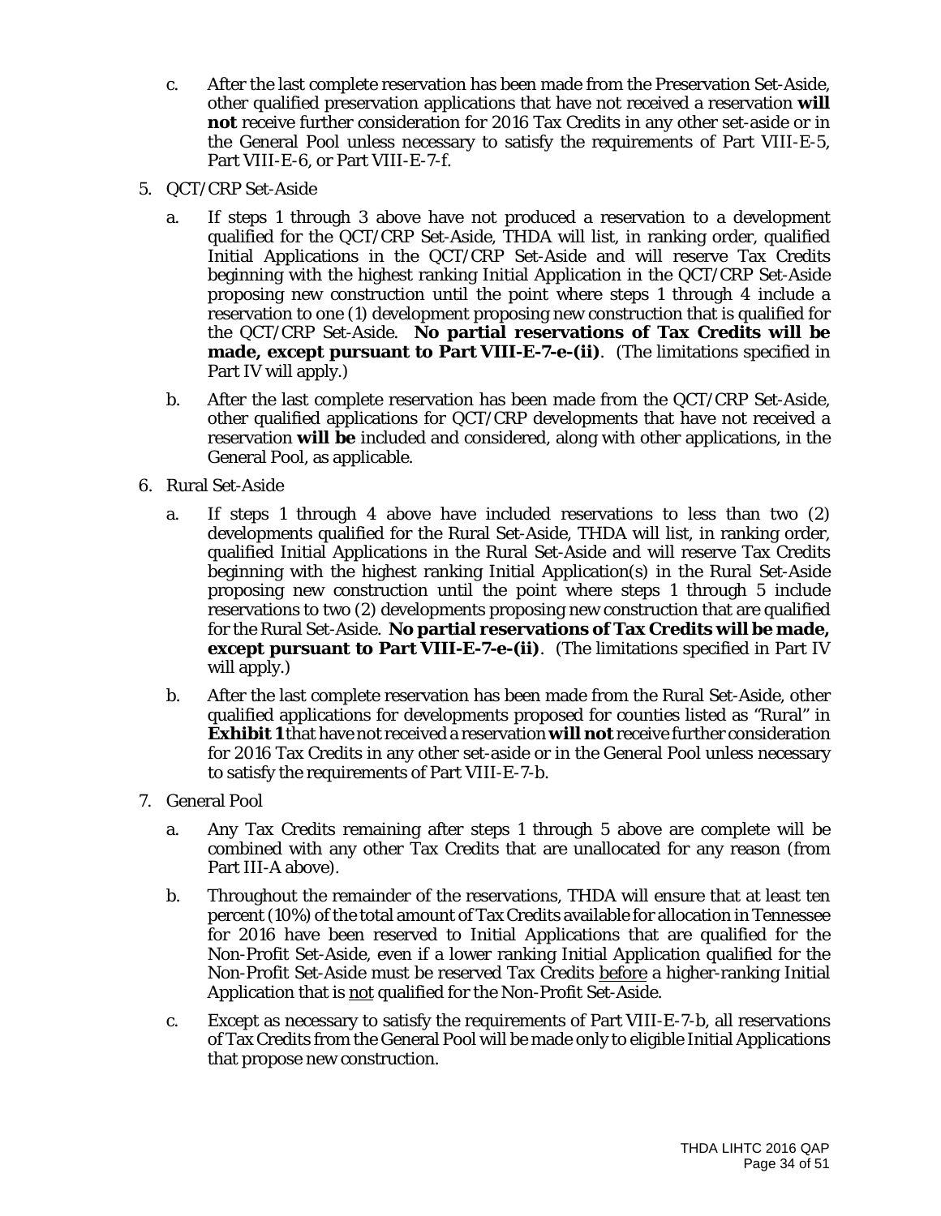c. After the last complete reservation has been made from the Preservation Set-Aside, other qualified preservation applications that have not received a reservation **will not** receive further consideration for 2016 Tax Credits in any other set-aside or in the General Pool unless necessary to satisfy the requirements of Part VIII-E-5, Part VIII-E-6, or Part VIII-E-7-f.

5. QCT/CRP Set-Aside

   a. If steps 1 through 3 above have not produced a reservation to a development qualified for the QCT/CRP Set-Aside, THDA will list, in ranking order, qualified Initial Applications in the QCT/CRP Set-Aside and will reserve Tax Credits beginning with the highest ranking Initial Application in the QCT/CRP Set-Aside proposing new construction until the point where steps 1 through 4 include a reservation to one (1) development proposing new construction that is qualified for the QCT/CRP Set-Aside. **No partial reservations of Tax Credits will be made, except pursuant to Part VIII-E-7-e-(ii)**. (The limitations specified in Part IV will apply.)

   b. After the last complete reservation has been made from the QCT/CRP Set-Aside, other qualified applications for QCT/CRP developments that have not received a reservation **will be** included and considered, along with other applications, in the General Pool, as applicable.

6. Rural Set-Aside

   a. If steps 1 through 4 above have included reservations to less than two (2) developments qualified for the Rural Set-Aside, THDA will list, in ranking order, qualified Initial Applications in the Rural Set-Aside and will reserve Tax Credits beginning with the highest ranking Initial Application(s) in the Rural Set-Aside proposing new construction until the point where steps 1 through 5 include reservations to two (2) developments proposing new construction that are qualified for the Rural Set-Aside. **No partial reservations of Tax Credits will be made, except pursuant to Part VIII-E-7-e-(ii)**. (The limitations specified in Part IV will apply.)

   b. After the last complete reservation has been made from the Rural Set-Aside, other qualified applications for developments proposed for counties listed as "Rural" in **Exhibit 1** that have not received a reservation **will not** receive further consideration for 2016 Tax Credits in any other set-aside or in the General Pool unless necessary to satisfy the requirements of Part VIII-E-7-b.

7. General Pool

   a. Any Tax Credits remaining after steps 1 through 5 above are complete will be combined with any other Tax Credits that are unallocated for any reason (from Part III-A above).

   b. Throughout the remainder of the reservations, THDA will ensure that at least ten percent (10%) of the total amount of Tax Credits available for allocation in Tennessee for 2016 have been reserved to Initial Applications that are qualified for the Non-Profit Set-Aside, even if a lower ranking Initial Application qualified for the Non-Profit Set-Aside must be reserved Tax Credits <u>before</u> a higher-ranking Initial Application that is <u>not</u> qualified for the Non-Profit Set-Aside.

   c. Except as necessary to satisfy the requirements of Part VIII-E-7-b, all reservations of Tax Credits from the General Pool will be made only to eligible Initial Applications that propose new construction.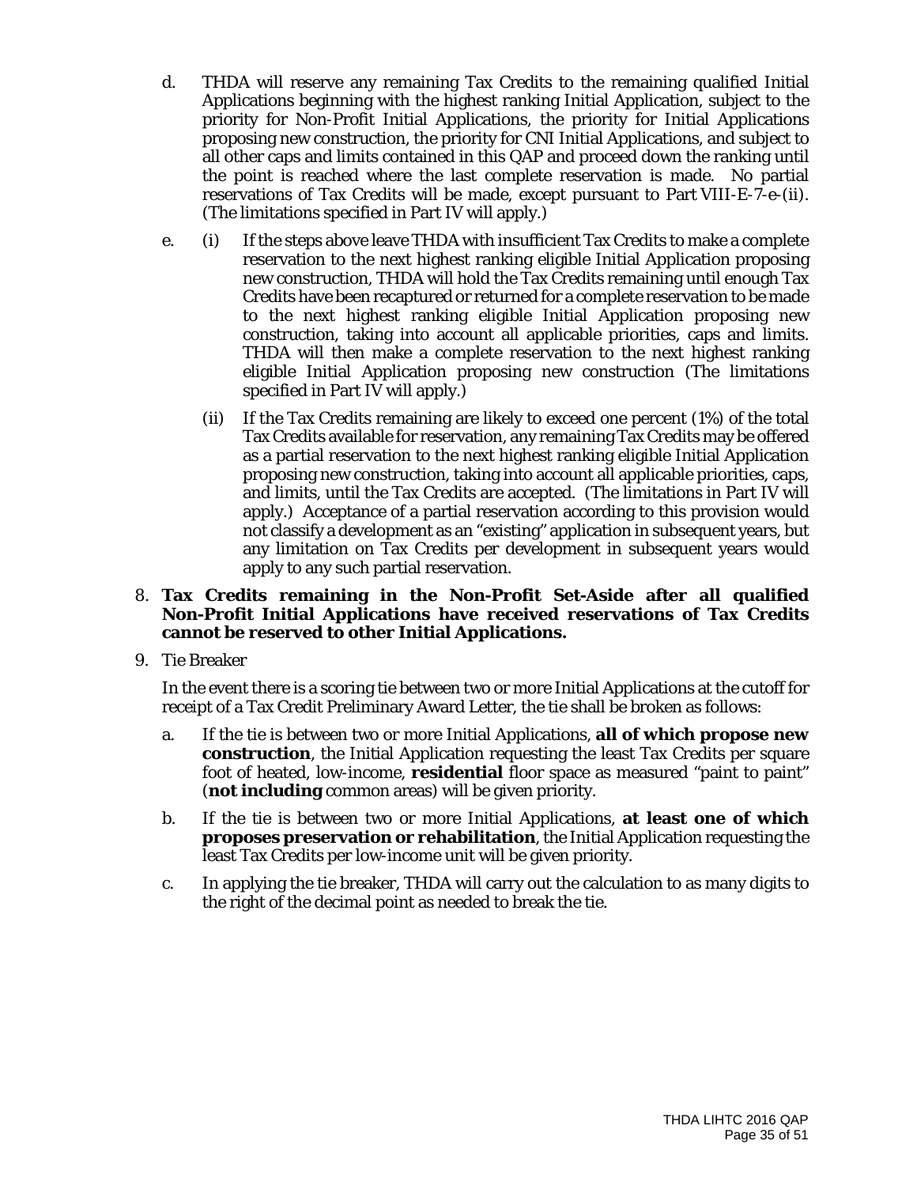d. THDA will reserve any remaining Tax Credits to the remaining qualified Initial Applications beginning with the highest ranking Initial Application, subject to the priority for Non-Profit Initial Applications, the priority for Initial Applications proposing new construction, the priority for CNI Initial Applications, and subject to all other caps and limits contained in this QAP and proceed down the ranking until the point is reached where the last complete reservation is made. No partial reservations of Tax Credits will be made, except pursuant to Part VIII-E-7-e-(ii). (The limitations specified in Part IV will apply.)

e. (i) If the steps above leave THDA with insufficient Tax Credits to make a complete reservation to the next highest ranking eligible Initial Application proposing new construction, THDA will hold the Tax Credits remaining until enough Tax Credits have been recaptured or returned for a complete reservation to be made to the next highest ranking eligible Initial Application proposing new construction, taking into account all applicable priorities, caps and limits. THDA will then make a complete reservation to the next highest ranking eligible Initial Application proposing new construction (The limitations specified in Part IV will apply.)

   (ii) If the Tax Credits remaining are likely to exceed one percent (1%) of the total Tax Credits available for reservation, any remaining Tax Credits may be offered as a partial reservation to the next highest ranking eligible Initial Application proposing new construction, taking into account all applicable priorities, caps, and limits, until the Tax Credits are accepted. (The limitations in Part IV will apply.) Acceptance of a partial reservation according to this provision would not classify a development as an "existing" application in subsequent years, but any limitation on Tax Credits per development in subsequent years would apply to any such partial reservation.

8. **Tax Credits remaining in the Non-Profit Set-Aside after all qualified Non-Profit Initial Applications have received reservations of Tax Credits cannot be reserved to other Initial Applications.**

9. Tie Breaker

   In the event there is a scoring tie between two or more Initial Applications at the cutoff for receipt of a Tax Credit Preliminary Award Letter, the tie shall be broken as follows:

   a. If the tie is between two or more Initial Applications, **all of which propose new construction**, the Initial Application requesting the least Tax Credits per square foot of heated, low-income, **residential** floor space as measured "paint to paint" (**not including** common areas) will be given priority.

   b. If the tie is between two or more Initial Applications, **at least one of which proposes preservation or rehabilitation**, the Initial Application requesting the least Tax Credits per low-income unit will be given priority.

   c. In applying the tie breaker, THDA will carry out the calculation to as many digits to the right of the decimal point as needed to break the tie.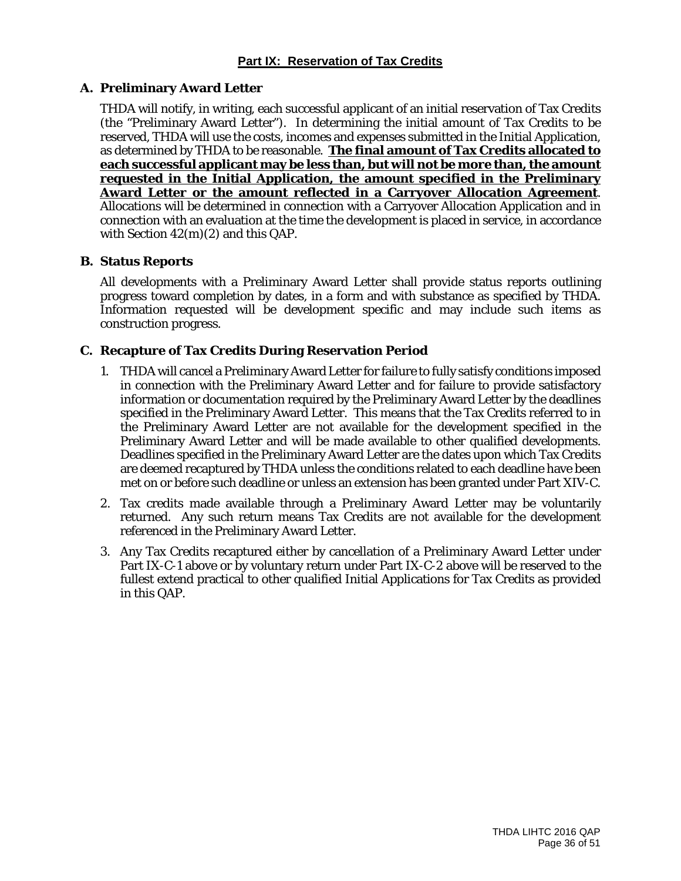## Part IX: Reservation of Tax Credits

### A. Preliminary Award Letter

THDA will notify, in writing, each successful applicant of an initial reservation of Tax Credits (the "Preliminary Award Letter"). In determining the initial amount of Tax Credits to be reserved, THDA will use the costs, incomes and expenses submitted in the Initial Application, as determined by THDA to be reasonable. **The final amount of Tax Credits allocated to each successful applicant may be less than, but will not be more than, the amount requested in the Initial Application, the amount specified in the Preliminary Award Letter or the amount reflected in a Carryover Allocation Agreement**. Allocations will be determined in connection with a Carryover Allocation Application and in connection with an evaluation at the time the development is placed in service, in accordance with Section 42(m)(2) and this QAP.

### B. Status Reports

All developments with a Preliminary Award Letter shall provide status reports outlining progress toward completion by dates, in a form and with substance as specified by THDA. Information requested will be development specific and may include such items as construction progress.

### C. Recapture of Tax Credits During Reservation Period

1. THDA will cancel a Preliminary Award Letter for failure to fully satisfy conditions imposed in connection with the Preliminary Award Letter and for failure to provide satisfactory information or documentation required by the Preliminary Award Letter by the deadlines specified in the Preliminary Award Letter. This means that the Tax Credits referred to in the Preliminary Award Letter are not available for the development specified in the Preliminary Award Letter and will be made available to other qualified developments. Deadlines specified in the Preliminary Award Letter are the dates upon which Tax Credits are deemed recaptured by THDA unless the conditions related to each deadline have been met on or before such deadline or unless an extension has been granted under Part XIV-C.

2. Tax credits made available through a Preliminary Award Letter may be voluntarily returned. Any such return means Tax Credits are not available for the development referenced in the Preliminary Award Letter.

3. Any Tax Credits recaptured either by cancellation of a Preliminary Award Letter under Part IX-C-1 above or by voluntary return under Part IX-C-2 above will be reserved to the fullest extend practical to other qualified Initial Applications for Tax Credits as provided in this QAP.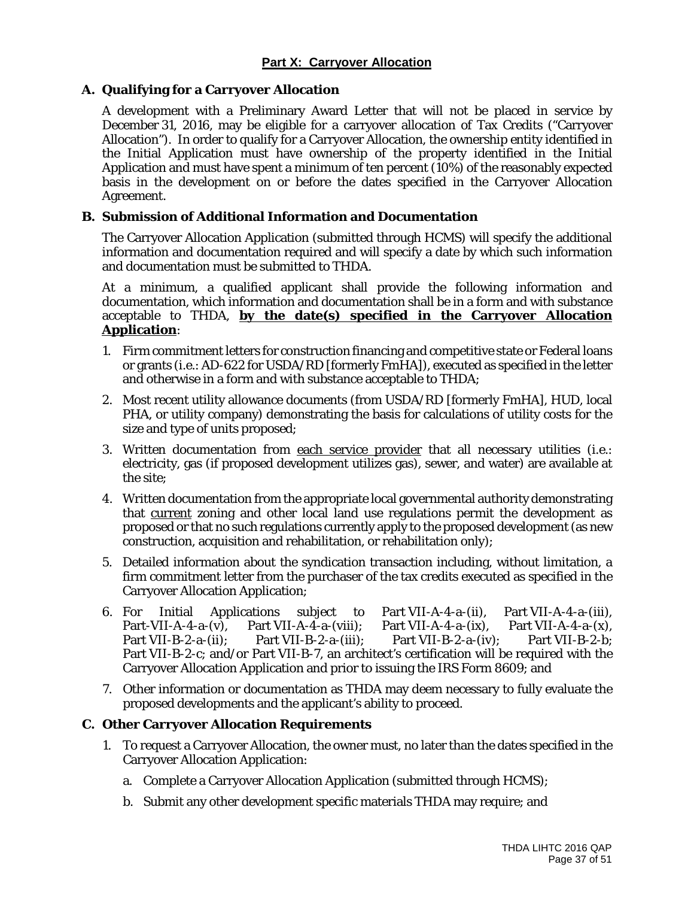## Part X: Carryover Allocation

### A. Qualifying for a Carryover Allocation

A development with a Preliminary Award Letter that will not be placed in service by December 31, 2016, may be eligible for a carryover allocation of Tax Credits ("Carryover Allocation"). In order to qualify for a Carryover Allocation, the ownership entity identified in the Initial Application must have ownership of the property identified in the Initial Application and must have spent a minimum of ten percent (10%) of the reasonably expected basis in the development on or before the dates specified in the Carryover Allocation Agreement.

### B. Submission of Additional Information and Documentation

The Carryover Allocation Application (submitted through HCMS) will specify the additional information and documentation required and will specify a date by which such information and documentation must be submitted to THDA.

At a minimum, a qualified applicant shall provide the following information and documentation, which information and documentation shall be in a form and with substance acceptable to THDA, **by the date(s) specified in the Carryover Allocation Application**:

1. Firm commitment letters for construction financing and competitive state or Federal loans or grants (i.e.: AD-622 for USDA/RD [formerly FmHA]), executed as specified in the letter and otherwise in a form and with substance acceptable to THDA;
2. Most recent utility allowance documents (from USDA/RD [formerly FmHA], HUD, local PHA, or utility company) demonstrating the basis for calculations of utility costs for the size and type of units proposed;
3. Written documentation from each service provider that all necessary utilities (i.e.: electricity, gas (if proposed development utilizes gas), sewer, and water) are available at the site;
4. Written documentation from the appropriate local governmental authority demonstrating that current zoning and other local land use regulations permit the development as proposed or that no such regulations currently apply to the proposed development (as new construction, acquisition and rehabilitation, or rehabilitation only);
5. Detailed information about the syndication transaction including, without limitation, a firm commitment letter from the purchaser of the tax credits executed as specified in the Carryover Allocation Application;
6. For Initial Applications subject to Part VII-A-4-a-(ii), Part VII-A-4-a-(iii), Part-VII-A-4-a-(v), Part VII-A-4-a-(viii); Part VII-A-4-a-(ix), Part VII-A-4-a-(x), Part VII-B-2-a-(ii); Part VII-B-2-a-(iii); Part VII-B-2-a-(iv); Part VII-B-2-b; Part VII-B-2-c; and/or Part VII-B-7, an architect's certification will be required with the Carryover Allocation Application and prior to issuing the IRS Form 8609; and
7. Other information or documentation as THDA may deem necessary to fully evaluate the proposed developments and the applicant's ability to proceed.

### C. Other Carryover Allocation Requirements

1. To request a Carryover Allocation, the owner must, no later than the dates specified in the Carryover Allocation Application:
   a. Complete a Carryover Allocation Application (submitted through HCMS);
   b. Submit any other development specific materials THDA may require; and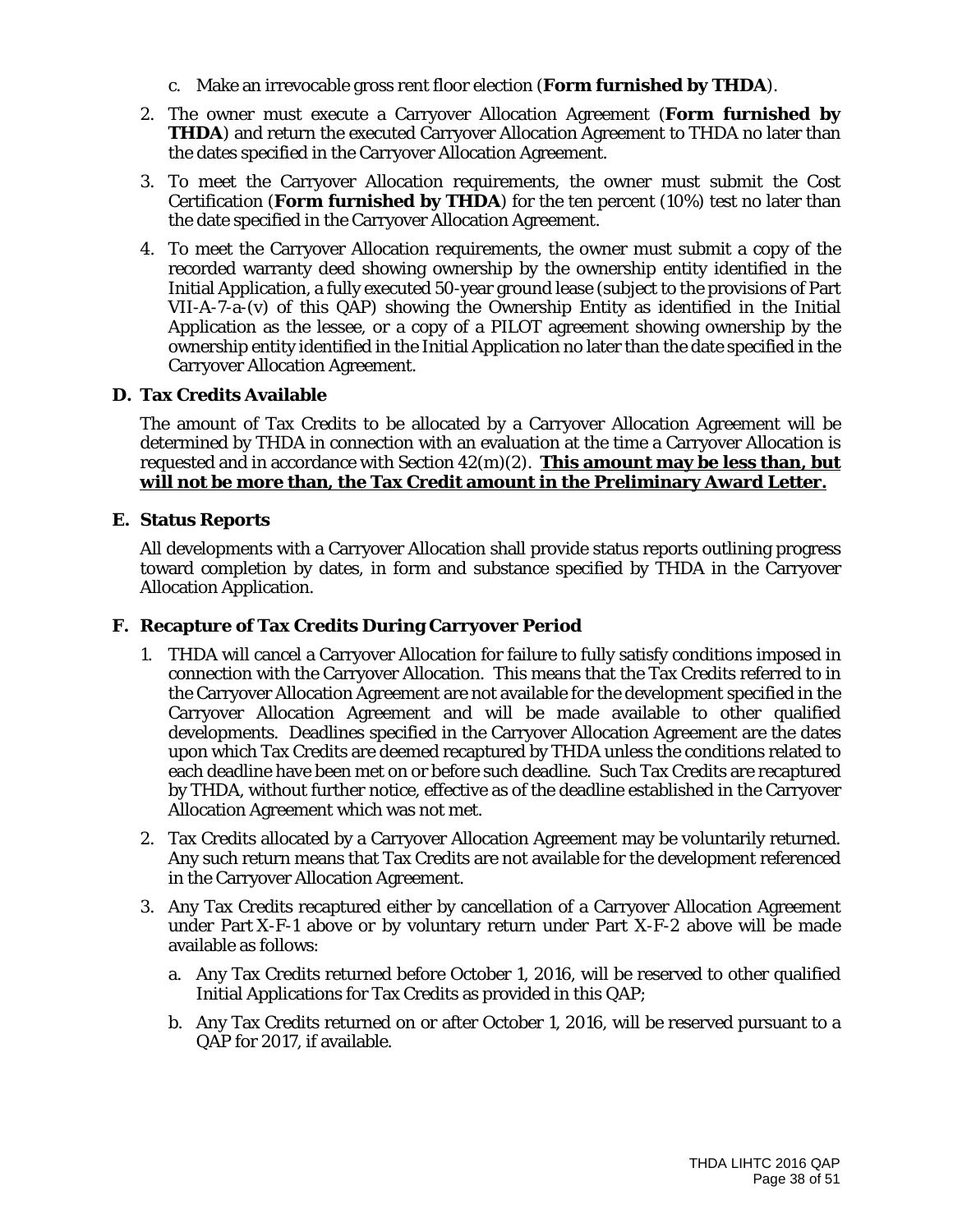c. Make an irrevocable gross rent floor election (**Form furnished by THDA**).

2. The owner must execute a Carryover Allocation Agreement (**Form furnished by THDA**) and return the executed Carryover Allocation Agreement to THDA no later than the dates specified in the Carryover Allocation Agreement.

3. To meet the Carryover Allocation requirements, the owner must submit the Cost Certification (**Form furnished by THDA**) for the ten percent (10%) test no later than the date specified in the Carryover Allocation Agreement.

4. To meet the Carryover Allocation requirements, the owner must submit a copy of the recorded warranty deed showing ownership by the ownership entity identified in the Initial Application, a fully executed 50-year ground lease (subject to the provisions of Part VII-A-7-a-(v) of this QAP) showing the Ownership Entity as identified in the Initial Application as the lessee, or a copy of a PILOT agreement showing ownership by the ownership entity identified in the Initial Application no later than the date specified in the Carryover Allocation Agreement.

### D. Tax Credits Available

The amount of Tax Credits to be allocated by a Carryover Allocation Agreement will be determined by THDA in connection with an evaluation at the time a Carryover Allocation is requested and in accordance with Section 42(m)(2). **This amount may be less than, but will not be more than, the Tax Credit amount in the Preliminary Award Letter.**

### E. Status Reports

All developments with a Carryover Allocation shall provide status reports outlining progress toward completion by dates, in form and substance specified by THDA in the Carryover Allocation Application.

### F. Recapture of Tax Credits During Carryover Period

1. THDA will cancel a Carryover Allocation for failure to fully satisfy conditions imposed in connection with the Carryover Allocation. This means that the Tax Credits referred to in the Carryover Allocation Agreement are not available for the development specified in the Carryover Allocation Agreement and will be made available to other qualified developments. Deadlines specified in the Carryover Allocation Agreement are the dates upon which Tax Credits are deemed recaptured by THDA unless the conditions related to each deadline have been met on or before such deadline. Such Tax Credits are recaptured by THDA, without further notice, effective as of the deadline established in the Carryover Allocation Agreement which was not met.

2. Tax Credits allocated by a Carryover Allocation Agreement may be voluntarily returned. Any such return means that Tax Credits are not available for the development referenced in the Carryover Allocation Agreement.

3. Any Tax Credits recaptured either by cancellation of a Carryover Allocation Agreement under Part X-F-1 above or by voluntary return under Part X-F-2 above will be made available as follows:

   a. Any Tax Credits returned before October 1, 2016, will be reserved to other qualified Initial Applications for Tax Credits as provided in this QAP;

   b. Any Tax Credits returned on or after October 1, 2016, will be reserved pursuant to a QAP for 2017, if available.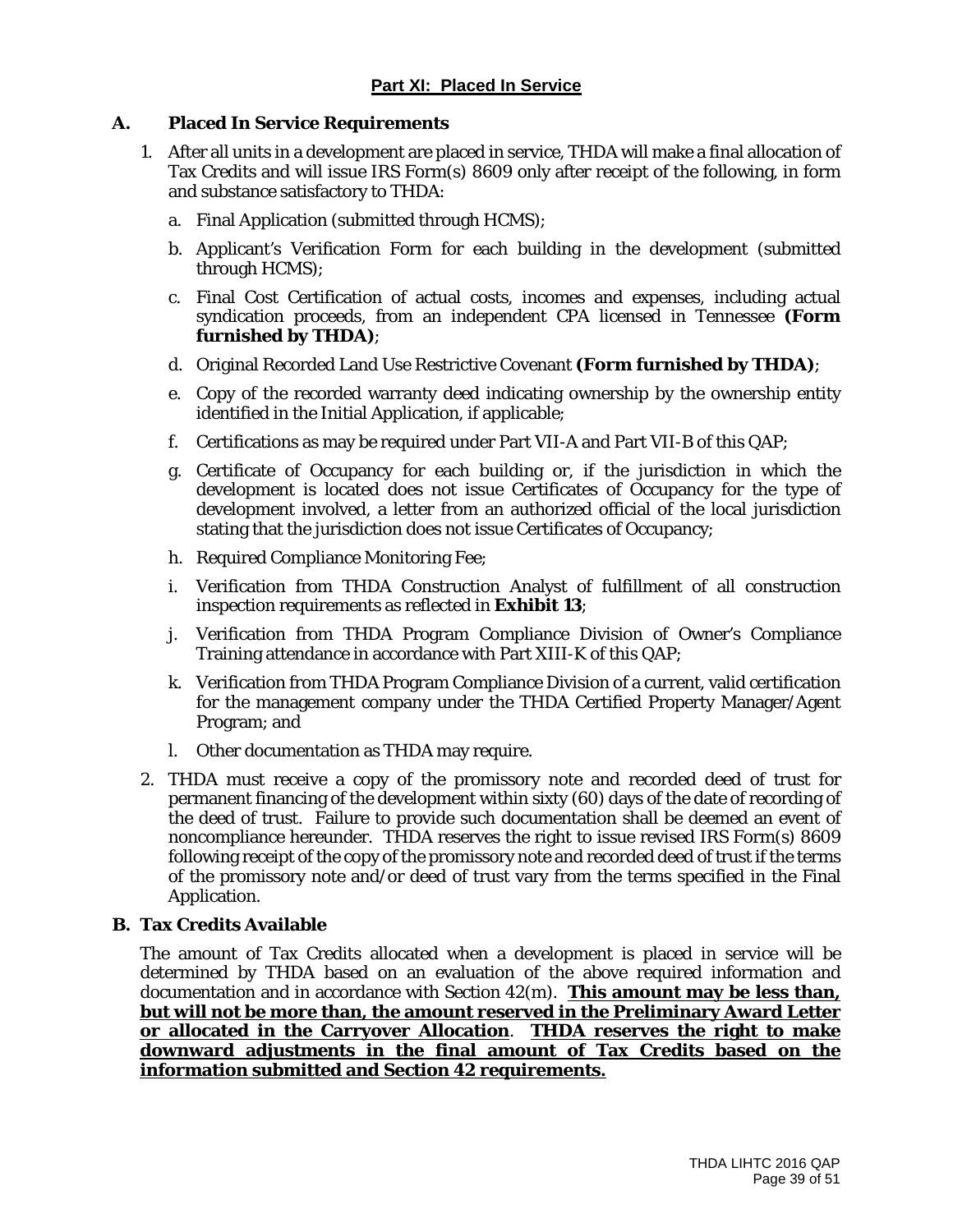## Part XI: Placed In Service

### A. Placed In Service Requirements

1. After all units in a development are placed in service, THDA will make a final allocation of Tax Credits and will issue IRS Form(s) 8609 only after receipt of the following, in form and substance satisfactory to THDA:

   a. Final Application (submitted through HCMS);

   b. Applicant's Verification Form for each building in the development (submitted through HCMS);

   c. Final Cost Certification of actual costs, incomes and expenses, including actual syndication proceeds, from an independent CPA licensed in Tennessee **(Form furnished by THDA)**;

   d. Original Recorded Land Use Restrictive Covenant **(Form furnished by THDA)**;

   e. Copy of the recorded warranty deed indicating ownership by the ownership entity identified in the Initial Application, if applicable;

   f. Certifications as may be required under Part VII-A and Part VII-B of this QAP;

   g. Certificate of Occupancy for each building or, if the jurisdiction in which the development is located does not issue Certificates of Occupancy for the type of development involved, a letter from an authorized official of the local jurisdiction stating that the jurisdiction does not issue Certificates of Occupancy;

   h. Required Compliance Monitoring Fee;

   i. Verification from THDA Construction Analyst of fulfillment of all construction inspection requirements as reflected in **Exhibit 13**;

   j. Verification from THDA Program Compliance Division of Owner's Compliance Training attendance in accordance with Part XIII-K of this QAP;

   k. Verification from THDA Program Compliance Division of a current, valid certification for the management company under the THDA Certified Property Manager/Agent Program; and

   l. Other documentation as THDA may require.

2. THDA must receive a copy of the promissory note and recorded deed of trust for permanent financing of the development within sixty (60) days of the date of recording of the deed of trust. Failure to provide such documentation shall be deemed an event of noncompliance hereunder. THDA reserves the right to issue revised IRS Form(s) 8609 following receipt of the copy of the promissory note and recorded deed of trust if the terms of the promissory note and/or deed of trust vary from the terms specified in the Final Application.

### B. Tax Credits Available

The amount of Tax Credits allocated when a development is placed in service will be determined by THDA based on an evaluation of the above required information and documentation and in accordance with Section 42(m). **This amount may be less than, but will not be more than, the amount reserved in the Preliminary Award Letter or allocated in the Carryover Allocation**. **THDA reserves the right to make downward adjustments in the final amount of Tax Credits based on the information submitted and Section 42 requirements.**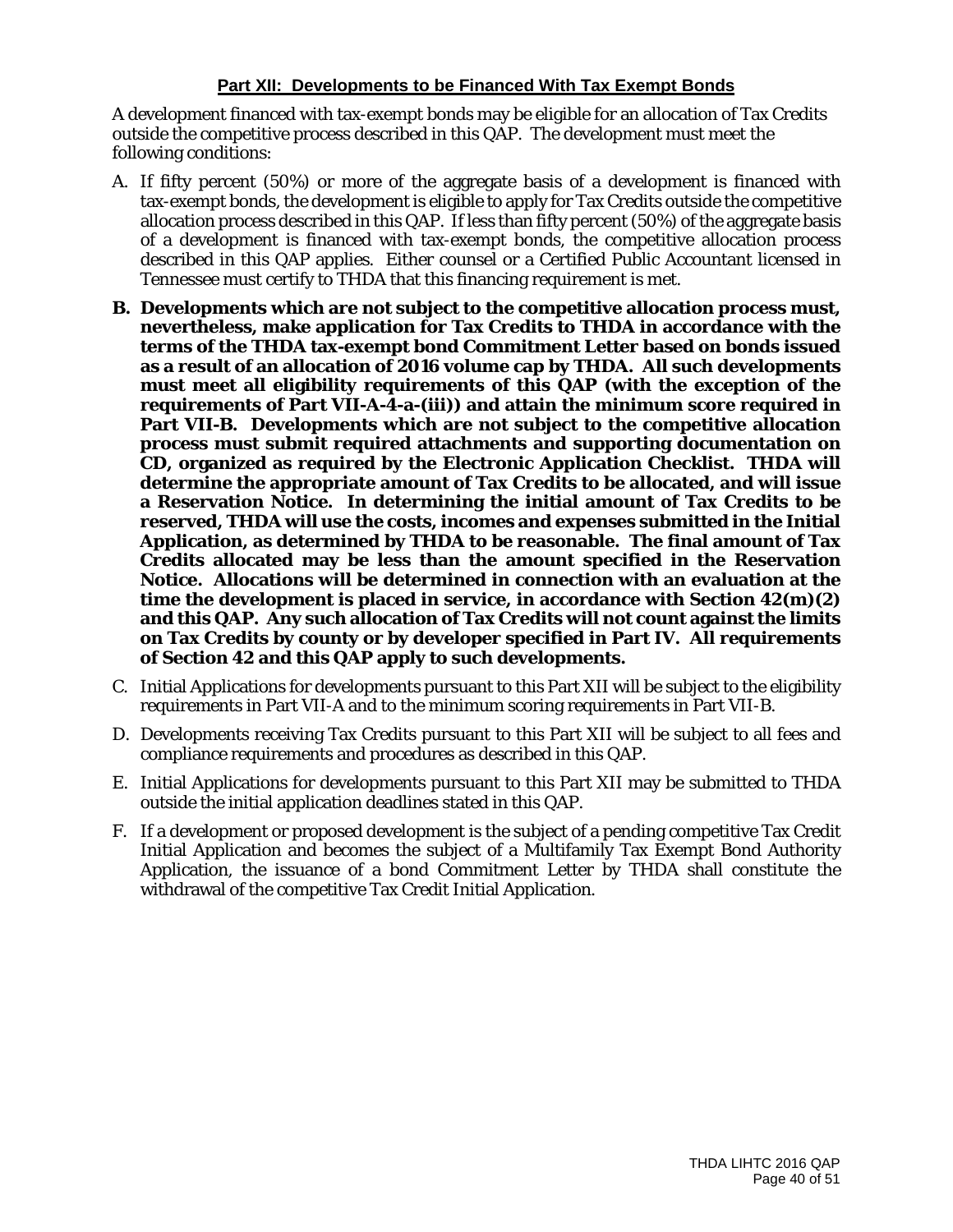## Part XII: Developments to be Financed With Tax Exempt Bonds

A development financed with tax-exempt bonds may be eligible for an allocation of Tax Credits outside the competitive process described in this QAP. The development must meet the following conditions:

A. If fifty percent (50%) or more of the aggregate basis of a development is financed with tax-exempt bonds, the development is eligible to apply for Tax Credits outside the competitive allocation process described in this QAP. If less than fifty percent (50%) of the aggregate basis of a development is financed with tax-exempt bonds, the competitive allocation process described in this QAP applies. Either counsel or a Certified Public Accountant licensed in Tennessee must certify to THDA that this financing requirement is met.

**B. Developments which are not subject to the competitive allocation process must, nevertheless, make application for Tax Credits to THDA in accordance with the terms of the THDA tax-exempt bond Commitment Letter based on bonds issued as a result of an allocation of 2016 volume cap by THDA. All such developments must meet all eligibility requirements of this QAP (with the exception of the requirements of Part VII-A-4-a-(iii)) and attain the minimum score required in Part VII-B. Developments which are not subject to the competitive allocation process must submit required attachments and supporting documentation on CD, organized as required by the Electronic Application Checklist. THDA will determine the appropriate amount of Tax Credits to be allocated, and will issue a Reservation Notice. In determining the initial amount of Tax Credits to be reserved, THDA will use the costs, incomes and expenses submitted in the Initial Application, as determined by THDA to be reasonable. The final amount of Tax Credits allocated may be less than the amount specified in the Reservation Notice. Allocations will be determined in connection with an evaluation at the time the development is placed in service, in accordance with Section 42(m)(2) and this QAP. Any such allocation of Tax Credits will not count against the limits on Tax Credits by county or by developer specified in Part IV. All requirements of Section 42 and this QAP apply to such developments.**

C. Initial Applications for developments pursuant to this Part XII will be subject to the eligibility requirements in Part VII-A and to the minimum scoring requirements in Part VII-B.

D. Developments receiving Tax Credits pursuant to this Part XII will be subject to all fees and compliance requirements and procedures as described in this QAP.

E. Initial Applications for developments pursuant to this Part XII may be submitted to THDA outside the initial application deadlines stated in this QAP.

F. If a development or proposed development is the subject of a pending competitive Tax Credit Initial Application and becomes the subject of a Multifamily Tax Exempt Bond Authority Application, the issuance of a bond Commitment Letter by THDA shall constitute the withdrawal of the competitive Tax Credit Initial Application.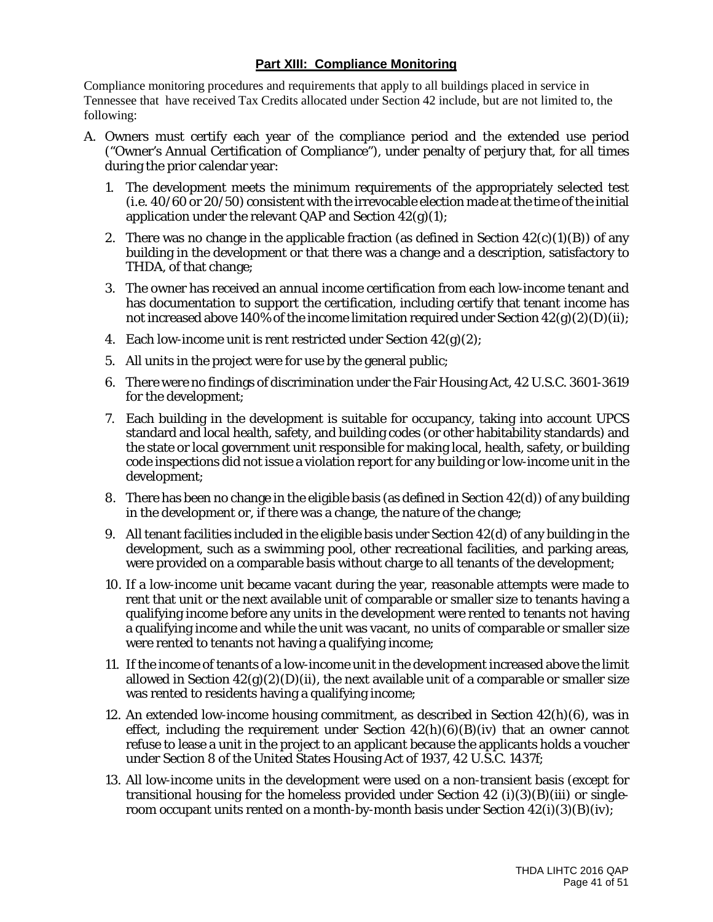## Part XIII: Compliance Monitoring

Compliance monitoring procedures and requirements that apply to all buildings placed in service in Tennessee that have received Tax Credits allocated under Section 42 include, but are not limited to, the following:

A. Owners must certify each year of the compliance period and the extended use period ("Owner's Annual Certification of Compliance"), under penalty of perjury that, for all times during the prior calendar year:

   1. The development meets the minimum requirements of the appropriately selected test (i.e. 40/60 or 20/50) consistent with the irrevocable election made at the time of the initial application under the relevant QAP and Section 42(g)(1);

   2. There was no change in the applicable fraction (as defined in Section 42(c)(1)(B)) of any building in the development or that there was a change and a description, satisfactory to THDA, of that change;

   3. The owner has received an annual income certification from each low-income tenant and has documentation to support the certification, including certify that tenant income has not increased above 140% of the income limitation required under Section 42(g)(2)(D)(ii);

   4. Each low-income unit is rent restricted under Section 42(g)(2);

   5. All units in the project were for use by the general public;

   6. There were no findings of discrimination under the Fair Housing Act, 42 U.S.C. 3601-3619 for the development;

   7. Each building in the development is suitable for occupancy, taking into account UPCS standard and local health, safety, and building codes (or other habitability standards) and the state or local government unit responsible for making local, health, safety, or building code inspections did not issue a violation report for any building or low-income unit in the development;

   8. There has been no change in the eligible basis (as defined in Section 42(d)) of any building in the development or, if there was a change, the nature of the change;

   9. All tenant facilities included in the eligible basis under Section 42(d) of any building in the development, such as a swimming pool, other recreational facilities, and parking areas, were provided on a comparable basis without charge to all tenants of the development;

   10. If a low-income unit became vacant during the year, reasonable attempts were made to rent that unit or the next available unit of comparable or smaller size to tenants having a qualifying income before any units in the development were rented to tenants not having a qualifying income and while the unit was vacant, no units of comparable or smaller size were rented to tenants not having a qualifying income;

   11. If the income of tenants of a low-income unit in the development increased above the limit allowed in Section 42(g)(2)(D)(ii), the next available unit of a comparable or smaller size was rented to residents having a qualifying income;

   12. An extended low-income housing commitment, as described in Section 42(h)(6), was in effect, including the requirement under Section 42(h)(6)(B)(iv) that an owner cannot refuse to lease a unit in the project to an applicant because the applicants holds a voucher under Section 8 of the United States Housing Act of 1937, 42 U.S.C. 1437f;

   13. All low-income units in the development were used on a non-transient basis (except for transitional housing for the homeless provided under Section 42 (i)(3)(B)(iii) or single-room occupant units rented on a month-by-month basis under Section 42(i)(3)(B)(iv);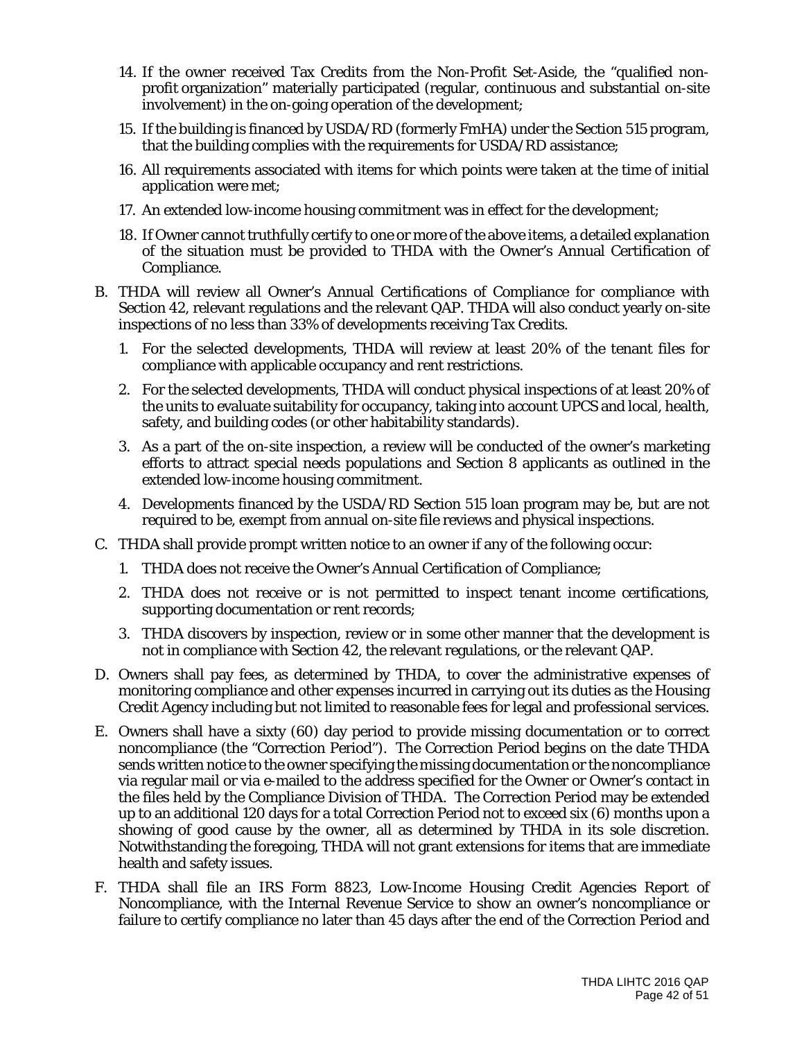14. If the owner received Tax Credits from the Non-Profit Set-Aside, the "qualified non-profit organization" materially participated (regular, continuous and substantial on-site involvement) in the on-going operation of the development;

15. If the building is financed by USDA/RD (formerly FmHA) under the Section 515 program, that the building complies with the requirements for USDA/RD assistance;

16. All requirements associated with items for which points were taken at the time of initial application were met;

17. An extended low-income housing commitment was in effect for the development;

18. If Owner cannot truthfully certify to one or more of the above items, a detailed explanation of the situation must be provided to THDA with the Owner's Annual Certification of Compliance.

B. THDA will review all Owner's Annual Certifications of Compliance for compliance with Section 42, relevant regulations and the relevant QAP. THDA will also conduct yearly on-site inspections of no less than 33% of developments receiving Tax Credits.

   1. For the selected developments, THDA will review at least 20% of the tenant files for compliance with applicable occupancy and rent restrictions.

   2. For the selected developments, THDA will conduct physical inspections of at least 20% of the units to evaluate suitability for occupancy, taking into account UPCS and local, health, safety, and building codes (or other habitability standards).

   3. As a part of the on-site inspection, a review will be conducted of the owner's marketing efforts to attract special needs populations and Section 8 applicants as outlined in the extended low-income housing commitment.

   4. Developments financed by the USDA/RD Section 515 loan program may be, but are not required to be, exempt from annual on-site file reviews and physical inspections.

C. THDA shall provide prompt written notice to an owner if any of the following occur:

   1. THDA does not receive the Owner's Annual Certification of Compliance;

   2. THDA does not receive or is not permitted to inspect tenant income certifications, supporting documentation or rent records;

   3. THDA discovers by inspection, review or in some other manner that the development is not in compliance with Section 42, the relevant regulations, or the relevant QAP.

D. Owners shall pay fees, as determined by THDA, to cover the administrative expenses of monitoring compliance and other expenses incurred in carrying out its duties as the Housing Credit Agency including but not limited to reasonable fees for legal and professional services.

E. Owners shall have a sixty (60) day period to provide missing documentation or to correct noncompliance (the "Correction Period"). The Correction Period begins on the date THDA sends written notice to the owner specifying the missing documentation or the noncompliance via regular mail or via e-mailed to the address specified for the Owner or Owner's contact in the files held by the Compliance Division of THDA. The Correction Period may be extended up to an additional 120 days for a total Correction Period not to exceed six (6) months upon a showing of good cause by the owner, all as determined by THDA in its sole discretion. Notwithstanding the foregoing, THDA will not grant extensions for items that are immediate health and safety issues.

F. THDA shall file an IRS Form 8823, Low-Income Housing Credit Agencies Report of Noncompliance, with the Internal Revenue Service to show an owner's noncompliance or failure to certify compliance no later than 45 days after the end of the Correction Period and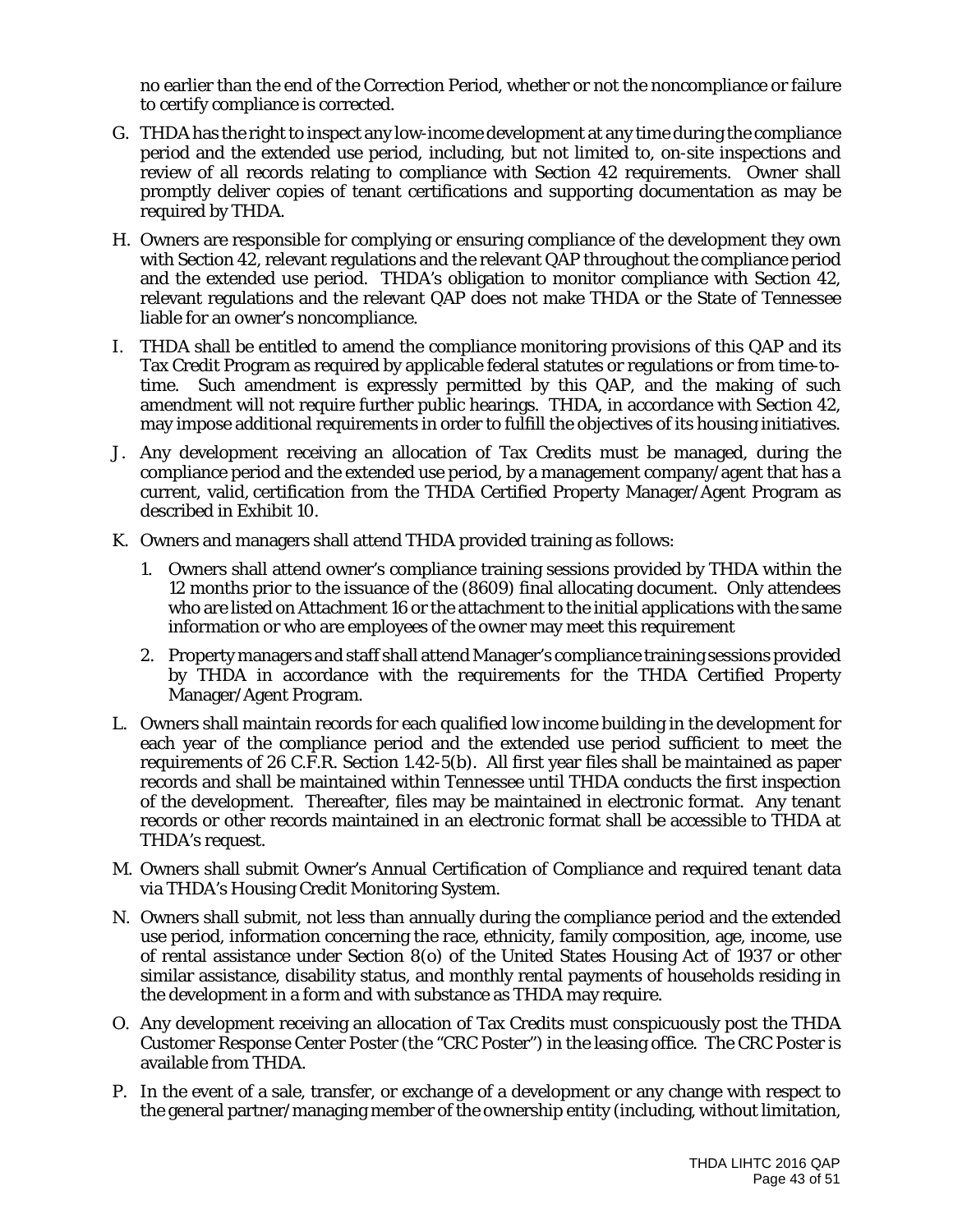no earlier than the end of the Correction Period, whether or not the noncompliance or failure to certify compliance is corrected.

G. THDA has the right to inspect any low-income development at any time during the compliance period and the extended use period, including, but not limited to, on-site inspections and review of all records relating to compliance with Section 42 requirements. Owner shall promptly deliver copies of tenant certifications and supporting documentation as may be required by THDA.

H. Owners are responsible for complying or ensuring compliance of the development they own with Section 42, relevant regulations and the relevant QAP throughout the compliance period and the extended use period. THDA's obligation to monitor compliance with Section 42, relevant regulations and the relevant QAP does not make THDA or the State of Tennessee liable for an owner's noncompliance.

I. THDA shall be entitled to amend the compliance monitoring provisions of this QAP and its Tax Credit Program as required by applicable federal statutes or regulations or from time-to-time. Such amendment is expressly permitted by this QAP, and the making of such amendment will not require further public hearings. THDA, in accordance with Section 42, may impose additional requirements in order to fulfill the objectives of its housing initiatives.

J. Any development receiving an allocation of Tax Credits must be managed, during the compliance period and the extended use period, by a management company/agent that has a current, valid, certification from the THDA Certified Property Manager/Agent Program as described in Exhibit 10.

K. Owners and managers shall attend THDA provided training as follows:

   1. Owners shall attend owner's compliance training sessions provided by THDA within the 12 months prior to the issuance of the (8609) final allocating document. Only attendees who are listed on Attachment 16 or the attachment to the initial applications with the same information or who are employees of the owner may meet this requirement

   2. Property managers and staff shall attend Manager's compliance training sessions provided by THDA in accordance with the requirements for the THDA Certified Property Manager/Agent Program.

L. Owners shall maintain records for each qualified low income building in the development for each year of the compliance period and the extended use period sufficient to meet the requirements of 26 C.F.R. Section 1.42-5(b). All first year files shall be maintained as paper records and shall be maintained within Tennessee until THDA conducts the first inspection of the development. Thereafter, files may be maintained in electronic format. Any tenant records or other records maintained in an electronic format shall be accessible to THDA at THDA's request.

M. Owners shall submit Owner's Annual Certification of Compliance and required tenant data via THDA's Housing Credit Monitoring System.

N. Owners shall submit, not less than annually during the compliance period and the extended use period, information concerning the race, ethnicity, family composition, age, income, use of rental assistance under Section 8(o) of the United States Housing Act of 1937 or other similar assistance, disability status, and monthly rental payments of households residing in the development in a form and with substance as THDA may require.

O. Any development receiving an allocation of Tax Credits must conspicuously post the THDA Customer Response Center Poster (the "CRC Poster") in the leasing office. The CRC Poster is available from THDA.

P. In the event of a sale, transfer, or exchange of a development or any change with respect to the general partner/managing member of the ownership entity (including, without limitation,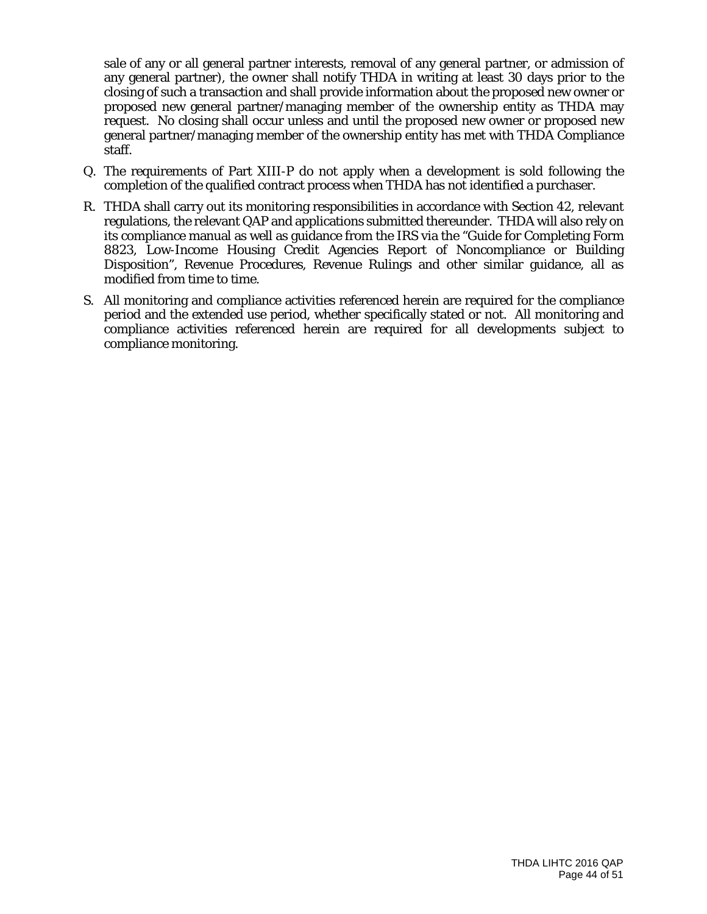sale of any or all general partner interests, removal of any general partner, or admission of any general partner), the owner shall notify THDA in writing at least 30 days prior to the closing of such a transaction and shall provide information about the proposed new owner or proposed new general partner/managing member of the ownership entity as THDA may request. No closing shall occur unless and until the proposed new owner or proposed new general partner/managing member of the ownership entity has met with THDA Compliance staff.

Q. The requirements of Part XIII-P do not apply when a development is sold following the completion of the qualified contract process when THDA has not identified a purchaser.

R. THDA shall carry out its monitoring responsibilities in accordance with Section 42, relevant regulations, the relevant QAP and applications submitted thereunder. THDA will also rely on its compliance manual as well as guidance from the IRS via the "Guide for Completing Form 8823, Low-Income Housing Credit Agencies Report of Noncompliance or Building Disposition", Revenue Procedures, Revenue Rulings and other similar guidance, all as modified from time to time.

S. All monitoring and compliance activities referenced herein are required for the compliance period and the extended use period, whether specifically stated or not. All monitoring and compliance activities referenced herein are required for all developments subject to compliance monitoring.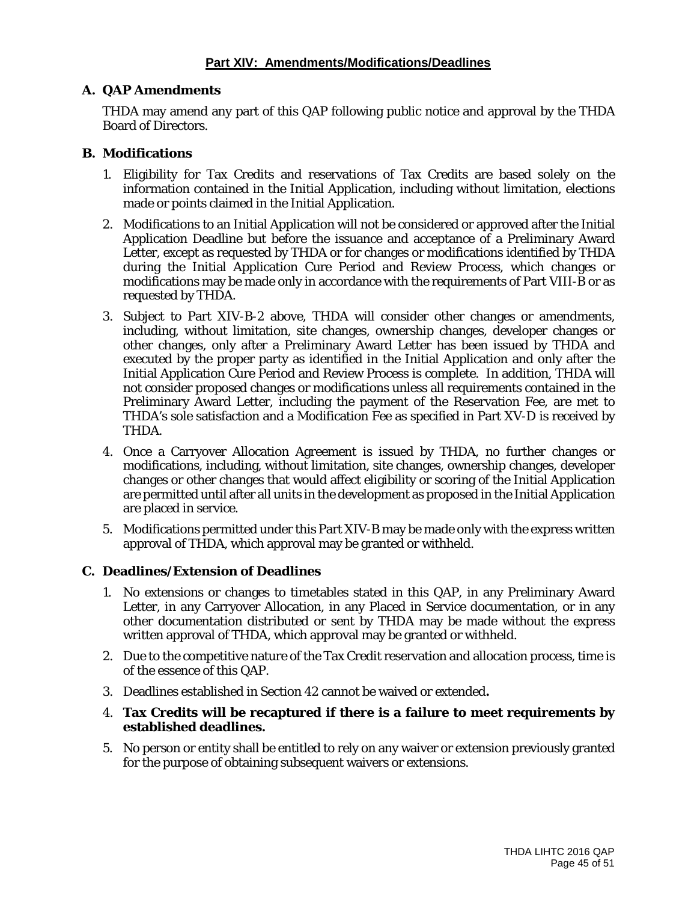## Part XIV: Amendments/Modifications/Deadlines

### A. QAP Amendments

THDA may amend any part of this QAP following public notice and approval by the THDA Board of Directors.

### B. Modifications

1. Eligibility for Tax Credits and reservations of Tax Credits are based solely on the information contained in the Initial Application, including without limitation, elections made or points claimed in the Initial Application.
2. Modifications to an Initial Application will not be considered or approved after the Initial Application Deadline but before the issuance and acceptance of a Preliminary Award Letter, except as requested by THDA or for changes or modifications identified by THDA during the Initial Application Cure Period and Review Process, which changes or modifications may be made only in accordance with the requirements of Part VIII-B or as requested by THDA.
3. Subject to Part XIV-B-2 above, THDA will consider other changes or amendments, including, without limitation, site changes, ownership changes, developer changes or other changes, only after a Preliminary Award Letter has been issued by THDA and executed by the proper party as identified in the Initial Application and only after the Initial Application Cure Period and Review Process is complete. In addition, THDA will not consider proposed changes or modifications unless all requirements contained in the Preliminary Award Letter, including the payment of the Reservation Fee, are met to THDA's sole satisfaction and a Modification Fee as specified in Part XV-D is received by THDA.
4. Once a Carryover Allocation Agreement is issued by THDA, no further changes or modifications, including, without limitation, site changes, ownership changes, developer changes or other changes that would affect eligibility or scoring of the Initial Application are permitted until after all units in the development as proposed in the Initial Application are placed in service.
5. Modifications permitted under this Part XIV-B may be made only with the express written approval of THDA, which approval may be granted or withheld.

### C. Deadlines/Extension of Deadlines

1. No extensions or changes to timetables stated in this QAP, in any Preliminary Award Letter, in any Carryover Allocation, in any Placed in Service documentation, or in any other documentation distributed or sent by THDA may be made without the express written approval of THDA, which approval may be granted or withheld.
2. Due to the competitive nature of the Tax Credit reservation and allocation process, time is of the essence of this QAP.
3. Deadlines established in Section 42 cannot be waived or extended**.**
4. **Tax Credits will be recaptured if there is a failure to meet requirements by established deadlines.**
5. No person or entity shall be entitled to rely on any waiver or extension previously granted for the purpose of obtaining subsequent waivers or extensions.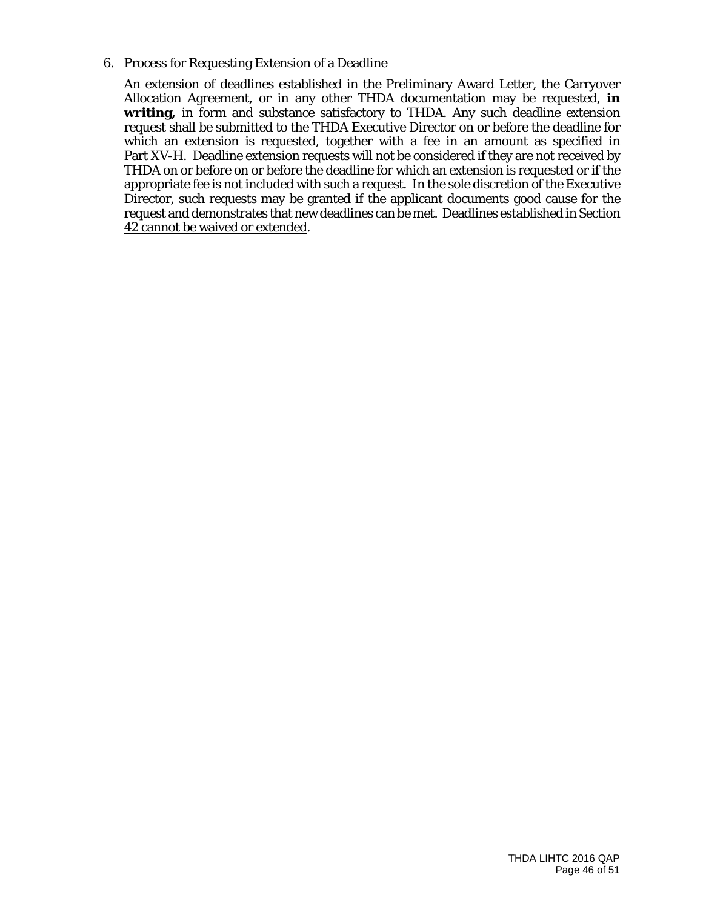6. Process for Requesting Extension of a Deadline

   An extension of deadlines established in the Preliminary Award Letter, the Carryover Allocation Agreement, or in any other THDA documentation may be requested, **in writing,** in form and substance satisfactory to THDA. Any such deadline extension request shall be submitted to the THDA Executive Director on or before the deadline for which an extension is requested, together with a fee in an amount as specified in Part XV-H. Deadline extension requests will not be considered if they are not received by THDA on or before on or before the deadline for which an extension is requested or if the appropriate fee is not included with such a request. In the sole discretion of the Executive Director, such requests may be granted if the applicant documents good cause for the request and demonstrates that new deadlines can be met. <u>Deadlines established in Section 42 cannot be waived or extended</u>.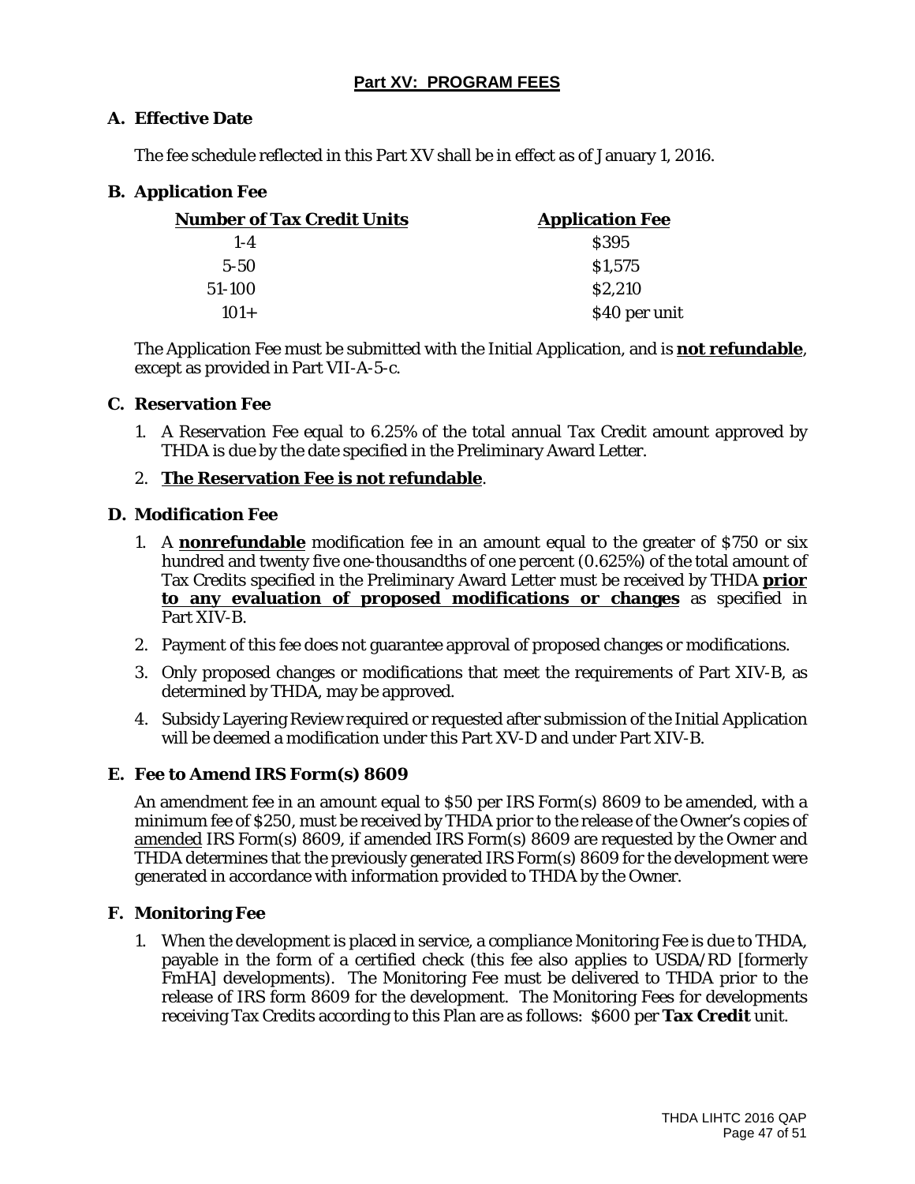## Part XV: PROGRAM FEES

### A. Effective Date

The fee schedule reflected in this Part XV shall be in effect as of January 1, 2016.

### B. Application Fee

| Number of Tax Credit Units | Application Fee |
|---|---|
| 1-4 | $395 |
| 5-50 | $1,575 |
| 51-100 | $2,210 |
| 101+ | $40 per unit |

The Application Fee must be submitted with the Initial Application, and is **not refundable**, except as provided in Part VII-A-5-c.

### C. Reservation Fee

1. A Reservation Fee equal to 6.25% of the total annual Tax Credit amount approved by THDA is due by the date specified in the Preliminary Award Letter.
2. **The Reservation Fee is not refundable**.

### D. Modification Fee

1. A **nonrefundable** modification fee in an amount equal to the greater of $750 or six hundred and twenty five one-thousandths of one percent (0.625%) of the total amount of Tax Credits specified in the Preliminary Award Letter must be received by THDA **prior to any evaluation of proposed modifications or changes** as specified in Part XIV-B.
2. Payment of this fee does not guarantee approval of proposed changes or modifications.
3. Only proposed changes or modifications that meet the requirements of Part XIV-B, as determined by THDA, may be approved.
4. Subsidy Layering Review required or requested after submission of the Initial Application will be deemed a modification under this Part XV-D and under Part XIV-B.

### E. Fee to Amend IRS Form(s) 8609

An amendment fee in an amount equal to $50 per IRS Form(s) 8609 to be amended, with a minimum fee of $250, must be received by THDA prior to the release of the Owner's copies of amended IRS Form(s) 8609, if amended IRS Form(s) 8609 are requested by the Owner and THDA determines that the previously generated IRS Form(s) 8609 for the development were generated in accordance with information provided to THDA by the Owner.

### F. Monitoring Fee

1. When the development is placed in service, a compliance Monitoring Fee is due to THDA, payable in the form of a certified check (this fee also applies to USDA/RD [formerly FmHA] developments). The Monitoring Fee must be delivered to THDA prior to the release of IRS form 8609 for the development. The Monitoring Fees for developments receiving Tax Credits according to this Plan are as follows: $600 per **Tax Credit** unit.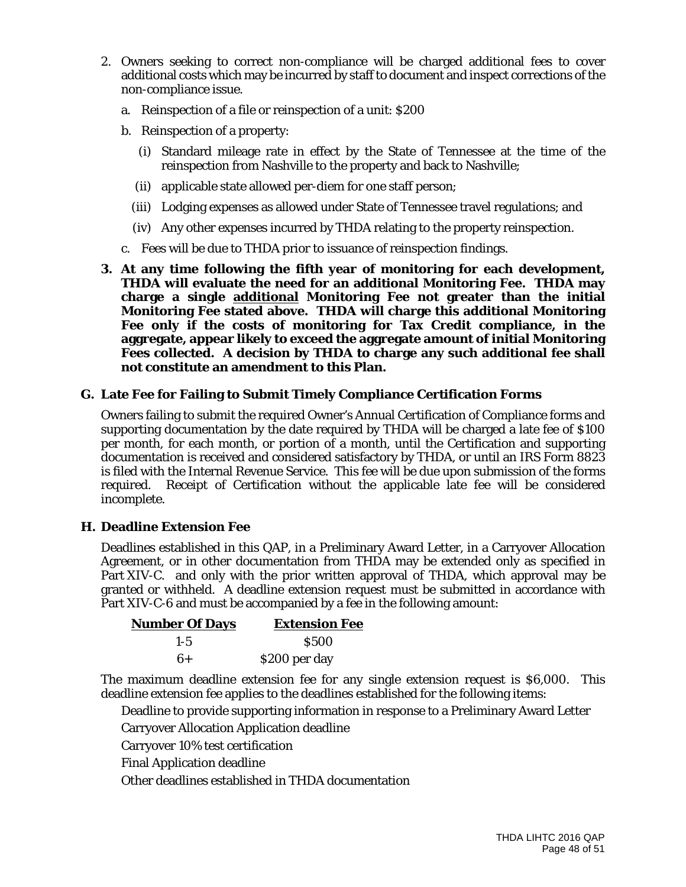2. Owners seeking to correct non-compliance will be charged additional fees to cover additional costs which may be incurred by staff to document and inspect corrections of the non-compliance issue.

   a. Reinspection of a file or reinspection of a unit: $200

   b. Reinspection of a property:

      (i) Standard mileage rate in effect by the State of Tennessee at the time of the reinspection from Nashville to the property and back to Nashville;

      (ii) applicable state allowed per-diem for one staff person;

      (iii) Lodging expenses as allowed under State of Tennessee travel regulations; and

      (iv) Any other expenses incurred by THDA relating to the property reinspection.

   c. Fees will be due to THDA prior to issuance of reinspection findings.

3. **At any time following the fifth year of monitoring for each development, THDA will evaluate the need for an additional Monitoring Fee. THDA may charge a single <u>additional</u> Monitoring Fee not greater than the initial Monitoring Fee stated above. THDA will charge this additional Monitoring Fee only if the costs of monitoring for Tax Credit compliance, in the aggregate, appear likely to exceed the aggregate amount of initial Monitoring Fees collected. A decision by THDA to charge any such additional fee shall not constitute an amendment to this Plan.**

### G. Late Fee for Failing to Submit Timely Compliance Certification Forms

Owners failing to submit the required Owner's Annual Certification of Compliance forms and supporting documentation by the date required by THDA will be charged a late fee of $100 per month, for each month, or portion of a month, until the Certification and supporting documentation is received and considered satisfactory by THDA, or until an IRS Form 8823 is filed with the Internal Revenue Service. This fee will be due upon submission of the forms required. Receipt of Certification without the applicable late fee will be considered incomplete.

### H. Deadline Extension Fee

Deadlines established in this QAP, in a Preliminary Award Letter, in a Carryover Allocation Agreement, or in other documentation from THDA may be extended only as specified in Part XIV-C. and only with the prior written approval of THDA, which approval may be granted or withheld. A deadline extension request must be submitted in accordance with Part XIV-C-6 and must be accompanied by a fee in the following amount:

| Number Of Days | Extension Fee |
|---|---|
| 1-5 | $500 |
| 6+ | $200 per day |

The maximum deadline extension fee for any single extension request is $6,000. This deadline extension fee applies to the deadlines established for the following items:

Deadline to provide supporting information in response to a Preliminary Award Letter

Carryover Allocation Application deadline

Carryover 10% test certification

Final Application deadline

Other deadlines established in THDA documentation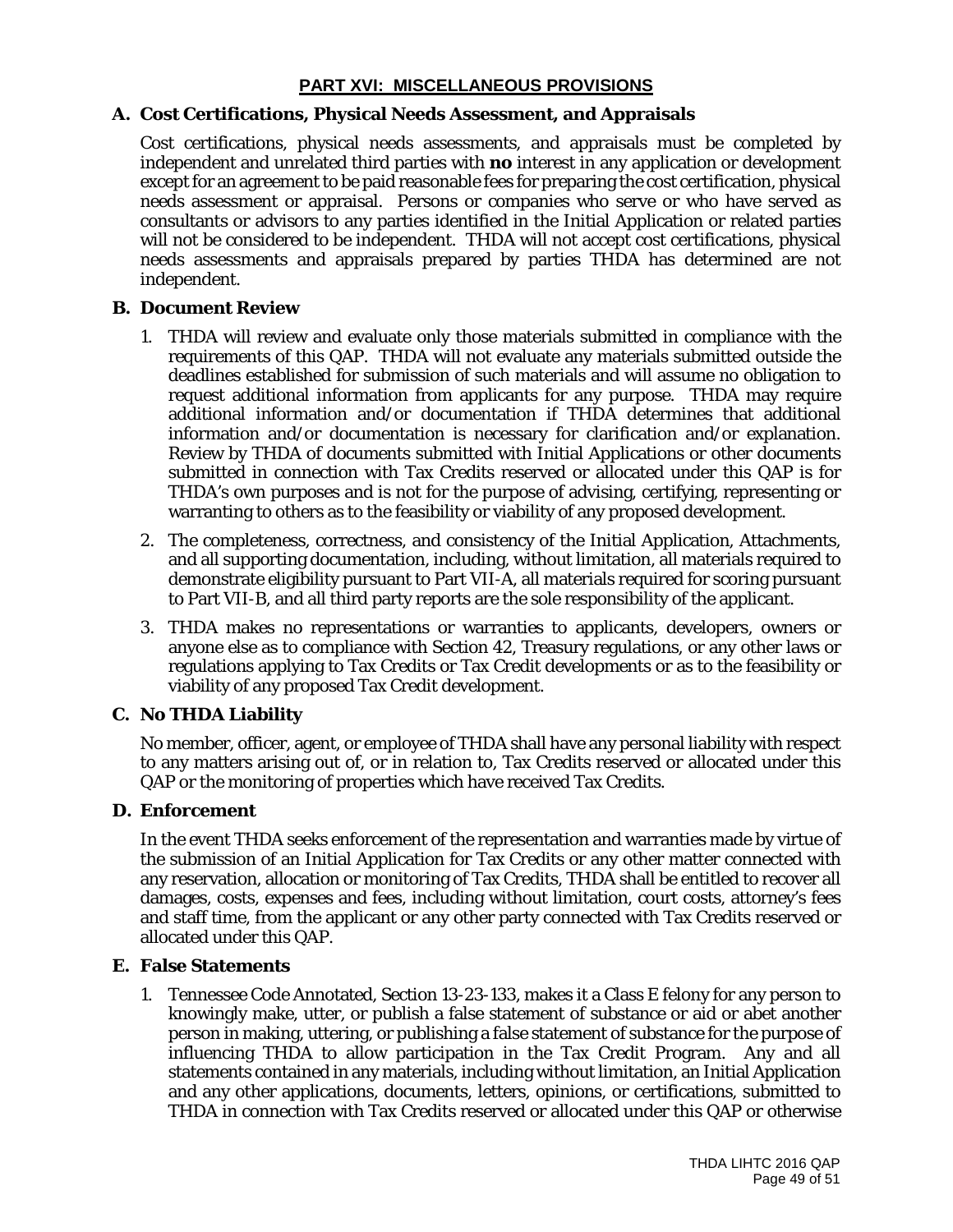## PART XVI: MISCELLANEOUS PROVISIONS

### A. Cost Certifications, Physical Needs Assessment, and Appraisals

Cost certifications, physical needs assessments, and appraisals must be completed by independent and unrelated third parties with **no** interest in any application or development except for an agreement to be paid reasonable fees for preparing the cost certification, physical needs assessment or appraisal. Persons or companies who serve or who have served as consultants or advisors to any parties identified in the Initial Application or related parties will not be considered to be independent. THDA will not accept cost certifications, physical needs assessments and appraisals prepared by parties THDA has determined are not independent.

### B. Document Review

1. THDA will review and evaluate only those materials submitted in compliance with the requirements of this QAP. THDA will not evaluate any materials submitted outside the deadlines established for submission of such materials and will assume no obligation to request additional information from applicants for any purpose. THDA may require additional information and/or documentation if THDA determines that additional information and/or documentation is necessary for clarification and/or explanation. Review by THDA of documents submitted with Initial Applications or other documents submitted in connection with Tax Credits reserved or allocated under this QAP is for THDA's own purposes and is not for the purpose of advising, certifying, representing or warranting to others as to the feasibility or viability of any proposed development.
2. The completeness, correctness, and consistency of the Initial Application, Attachments, and all supporting documentation, including, without limitation, all materials required to demonstrate eligibility pursuant to Part VII-A, all materials required for scoring pursuant to Part VII-B, and all third party reports are the sole responsibility of the applicant.
3. THDA makes no representations or warranties to applicants, developers, owners or anyone else as to compliance with Section 42, Treasury regulations, or any other laws or regulations applying to Tax Credits or Tax Credit developments or as to the feasibility or viability of any proposed Tax Credit development.

### C. No THDA Liability

No member, officer, agent, or employee of THDA shall have any personal liability with respect to any matters arising out of, or in relation to, Tax Credits reserved or allocated under this QAP or the monitoring of properties which have received Tax Credits.

### D. Enforcement

In the event THDA seeks enforcement of the representation and warranties made by virtue of the submission of an Initial Application for Tax Credits or any other matter connected with any reservation, allocation or monitoring of Tax Credits, THDA shall be entitled to recover all damages, costs, expenses and fees, including without limitation, court costs, attorney's fees and staff time, from the applicant or any other party connected with Tax Credits reserved or allocated under this QAP.

### E. False Statements

1. Tennessee Code Annotated, Section 13-23-133, makes it a Class E felony for any person to knowingly make, utter, or publish a false statement of substance or aid or abet another person in making, uttering, or publishing a false statement of substance for the purpose of influencing THDA to allow participation in the Tax Credit Program. Any and all statements contained in any materials, including without limitation, an Initial Application and any other applications, documents, letters, opinions, or certifications, submitted to THDA in connection with Tax Credits reserved or allocated under this QAP or otherwise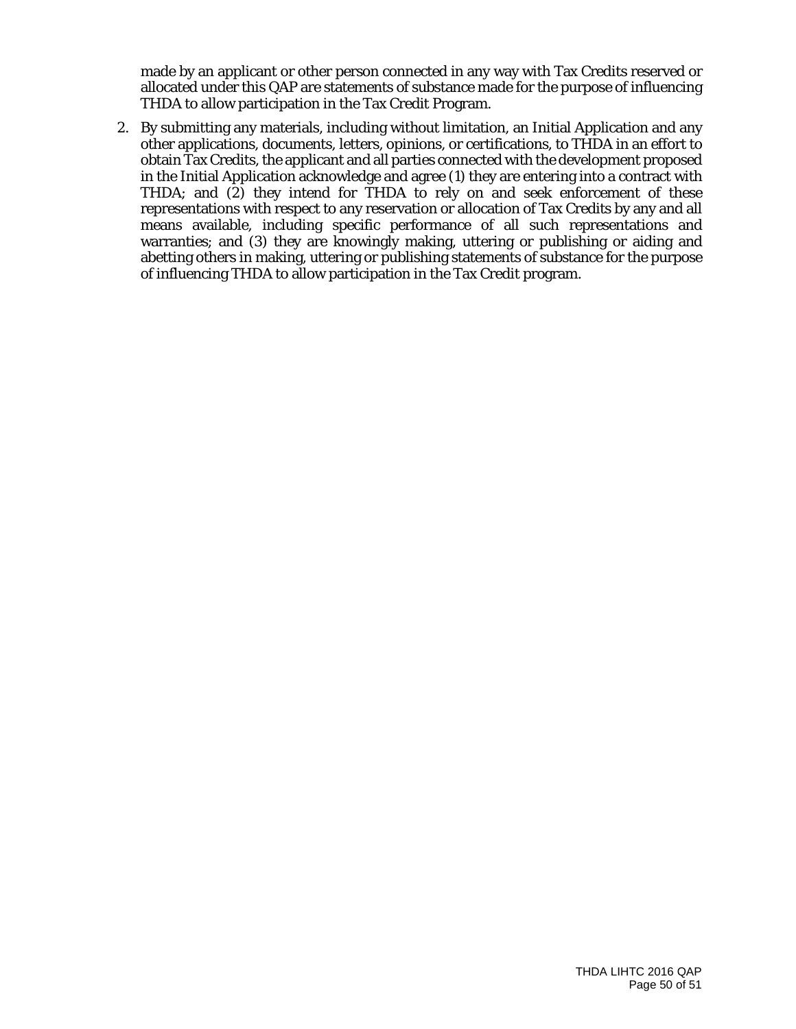made by an applicant or other person connected in any way with Tax Credits reserved or allocated under this QAP are statements of substance made for the purpose of influencing THDA to allow participation in the Tax Credit Program.

2. By submitting any materials, including without limitation, an Initial Application and any other applications, documents, letters, opinions, or certifications, to THDA in an effort to obtain Tax Credits, the applicant and all parties connected with the development proposed in the Initial Application acknowledge and agree (1) they are entering into a contract with THDA; and (2) they intend for THDA to rely on and seek enforcement of these representations with respect to any reservation or allocation of Tax Credits by any and all means available, including specific performance of all such representations and warranties; and (3) they are knowingly making, uttering or publishing or aiding and abetting others in making, uttering or publishing statements of substance for the purpose of influencing THDA to allow participation in the Tax Credit program.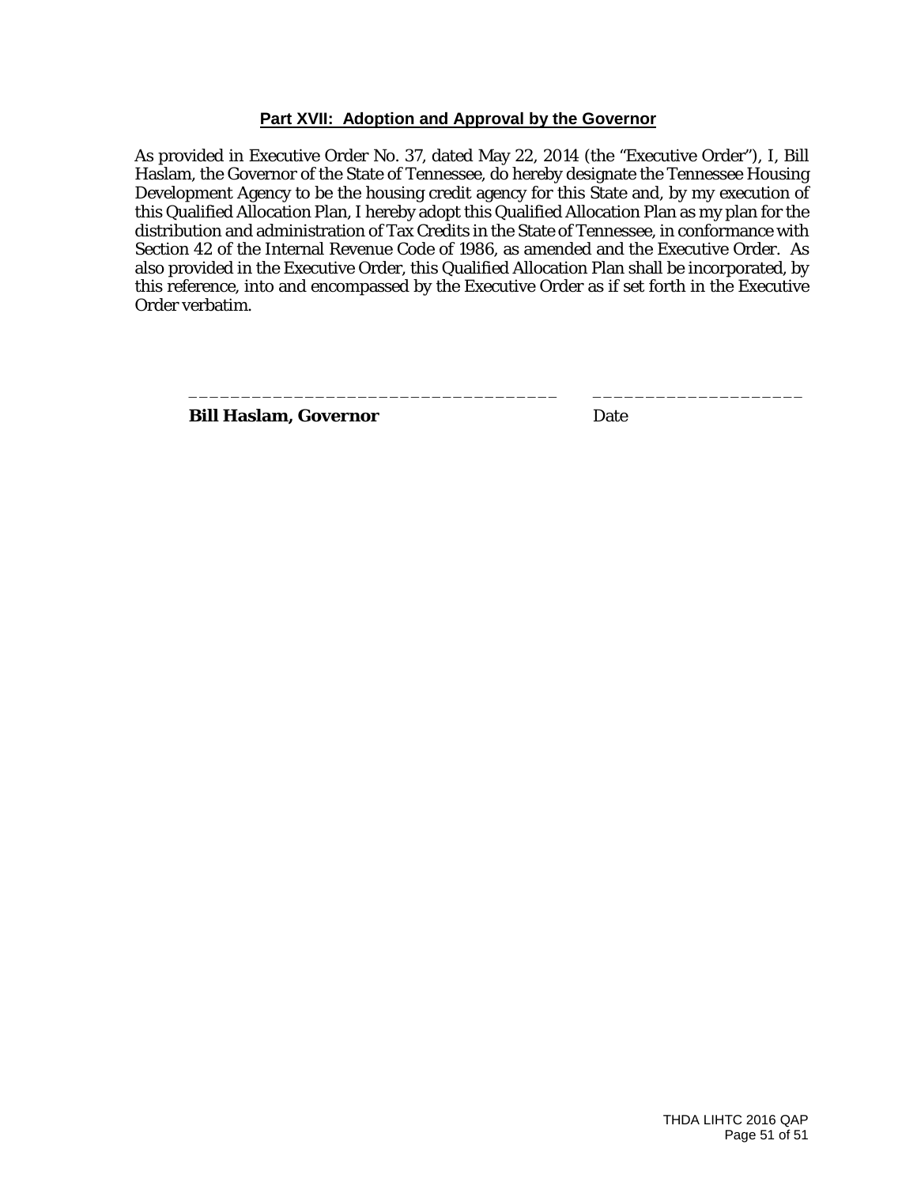## Part XVII: Adoption and Approval by the Governor

As provided in Executive Order No. 37, dated May 22, 2014 (the "Executive Order"), I, Bill Haslam, the Governor of the State of Tennessee, do hereby designate the Tennessee Housing Development Agency to be the housing credit agency for this State and, by my execution of this Qualified Allocation Plan, I hereby adopt this Qualified Allocation Plan as my plan for the distribution and administration of Tax Credits in the State of Tennessee, in conformance with Section 42 of the Internal Revenue Code of 1986, as amended and the Executive Order. As also provided in the Executive Order, this Qualified Allocation Plan shall be incorporated, by this reference, into and encompassed by the Executive Order as if set forth in the Executive Order verbatim.

_________________________________ ____________________

**Bill Haslam, Governor** Date